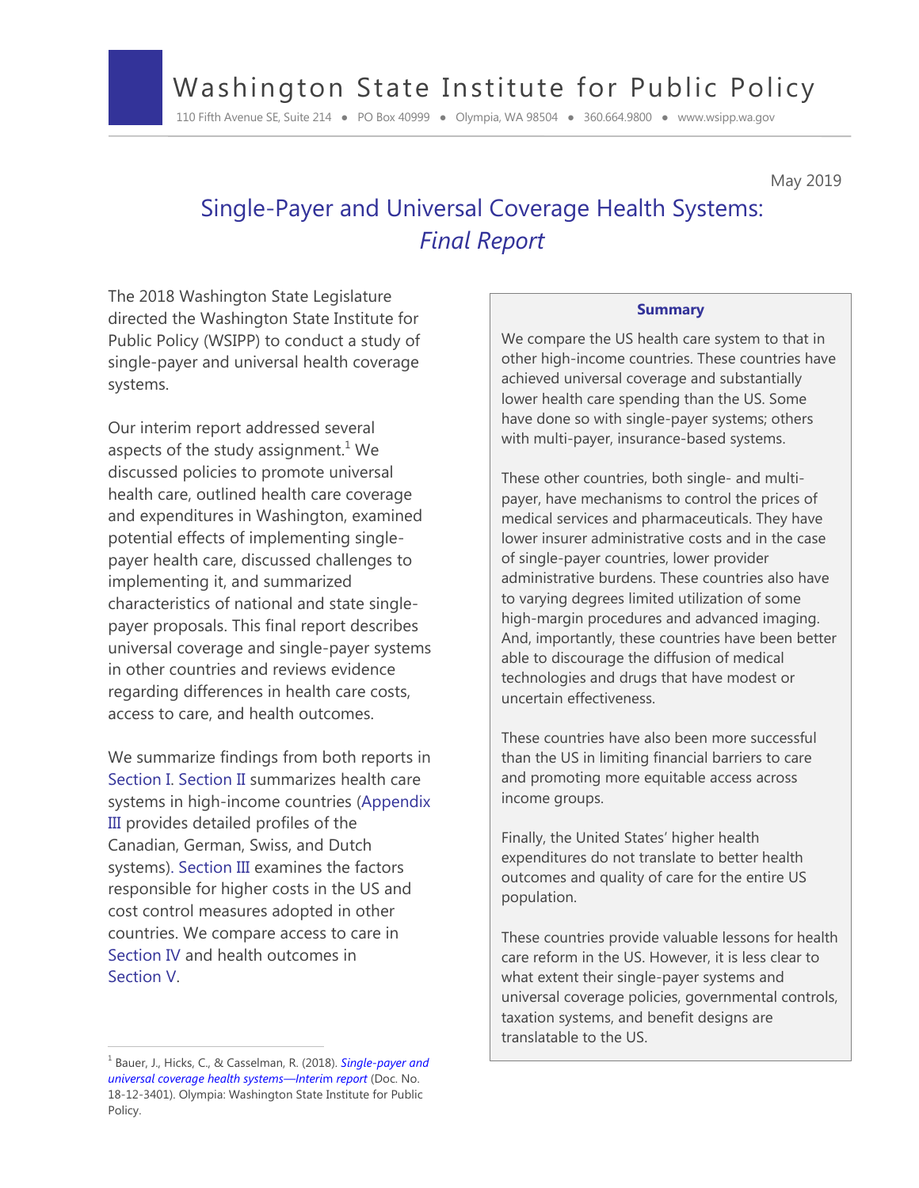# Washington State Institute for Public Policy

110 Fifth Avenue SE, Suite 214 • PO Box 40999 • Olympia, WA 98504 • 360.664.9800 • www.wsipp.wa.gov

May 2019

## Single-Payer and Universal Coverage Health Systems: *Final Report*

The 2018 Washington State Legislature directed the Washington State Institute for Public Policy (WSIPP) to conduct a study of single-payer and universal health coverage systems.

Our interim report addressed several aspects of the study assignment.[1] We discussed policies to promote universal health care, outlined health care coverage and expenditures in Washington, examined potential effects of implementing single-payer health care, discussed challenges to implementing it, and summarized characteristics of national and state single-payer proposals. This final report describes universal coverage and single-payer systems in other countries and reviews evidence regarding differences in health care costs, access to care, and health outcomes.

We summarize findings from both reports in Section I. Section II summarizes health care systems in high-income countries (Appendix III provides detailed profiles of the Canadian, German, Swiss, and Dutch systems). Section III examines the factors responsible for higher costs in the US and cost control measures adopted in other countries. We compare access to care in Section IV and health outcomes in Section V.

**Summary**

We compare the US health care system to that in other high-income countries. These countries have achieved universal coverage and substantially lower health care spending than the US. Some have done so with single-payer systems; others with multi-payer, insurance-based systems.

These other countries, both single- and multi-payer, have mechanisms to control the prices of medical services and pharmaceuticals. They have lower insurer administrative costs and in the case of single-payer countries, lower provider administrative burdens. These countries also have to varying degrees limited utilization of some high-margin procedures and advanced imaging. And, importantly, these countries have been better able to discourage the diffusion of medical technologies and drugs that have modest or uncertain effectiveness.

These countries have also been more successful than the US in limiting financial barriers to care and promoting more equitable access across income groups.

Finally, the United States' higher health expenditures do not translate to better health outcomes and quality of care for the entire US population.

These countries provide valuable lessons for health care reform in the US. However, it is less clear to what extent their single-payer systems and universal coverage policies, governmental controls, taxation systems, and benefit designs are translatable to the US.

---

[1] Bauer, J., Hicks, C., & Casselman, R. (2018). *Single-payer and universal coverage health systems—Interim report* (Doc. No. 18-12-3401). Olympia: Washington State Institute for Public Policy.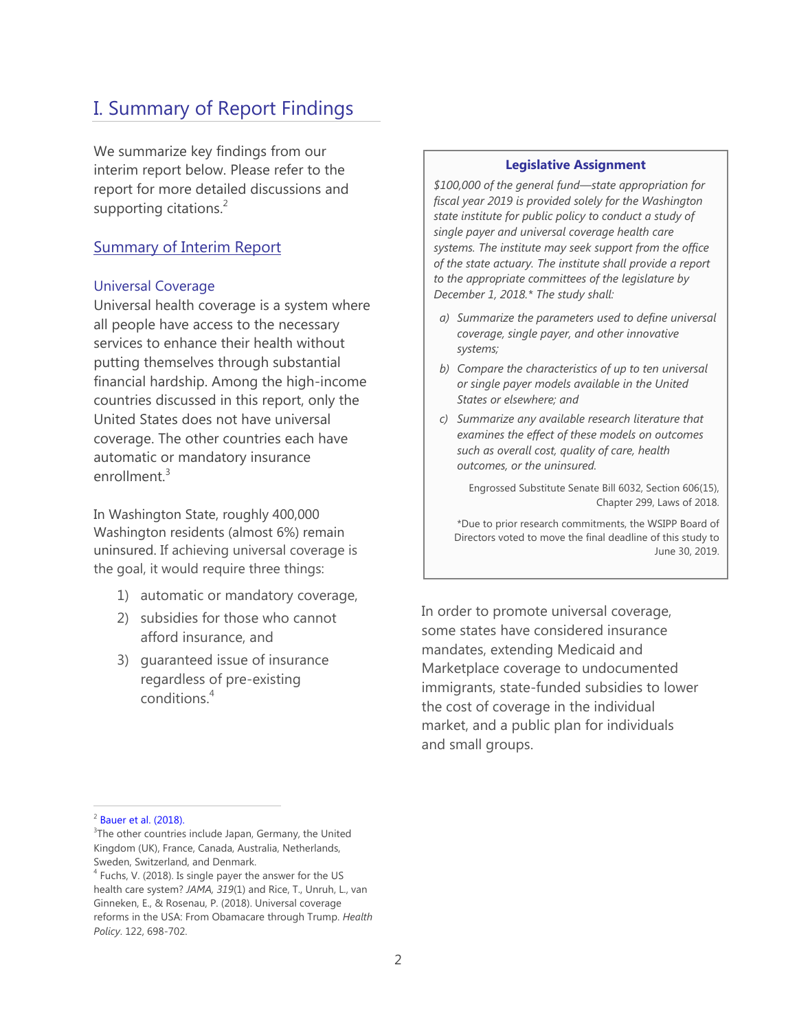# I. Summary of Report Findings

We summarize key findings from our interim report below. Please refer to the report for more detailed discussions and supporting citations.[2]

## Summary of Interim Report

### Universal Coverage

Universal health coverage is a system where all people have access to the necessary services to enhance their health without putting themselves through substantial financial hardship. Among the high-income countries discussed in this report, only the United States does not have universal coverage. The other countries each have automatic or mandatory insurance enrollment.[3]

In Washington State, roughly 400,000 Washington residents (almost 6%) remain uninsured. If achieving universal coverage is the goal, it would require three things:

1) automatic or mandatory coverage,
2) subsidies for those who cannot afford insurance, and
3) guaranteed issue of insurance regardless of pre-existing conditions.[4]

> **Legislative Assignment**
>
> *$100,000 of the general fund—state appropriation for fiscal year 2019 is provided solely for the Washington state institute for public policy to conduct a study of single payer and universal coverage health care systems. The institute may seek support from the office of the state actuary. The institute shall provide a report to the appropriate committees of the legislature by December 1, 2018.\* The study shall:*
>
> *a) Summarize the parameters used to define universal coverage, single payer, and other innovative systems;*
>
> *b) Compare the characteristics of up to ten universal or single payer models available in the United States or elsewhere; and*
>
> *c) Summarize any available research literature that examines the effect of these models on outcomes such as overall cost, quality of care, health outcomes, or the uninsured.*
>
> Engrossed Substitute Senate Bill 6032, Section 606(15), Chapter 299, Laws of 2018.
>
> *Due to prior research commitments, the WSIPP Board of Directors voted to move the final deadline of this study to June 30, 2019.

In order to promote universal coverage, some states have considered insurance mandates, extending Medicaid and Marketplace coverage to undocumented immigrants, state-funded subsidies to lower the cost of coverage in the individual market, and a public plan for individuals and small groups.

---

[2] Bauer et al. (2018).

[3] The other countries include Japan, Germany, the United Kingdom (UK), France, Canada, Australia, Netherlands, Sweden, Switzerland, and Denmark.

[4] Fuchs, V. (2018). Is single payer the answer for the US health care system? *JAMA, 319*(1) and Rice, T., Unruh, L., van Ginneken, E., & Rosenau, P. (2018). Universal coverage reforms in the USA: From Obamacare through Trump. *Health Policy*. 122, 698-702.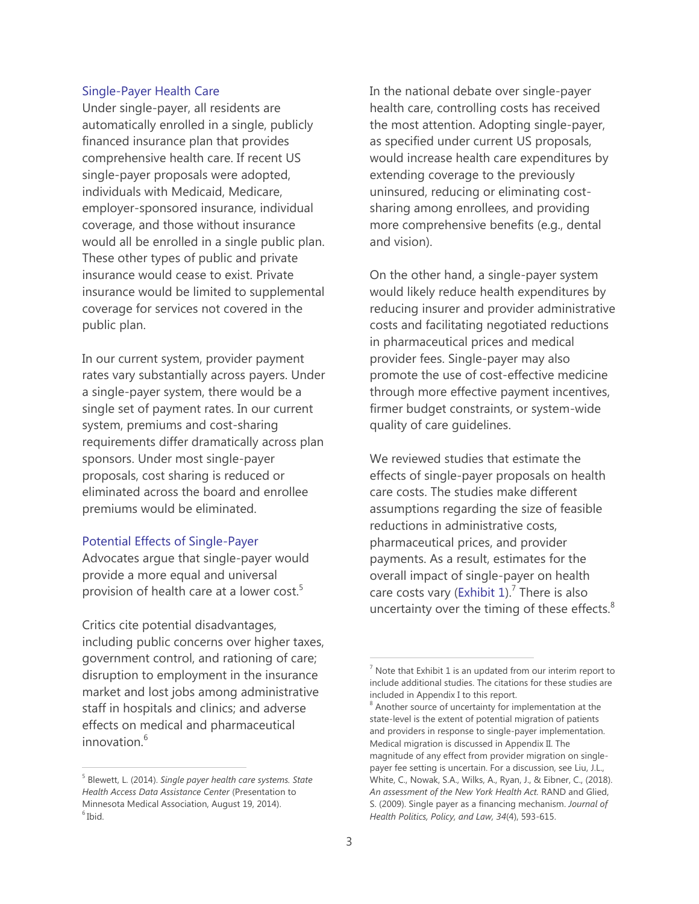### Single-Payer Health Care

Under single-payer, all residents are automatically enrolled in a single, publicly financed insurance plan that provides comprehensive health care. If recent US single-payer proposals were adopted, individuals with Medicaid, Medicare, employer-sponsored insurance, individual coverage, and those without insurance would all be enrolled in a single public plan. These other types of public and private insurance would cease to exist. Private insurance would be limited to supplemental coverage for services not covered in the public plan.

In our current system, provider payment rates vary substantially across payers. Under a single-payer system, there would be a single set of payment rates. In our current system, premiums and cost-sharing requirements differ dramatically across plan sponsors. Under most single-payer proposals, cost sharing is reduced or eliminated across the board and enrollee premiums would be eliminated.

### Potential Effects of Single-Payer

Advocates argue that single-payer would provide a more equal and universal provision of health care at a lower cost.[5]

Critics cite potential disadvantages, including public concerns over higher taxes, government control, and rationing of care; disruption to employment in the insurance market and lost jobs among administrative staff in hospitals and clinics; and adverse effects on medical and pharmaceutical innovation.[6]

In the national debate over single-payer health care, controlling costs has received the most attention. Adopting single-payer, as specified under current US proposals, would increase health care expenditures by extending coverage to the previously uninsured, reducing or eliminating cost-sharing among enrollees, and providing more comprehensive benefits (e.g., dental and vision).

On the other hand, a single-payer system would likely reduce health expenditures by reducing insurer and provider administrative costs and facilitating negotiated reductions in pharmaceutical prices and medical provider fees. Single-payer may also promote the use of cost-effective medicine through more effective payment incentives, firmer budget constraints, or system-wide quality of care guidelines.

We reviewed studies that estimate the effects of single-payer proposals on health care costs. The studies make different assumptions regarding the size of feasible reductions in administrative costs, pharmaceutical prices, and provider payments. As a result, estimates for the overall impact of single-payer on health care costs vary (Exhibit 1).[7] There is also uncertainty over the timing of these effects.[8]

---

[5] Blewett, L. (2014). *Single payer health care systems. State Health Access Data Assistance Center* (Presentation to Minnesota Medical Association, August 19, 2014).

[6] Ibid.

[7] Note that Exhibit 1 is an updated from our interim report to include additional studies. The citations for these studies are included in Appendix I to this report.

[8] Another source of uncertainty for implementation at the state-level is the extent of potential migration of patients and providers in response to single-payer implementation. Medical migration is discussed in Appendix II. The magnitude of any effect from provider migration on single-payer fee setting is uncertain. For a discussion, see Liu, J.L., White, C., Nowak, S.A., Wilks, A., Ryan, J., & Eibner, C., (2018). *An assessment of the New York Health Act.* RAND and Glied, S. (2009). Single payer as a financing mechanism. *Journal of Health Politics, Policy, and Law, 34*(4), 593-615.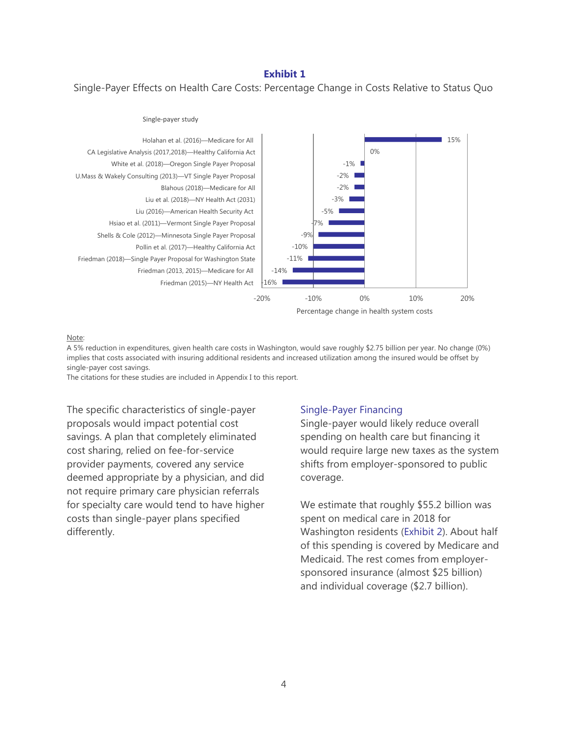**Exhibit 1**

Single-Payer Effects on Health Care Costs: Percentage Change in Costs Relative to Status Quo

| Single-payer study | Percentage change in health system costs |
|---|---|
| Holahan et al. (2016)—Medicare for All | 15% |
| CA Legislative Analysis (2017,2018)—Healthy California Act | 0% |
| White et al. (2018)—Oregon Single Payer Proposal | -1% |
| U.Mass & Wakely Consulting (2013)—VT Single Payer Proposal | -2% |
| Blahous (2018)—Medicare for All | -2% |
| Liu et al. (2018)—NY Health Act (2031) | -3% |
| Liu (2016)—American Health Security Act | -5% |
| Hsiao et al. (2011)—Vermont Single Payer Proposal | -7% |
| Shells & Cole (2012)—Minnesota Single Payer Proposal | -9% |
| Pollin et al. (2017)—Healthy California Act | -10% |
| Friedman (2018)—Single Payer Proposal for Washington State | -11% |
| Friedman (2013, 2015)—Medicare for All | -14% |
| Friedman (2015)—NY Health Act | -16% |

Note:
A 5% reduction in expenditures, given health care costs in Washington, would save roughly $2.75 billion per year. No change (0%) implies that costs associated with insuring additional residents and increased utilization among the insured would be offset by single-payer cost savings.
The citations for these studies are included in Appendix I to this report.

The specific characteristics of single-payer proposals would impact potential cost savings. A plan that completely eliminated cost sharing, relied on fee-for-service provider payments, covered any service deemed appropriate by a physician, and did not require primary care physician referrals for specialty care would tend to have higher costs than single-payer plans specified differently.

## Single-Payer Financing

Single-payer would likely reduce overall spending on health care but financing it would require large new taxes as the system shifts from employer-sponsored to public coverage.

We estimate that roughly $55.2 billion was spent on medical care in 2018 for Washington residents (Exhibit 2). About half of this spending is covered by Medicare and Medicaid. The rest comes from employer-sponsored insurance (almost $25 billion) and individual coverage ($2.7 billion).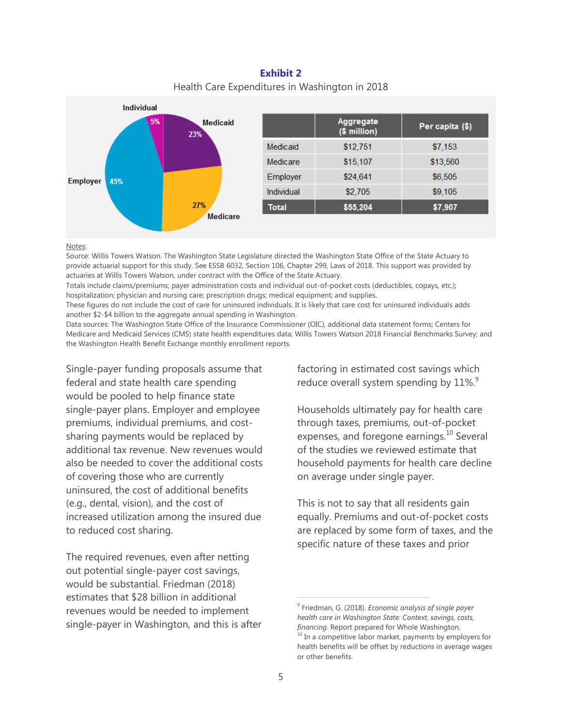**Exhibit 2**

Health Care Expenditures in Washington in 2018

| | Aggregate ($ million) | Per capita ($) |
|---|---|---|
| Medicaid | $12,751 | $7,153 |
| Medicare | $15,107 | $13,560 |
| Employer | $24,641 | $6,505 |
| Individual | $2,705 | $9,105 |
| **Total** | **$55,204** | **$7,907** |

Notes:

Source: Willis Towers Watson. The Washington State Legislature directed the Washington State Office of the State Actuary to provide actuarial support for this study. See ESSB 6032, Section 106, Chapter 299, Laws of 2018. This support was provided by actuaries at Willis Towers Watson, under contract with the Office of the State Actuary.

Totals include claims/premiums; payer administration costs and individual out-of-pocket costs (deductibles, copays, etc.); hospitalization; physician and nursing care; prescription drugs; medical equipment; and supplies.

These figures do not include the cost of care for uninsured individuals. It is likely that care cost for uninsured individuals adds another $2-$4 billion to the aggregate annual spending in Washington.

Data sources: The Washington State Office of the Insurance Commissioner (OIC), additional data statement forms; Centers for Medicare and Medicaid Services (CMS) state health expenditures data; Willis Towers Watson 2018 Financial Benchmarks Survey; and the Washington Health Benefit Exchange monthly enrollment reports.

Single-payer funding proposals assume that federal and state health care spending would be pooled to help finance state single-payer plans. Employer and employee premiums, individual premiums, and cost-sharing payments would be replaced by additional tax revenue. New revenues would also be needed to cover the additional costs of covering those who are currently uninsured, the cost of additional benefits (e.g., dental, vision), and the cost of increased utilization among the insured due to reduced cost sharing.

The required revenues, even after netting out potential single-payer cost savings, would be substantial. Friedman (2018) estimates that $28 billion in additional revenues would be needed to implement single-payer in Washington, and this is after factoring in estimated cost savings which reduce overall system spending by 11%.[9]

Households ultimately pay for health care through taxes, premiums, out-of-pocket expenses, and foregone earnings.[10] Several of the studies we reviewed estimate that household payments for health care decline on average under single payer.

This is not to say that all residents gain equally. Premiums and out-of-pocket costs are replaced by some form of taxes, and the specific nature of these taxes and prior

[9] Friedman, G. (2018). *Economic analysis of single payer health care in Washington State: Context, savings, costs, financing*. Report prepared for Whole Washington.

[10] In a competitive labor market, payments by employers for health benefits will be offset by reductions in average wages or other benefits.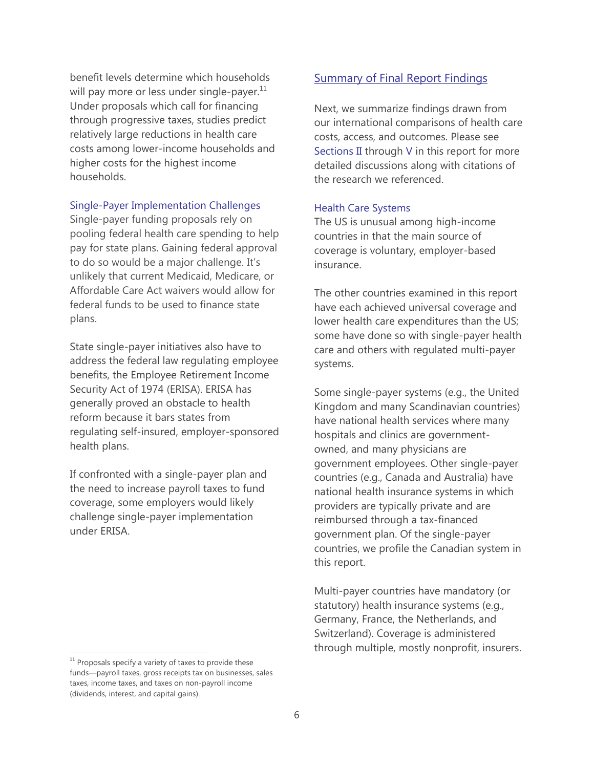benefit levels determine which households will pay more or less under single-payer.[11] Under proposals which call for financing through progressive taxes, studies predict relatively large reductions in health care costs among lower-income households and higher costs for the highest income households.

### Single-Payer Implementation Challenges

Single-payer funding proposals rely on pooling federal health care spending to help pay for state plans. Gaining federal approval to do so would be a major challenge. It's unlikely that current Medicaid, Medicare, or Affordable Care Act waivers would allow for federal funds to be used to finance state plans.

State single-payer initiatives also have to address the federal law regulating employee benefits, the Employee Retirement Income Security Act of 1974 (ERISA). ERISA has generally proved an obstacle to health reform because it bars states from regulating self-insured, employer-sponsored health plans.

If confronted with a single-payer plan and the need to increase payroll taxes to fund coverage, some employers would likely challenge single-payer implementation under ERISA.

[11] Proposals specify a variety of taxes to provide these funds—payroll taxes, gross receipts tax on businesses, sales taxes, income taxes, and taxes on non-payroll income (dividends, interest, and capital gains).

## Summary of Final Report Findings

Next, we summarize findings drawn from our international comparisons of health care costs, access, and outcomes. Please see Sections II through V in this report for more detailed discussions along with citations of the research we referenced.

### Health Care Systems

The US is unusual among high-income countries in that the main source of coverage is voluntary, employer-based insurance.

The other countries examined in this report have each achieved universal coverage and lower health care expenditures than the US; some have done so with single-payer health care and others with regulated multi-payer systems.

Some single-payer systems (e.g., the United Kingdom and many Scandinavian countries) have national health services where many hospitals and clinics are government-owned, and many physicians are government employees. Other single-payer countries (e.g., Canada and Australia) have national health insurance systems in which providers are typically private and are reimbursed through a tax-financed government plan. Of the single-payer countries, we profile the Canadian system in this report.

Multi-payer countries have mandatory (or statutory) health insurance systems (e.g., Germany, France, the Netherlands, and Switzerland). Coverage is administered through multiple, mostly nonprofit, insurers.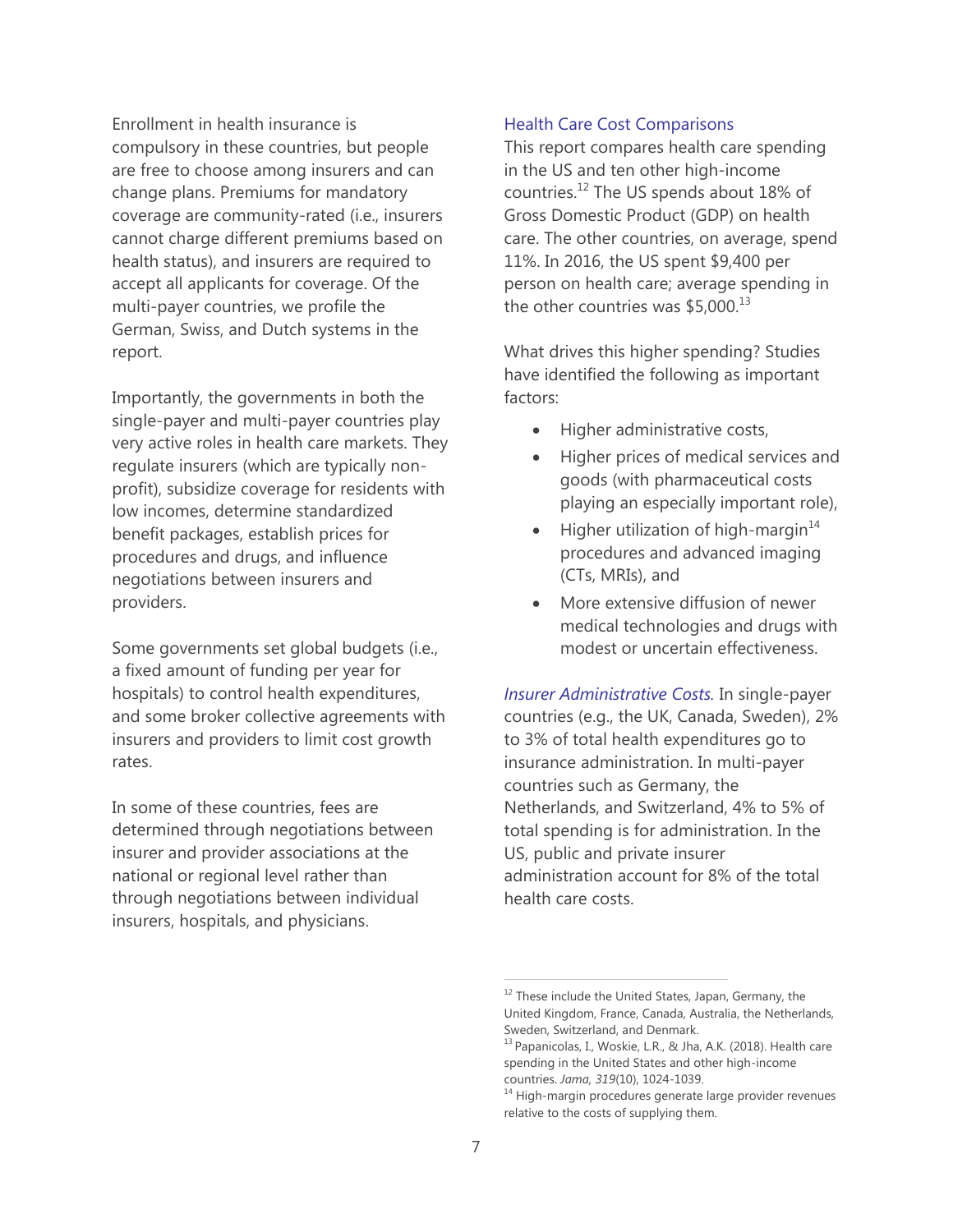Enrollment in health insurance is compulsory in these countries, but people are free to choose among insurers and can change plans. Premiums for mandatory coverage are community-rated (i.e., insurers cannot charge different premiums based on health status), and insurers are required to accept all applicants for coverage. Of the multi-payer countries, we profile the German, Swiss, and Dutch systems in the report.

Importantly, the governments in both the single-payer and multi-payer countries play very active roles in health care markets. They regulate insurers (which are typically non-profit), subsidize coverage for residents with low incomes, determine standardized benefit packages, establish prices for procedures and drugs, and influence negotiations between insurers and providers.

Some governments set global budgets (i.e., a fixed amount of funding per year for hospitals) to control health expenditures, and some broker collective agreements with insurers and providers to limit cost growth rates.

In some of these countries, fees are determined through negotiations between insurer and provider associations at the national or regional level rather than through negotiations between individual insurers, hospitals, and physicians.

### Health Care Cost Comparisons

This report compares health care spending in the US and ten other high-income countries.[12] The US spends about 18% of Gross Domestic Product (GDP) on health care. The other countries, on average, spend 11%. In 2016, the US spent $9,400 per person on health care; average spending in the other countries was $5,000.[13]

What drives this higher spending? Studies have identified the following as important factors:

- Higher administrative costs,
- Higher prices of medical services and goods (with pharmaceutical costs playing an especially important role),
- Higher utilization of high-margin[14] procedures and advanced imaging (CTs, MRIs), and
- More extensive diffusion of newer medical technologies and drugs with modest or uncertain effectiveness.

*Insurer Administrative Costs.* In single-payer countries (e.g., the UK, Canada, Sweden), 2% to 3% of total health expenditures go to insurance administration. In multi-payer countries such as Germany, the Netherlands, and Switzerland, 4% to 5% of total spending is for administration. In the US, public and private insurer administration account for 8% of the total health care costs.

---

[12] These include the United States, Japan, Germany, the United Kingdom, France, Canada, Australia, the Netherlands, Sweden, Switzerland, and Denmark.

[13] Papanicolas, I., Woskie, L.R., & Jha, A.K. (2018). Health care spending in the United States and other high-income countries. *Jama, 319*(10), 1024-1039.

[14] High-margin procedures generate large provider revenues relative to the costs of supplying them.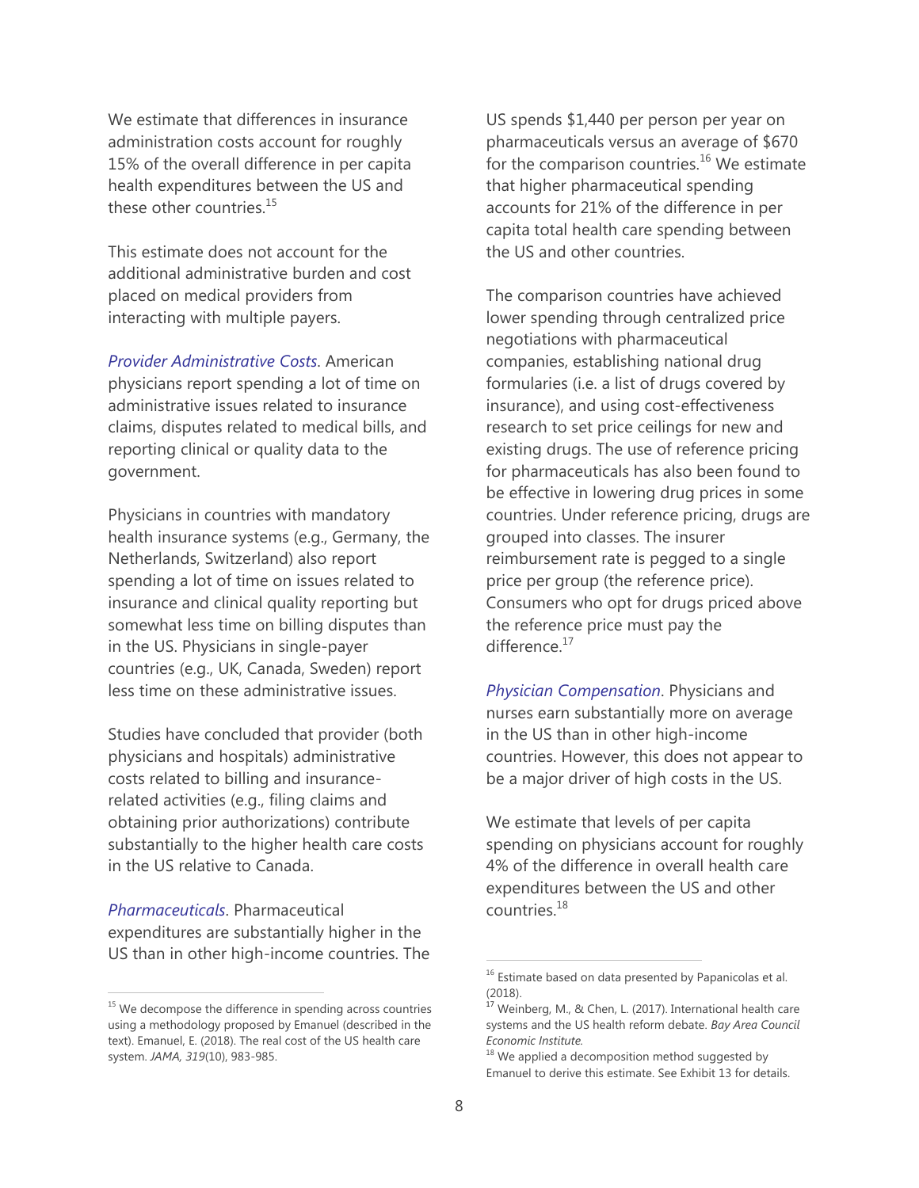We estimate that differences in insurance administration costs account for roughly 15% of the overall difference in per capita health expenditures between the US and these other countries.[15]

This estimate does not account for the additional administrative burden and cost placed on medical providers from interacting with multiple payers.

*Provider Administrative Costs*. American physicians report spending a lot of time on administrative issues related to insurance claims, disputes related to medical bills, and reporting clinical or quality data to the government.

Physicians in countries with mandatory health insurance systems (e.g., Germany, the Netherlands, Switzerland) also report spending a lot of time on issues related to insurance and clinical quality reporting but somewhat less time on billing disputes than in the US. Physicians in single-payer countries (e.g., UK, Canada, Sweden) report less time on these administrative issues.

Studies have concluded that provider (both physicians and hospitals) administrative costs related to billing and insurance-related activities (e.g., filing claims and obtaining prior authorizations) contribute substantially to the higher health care costs in the US relative to Canada.

*Pharmaceuticals*. Pharmaceutical expenditures are substantially higher in the US than in other high-income countries. The US spends $1,440 per person per year on pharmaceuticals versus an average of $670 for the comparison countries.[16] We estimate that higher pharmaceutical spending accounts for 21% of the difference in per capita total health care spending between the US and other countries.

The comparison countries have achieved lower spending through centralized price negotiations with pharmaceutical companies, establishing national drug formularies (i.e. a list of drugs covered by insurance), and using cost-effectiveness research to set price ceilings for new and existing drugs. The use of reference pricing for pharmaceuticals has also been found to be effective in lowering drug prices in some countries. Under reference pricing, drugs are grouped into classes. The insurer reimbursement rate is pegged to a single price per group (the reference price). Consumers who opt for drugs priced above the reference price must pay the difference.[17]

*Physician Compensation*. Physicians and nurses earn substantially more on average in the US than in other high-income countries. However, this does not appear to be a major driver of high costs in the US.

We estimate that levels of per capita spending on physicians account for roughly 4% of the difference in overall health care expenditures between the US and other countries.[18]

---

[15] We decompose the difference in spending across countries using a methodology proposed by Emanuel (described in the text). Emanuel, E. (2018). The real cost of the US health care system. *JAMA, 319*(10), 983-985.

[16] Estimate based on data presented by Papanicolas et al. (2018).

[17] Weinberg, M., & Chen, L. (2017). International health care systems and the US health reform debate. *Bay Area Council Economic Institute.*

[18] We applied a decomposition method suggested by Emanuel to derive this estimate. See Exhibit 13 for details.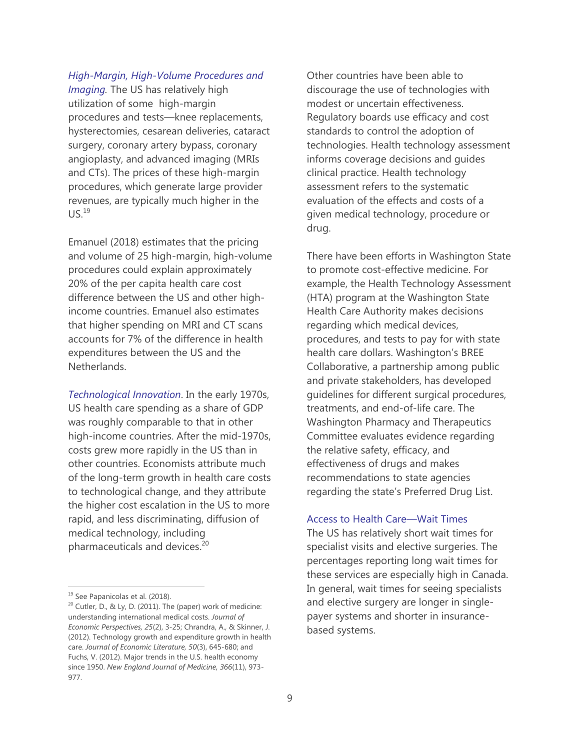*High-Margin, High-Volume Procedures and Imaging.* The US has relatively high utilization of some high-margin procedures and tests—knee replacements, hysterectomies, cesarean deliveries, cataract surgery, coronary artery bypass, coronary angioplasty, and advanced imaging (MRIs and CTs). The prices of these high-margin procedures, which generate large provider revenues, are typically much higher in the US.[19]

Emanuel (2018) estimates that the pricing and volume of 25 high-margin, high-volume procedures could explain approximately 20% of the per capita health care cost difference between the US and other high-income countries. Emanuel also estimates that higher spending on MRI and CT scans accounts for 7% of the difference in health expenditures between the US and the Netherlands.

*Technological Innovation*. In the early 1970s, US health care spending as a share of GDP was roughly comparable to that in other high-income countries. After the mid-1970s, costs grew more rapidly in the US than in other countries. Economists attribute much of the long-term growth in health care costs to technological change, and they attribute the higher cost escalation in the US to more rapid, and less discriminating, diffusion of medical technology, including pharmaceuticals and devices.[20]

Other countries have been able to discourage the use of technologies with modest or uncertain effectiveness. Regulatory boards use efficacy and cost standards to control the adoption of technologies. Health technology assessment informs coverage decisions and guides clinical practice. Health technology assessment refers to the systematic evaluation of the effects and costs of a given medical technology, procedure or drug.

There have been efforts in Washington State to promote cost-effective medicine. For example, the Health Technology Assessment (HTA) program at the Washington State Health Care Authority makes decisions regarding which medical devices, procedures, and tests to pay for with state health care dollars. Washington's BREE Collaborative, a partnership among public and private stakeholders, has developed guidelines for different surgical procedures, treatments, and end-of-life care. The Washington Pharmacy and Therapeutics Committee evaluates evidence regarding the relative safety, efficacy, and effectiveness of drugs and makes recommendations to state agencies regarding the state's Preferred Drug List.

### Access to Health Care—Wait Times

The US has relatively short wait times for specialist visits and elective surgeries. The percentages reporting long wait times for these services are especially high in Canada. In general, wait times for seeing specialists and elective surgery are longer in single-payer systems and shorter in insurance-based systems.

---

[19] See Papanicolas et al. (2018).

[20] Cutler, D., & Ly, D. (2011). The (paper) work of medicine: understanding international medical costs. *Journal of Economic Perspectives, 25*(2), 3-25; Chrandra, A., & Skinner, J. (2012). Technology growth and expenditure growth in health care. *Journal of Economic Literature, 50*(3), 645-680; and Fuchs, V. (2012). Major trends in the U.S. health economy since 1950. *New England Journal of Medicine, 366*(11), 973-977.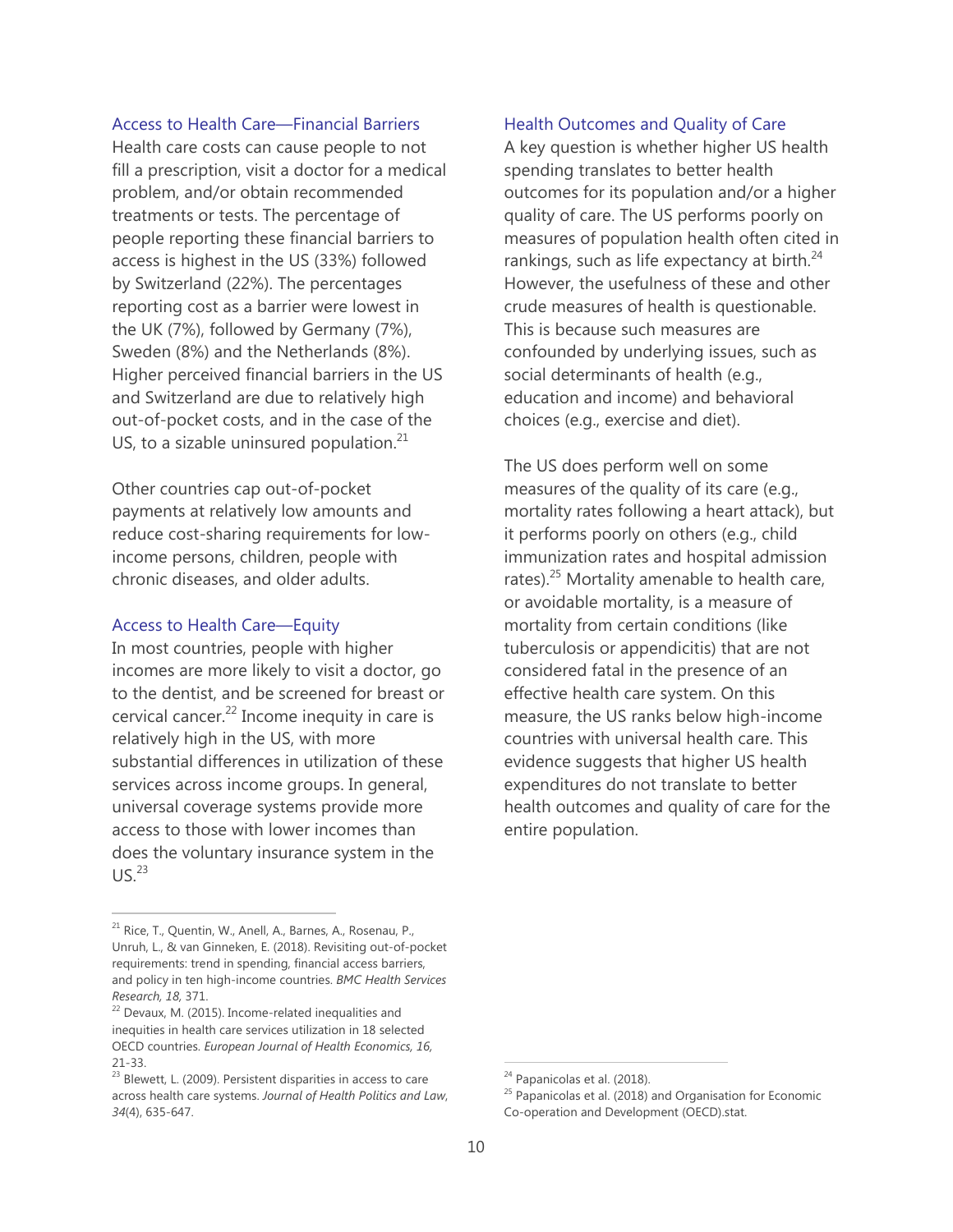### Access to Health Care—Financial Barriers

Health care costs can cause people to not fill a prescription, visit a doctor for a medical problem, and/or obtain recommended treatments or tests. The percentage of people reporting these financial barriers to access is highest in the US (33%) followed by Switzerland (22%). The percentages reporting cost as a barrier were lowest in the UK (7%), followed by Germany (7%), Sweden (8%) and the Netherlands (8%). Higher perceived financial barriers in the US and Switzerland are due to relatively high out-of-pocket costs, and in the case of the US, to a sizable uninsured population.[21]

Other countries cap out-of-pocket payments at relatively low amounts and reduce cost-sharing requirements for low-income persons, children, people with chronic diseases, and older adults.

### Access to Health Care—Equity

In most countries, people with higher incomes are more likely to visit a doctor, go to the dentist, and be screened for breast or cervical cancer.[22] Income inequity in care is relatively high in the US, with more substantial differences in utilization of these services across income groups. In general, universal coverage systems provide more access to those with lower incomes than does the voluntary insurance system in the US.[23]

### Health Outcomes and Quality of Care

A key question is whether higher US health spending translates to better health outcomes for its population and/or a higher quality of care. The US performs poorly on measures of population health often cited in rankings, such as life expectancy at birth.[24] However, the usefulness of these and other crude measures of health is questionable. This is because such measures are confounded by underlying issues, such as social determinants of health (e.g., education and income) and behavioral choices (e.g., exercise and diet).

The US does perform well on some measures of the quality of its care (e.g., mortality rates following a heart attack), but it performs poorly on others (e.g., child immunization rates and hospital admission rates).[25] Mortality amenable to health care, or avoidable mortality, is a measure of mortality from certain conditions (like tuberculosis or appendicitis) that are not considered fatal in the presence of an effective health care system. On this measure, the US ranks below high-income countries with universal health care. This evidence suggests that higher US health expenditures do not translate to better health outcomes and quality of care for the entire population.

---

[21] Rice, T., Quentin, W., Anell, A., Barnes, A., Rosenau, P., Unruh, L., & van Ginneken, E. (2018). Revisiting out-of-pocket requirements: trend in spending, financial access barriers, and policy in ten high-income countries. *BMC Health Services Research, 18,* 371.

[22] Devaux, M. (2015). Income-related inequalities and inequities in health care services utilization in 18 selected OECD countries. *European Journal of Health Economics, 16,* 21-33.

[23] Blewett, L. (2009). Persistent disparities in access to care across health care systems. *Journal of Health Politics and Law*, *34*(4), 635-647.

[24] Papanicolas et al. (2018).

[25] Papanicolas et al. (2018) and Organisation for Economic Co-operation and Development (OECD).stat.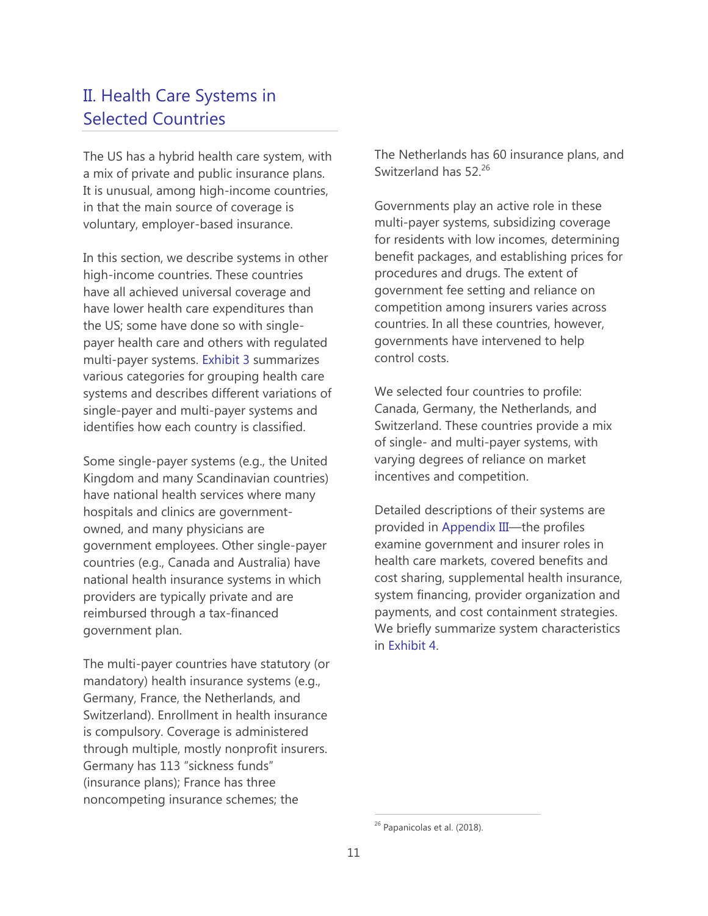## II. Health Care Systems in Selected Countries

The US has a hybrid health care system, with a mix of private and public insurance plans. It is unusual, among high-income countries, in that the main source of coverage is voluntary, employer-based insurance.

In this section, we describe systems in other high-income countries. These countries have all achieved universal coverage and have lower health care expenditures than the US; some have done so with single-payer health care and others with regulated multi-payer systems. Exhibit 3 summarizes various categories for grouping health care systems and describes different variations of single-payer and multi-payer systems and identifies how each country is classified.

Some single-payer systems (e.g., the United Kingdom and many Scandinavian countries) have national health services where many hospitals and clinics are government-owned, and many physicians are government employees. Other single-payer countries (e.g., Canada and Australia) have national health insurance systems in which providers are typically private and are reimbursed through a tax-financed government plan.

The multi-payer countries have statutory (or mandatory) health insurance systems (e.g., Germany, France, the Netherlands, and Switzerland). Enrollment in health insurance is compulsory. Coverage is administered through multiple, mostly nonprofit insurers. Germany has 113 "sickness funds" (insurance plans); France has three noncompeting insurance schemes; the Netherlands has 60 insurance plans, and Switzerland has 52.[26]

Governments play an active role in these multi-payer systems, subsidizing coverage for residents with low incomes, determining benefit packages, and establishing prices for procedures and drugs. The extent of government fee setting and reliance on competition among insurers varies across countries. In all these countries, however, governments have intervened to help control costs.

We selected four countries to profile: Canada, Germany, the Netherlands, and Switzerland. These countries provide a mix of single- and multi-payer systems, with varying degrees of reliance on market incentives and competition.

Detailed descriptions of their systems are provided in Appendix III—the profiles examine government and insurer roles in health care markets, covered benefits and cost sharing, supplemental health insurance, system financing, provider organization and payments, and cost containment strategies. We briefly summarize system characteristics in Exhibit 4.

[26] Papanicolas et al. (2018).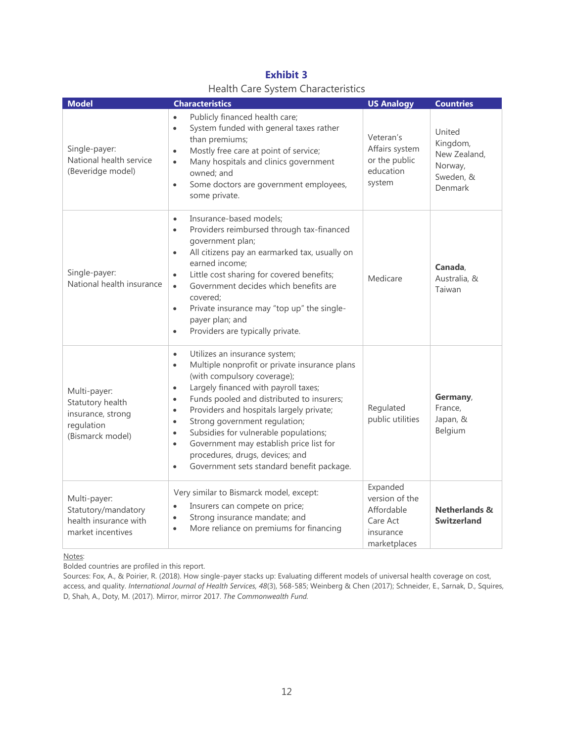**Exhibit 3**

Health Care System Characteristics

| Model | Characteristics | US Analogy | Countries |
|---|---|---|---|
| Single-payer: National health service (Beveridge model) | • Publicly financed health care; • System funded with general taxes rather than premiums; • Mostly free care at point of service; • Many hospitals and clinics government owned; and • Some doctors are government employees, some private. | Veteran's Affairs system or the public education system | United Kingdom, New Zealand, Norway, Sweden, & Denmark |
| Single-payer: National health insurance | • Insurance-based models; • Providers reimbursed through tax-financed government plan; • All citizens pay an earmarked tax, usually on earned income; • Little cost sharing for covered benefits; • Government decides which benefits are covered; • Private insurance may "top up" the single-payer plan; and • Providers are typically private. | Medicare | **Canada**, Australia, & Taiwan |
| Multi-payer: Statutory health insurance, strong regulation (Bismarck model) | • Utilizes an insurance system; • Multiple nonprofit or private insurance plans (with compulsory coverage); • Largely financed with payroll taxes; • Funds pooled and distributed to insurers; • Providers and hospitals largely private; • Strong government regulation; • Subsidies for vulnerable populations; • Government may establish price list for procedures, drugs, devices; and • Government sets standard benefit package. | Regulated public utilities | **Germany**, France, Japan, & Belgium |
| Multi-payer: Statutory/mandatory health insurance with market incentives | Very similar to Bismarck model, except: • Insurers can compete on price; • Strong insurance mandate; and • More reliance on premiums for financing | Expanded version of the Affordable Care Act insurance marketplaces | **Netherlands & Switzerland** |

Notes:

Bolded countries are profiled in this report.

Sources: Fox, A., & Poirier, R. (2018). How single-payer stacks up: Evaluating different models of universal health coverage on cost, access, and quality. *International Journal of Health Services, 48*(3), 568-585; Weinberg & Chen (2017); Schneider, E., Sarnak, D., Squires, D, Shah, A., Doty, M. (2017). Mirror, mirror 2017. *The Commonwealth Fund.*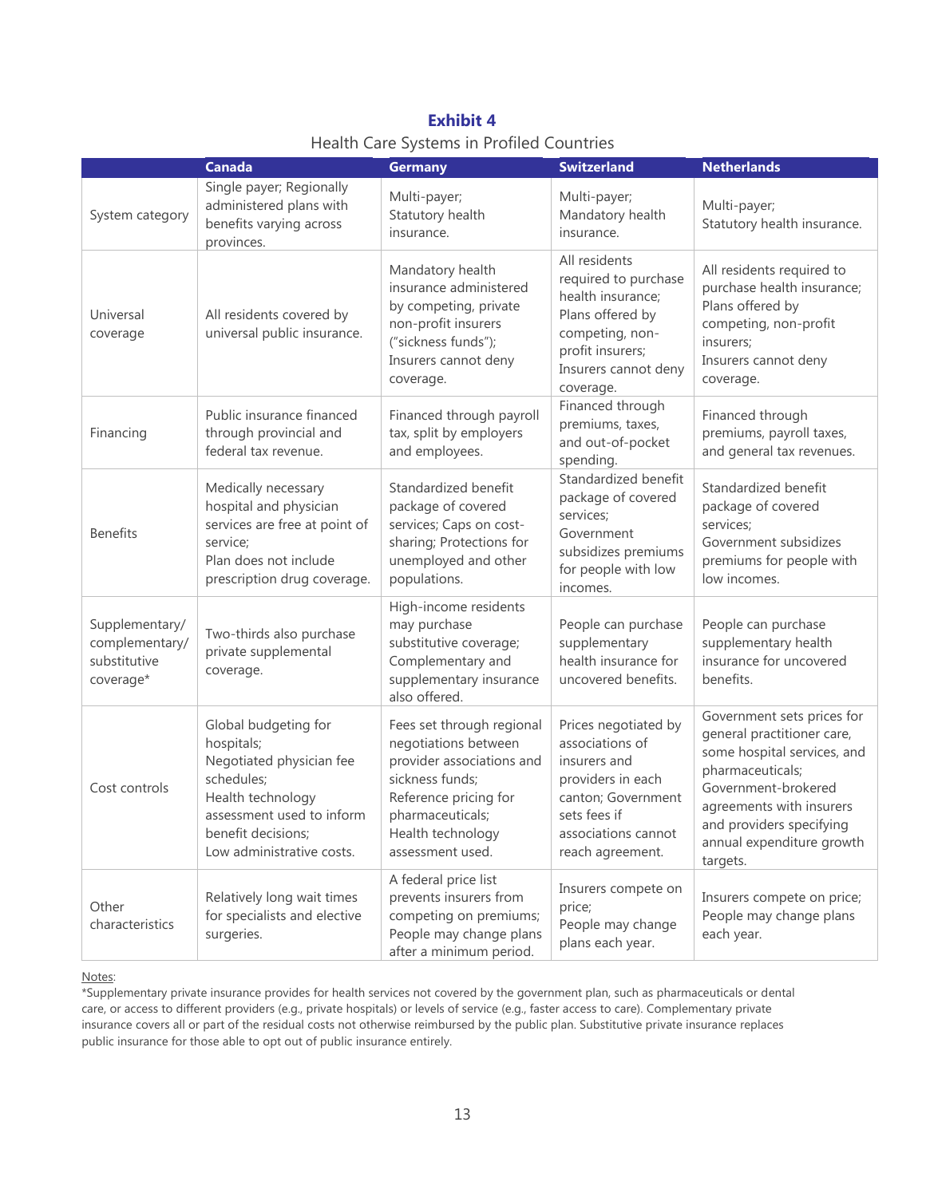**Exhibit 4**

Health Care Systems in Profiled Countries

| | Canada | Germany | Switzerland | Netherlands |
|---|---|---|---|---|
| System category | Single payer; Regionally administered plans with benefits varying across provinces. | Multi-payer; Statutory health insurance. | Multi-payer; Mandatory health insurance. | Multi-payer; Statutory health insurance. |
| Universal coverage | All residents covered by universal public insurance. | Mandatory health insurance administered by competing, private non-profit insurers ("sickness funds"); Insurers cannot deny coverage. | All residents required to purchase health insurance; Plans offered by competing, non-profit insurers; Insurers cannot deny coverage. | All residents required to purchase health insurance; Plans offered by competing, non-profit insurers; Insurers cannot deny coverage. |
| Financing | Public insurance financed through provincial and federal tax revenue. | Financed through payroll tax, split by employers and employees. | Financed through premiums, taxes, and out-of-pocket spending. | Financed through premiums, payroll taxes, and general tax revenues. |
| Benefits | Medically necessary hospital and physician services are free at point of service; Plan does not include prescription drug coverage. | Standardized benefit package of covered services; Caps on cost-sharing; Protections for unemployed and other populations. | Standardized benefit package of covered services; Government subsidizes premiums for people with low incomes. | Standardized benefit package of covered services; Government subsidizes premiums for people with low incomes. |
| Supplementary/ complementary/ substitutive coverage* | Two-thirds also purchase private supplemental coverage. | High-income residents may purchase substitutive coverage; Complementary and supplementary insurance also offered. | People can purchase supplementary health insurance for uncovered benefits. | People can purchase supplementary health insurance for uncovered benefits. |
| Cost controls | Global budgeting for hospitals; Negotiated physician fee schedules; Health technology assessment used to inform benefit decisions; Low administrative costs. | Fees set through regional negotiations between provider associations and sickness funds; Reference pricing for pharmaceuticals; Health technology assessment used. | Prices negotiated by associations of insurers and providers in each canton; Government sets fees if associations cannot reach agreement. | Government sets prices for general practitioner care, some hospital services, and pharmaceuticals; Government-brokered agreements with insurers and providers specifying annual expenditure growth targets. |
| Other characteristics | Relatively long wait times for specialists and elective surgeries. | A federal price list prevents insurers from competing on premiums; People may change plans after a minimum period. | Insurers compete on price; People may change plans each year. | Insurers compete on price; People may change plans each year. |

Notes:

*Supplementary private insurance provides for health services not covered by the government plan, such as pharmaceuticals or dental care, or access to different providers (e.g., private hospitals) or levels of service (e.g., faster access to care). Complementary private insurance covers all or part of the residual costs not otherwise reimbursed by the public plan. Substitutive private insurance replaces public insurance for those able to opt out of public insurance entirely.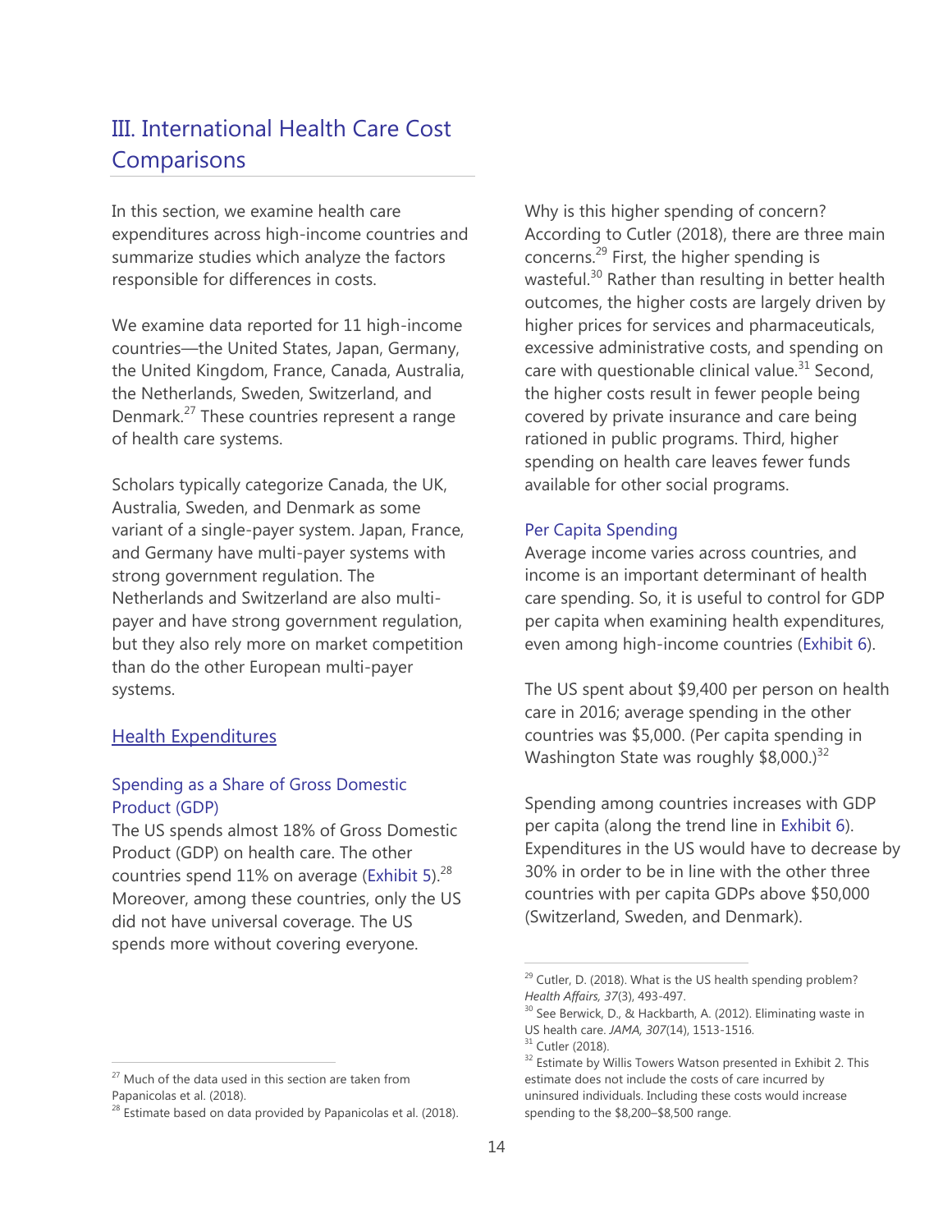# III. International Health Care Cost Comparisons

In this section, we examine health care expenditures across high-income countries and summarize studies which analyze the factors responsible for differences in costs.

We examine data reported for 11 high-income countries—the United States, Japan, Germany, the United Kingdom, France, Canada, Australia, the Netherlands, Sweden, Switzerland, and Denmark.[27] These countries represent a range of health care systems.

Scholars typically categorize Canada, the UK, Australia, Sweden, and Denmark as some variant of a single-payer system. Japan, France, and Germany have multi-payer systems with strong government regulation. The Netherlands and Switzerland are also multi-payer and have strong government regulation, but they also rely more on market competition than do the other European multi-payer systems.

## Health Expenditures

### Spending as a Share of Gross Domestic Product (GDP)

The US spends almost 18% of Gross Domestic Product (GDP) on health care. The other countries spend 11% on average (Exhibit 5).[28] Moreover, among these countries, only the US did not have universal coverage. The US spends more without covering everyone.

Why is this higher spending of concern? According to Cutler (2018), there are three main concerns.[29] First, the higher spending is wasteful.[30] Rather than resulting in better health outcomes, the higher costs are largely driven by higher prices for services and pharmaceuticals, excessive administrative costs, and spending on care with questionable clinical value.[31] Second, the higher costs result in fewer people being covered by private insurance and care being rationed in public programs. Third, higher spending on health care leaves fewer funds available for other social programs.

### Per Capita Spending

Average income varies across countries, and income is an important determinant of health care spending. So, it is useful to control for GDP per capita when examining health expenditures, even among high-income countries (Exhibit 6).

The US spent about $9,400 per person on health care in 2016; average spending in the other countries was $5,000. (Per capita spending in Washington State was roughly $8,000.)[32]

Spending among countries increases with GDP per capita (along the trend line in Exhibit 6). Expenditures in the US would have to decrease by 30% in order to be in line with the other three countries with per capita GDPs above $50,000 (Switzerland, Sweden, and Denmark).

---

[27] Much of the data used in this section are taken from Papanicolas et al. (2018).

[28] Estimate based on data provided by Papanicolas et al. (2018).

[29] Cutler, D. (2018). What is the US health spending problem? *Health Affairs, 37*(3), 493-497.

[30] See Berwick, D., & Hackbarth, A. (2012). Eliminating waste in US health care. *JAMA, 307*(14), 1513-1516.

[31] Cutler (2018).

[32] Estimate by Willis Towers Watson presented in Exhibit 2. This estimate does not include the costs of care incurred by uninsured individuals. Including these costs would increase spending to the $8,200–$8,500 range.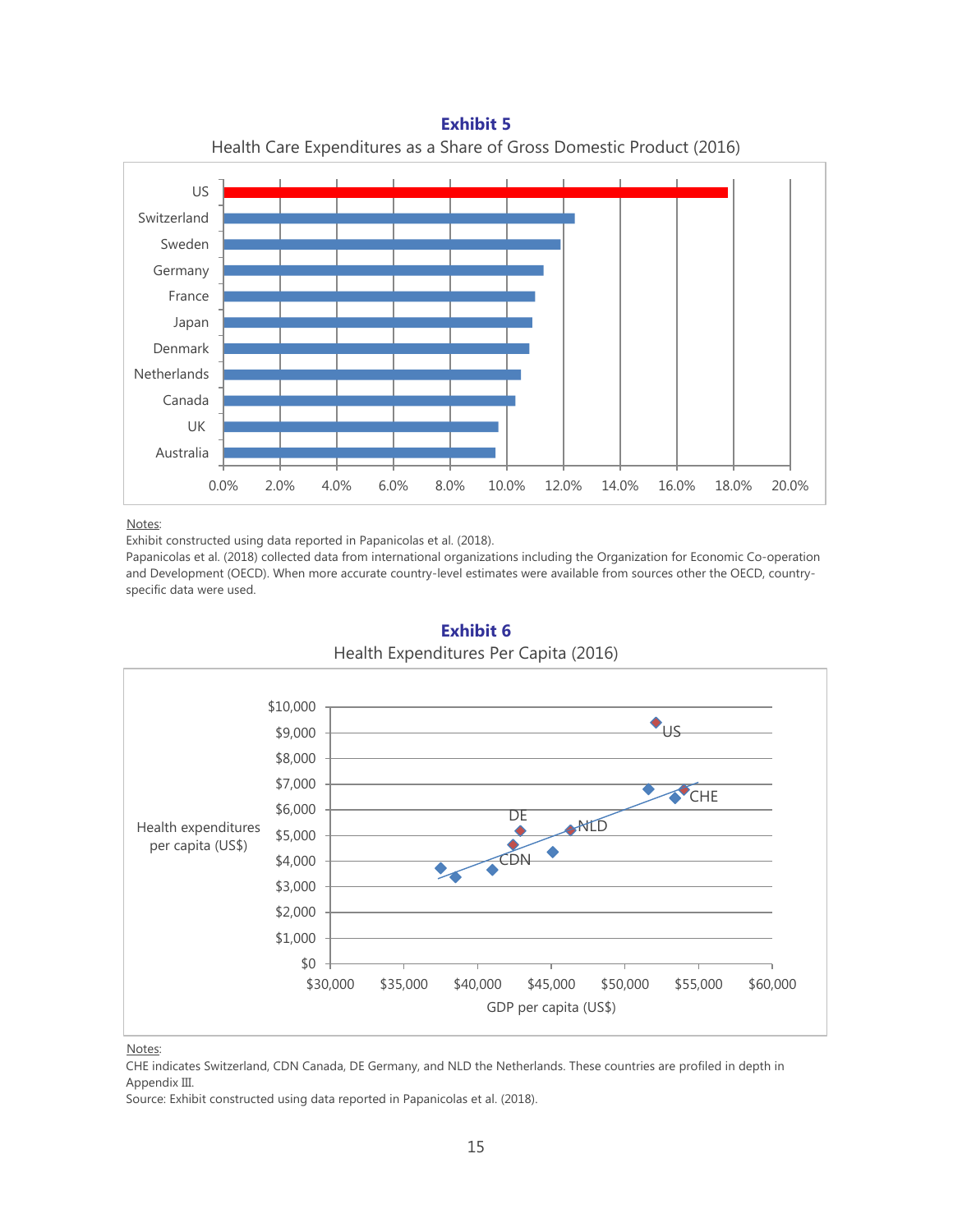**Exhibit 5**

Health Care Expenditures as a Share of Gross Domestic Product (2016)

Notes:
Exhibit constructed using data reported in Papanicolas et al. (2018).
Papanicolas et al. (2018) collected data from international organizations including the Organization for Economic Co-operation and Development (OECD). When more accurate country-level estimates were available from sources other the OECD, country-specific data were used.

**Exhibit 6**

Health Expenditures Per Capita (2016)

Notes:
CHE indicates Switzerland, CDN Canada, DE Germany, and NLD the Netherlands. These countries are profiled in depth in Appendix III.
Source: Exhibit constructed using data reported in Papanicolas et al. (2018).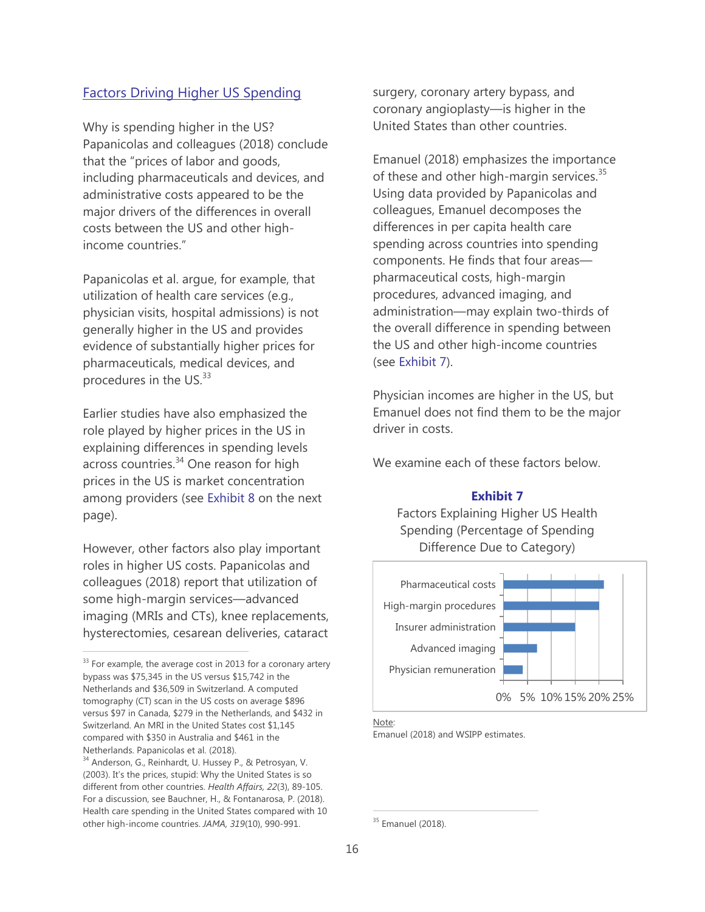## Factors Driving Higher US Spending

Why is spending higher in the US? Papanicolas and colleagues (2018) conclude that the "prices of labor and goods, including pharmaceuticals and devices, and administrative costs appeared to be the major drivers of the differences in overall costs between the US and other high-income countries."

Papanicolas et al. argue, for example, that utilization of health care services (e.g., physician visits, hospital admissions) is not generally higher in the US and provides evidence of substantially higher prices for pharmaceuticals, medical devices, and procedures in the US.[33]

Earlier studies have also emphasized the role played by higher prices in the US in explaining differences in spending levels across countries.[34] One reason for high prices in the US is market concentration among providers (see Exhibit 8 on the next page).

However, other factors also play important roles in higher US costs. Papanicolas and colleagues (2018) report that utilization of some high-margin services—advanced imaging (MRIs and CTs), knee replacements, hysterectomies, cesarean deliveries, cataract surgery, coronary artery bypass, and coronary angioplasty—is higher in the United States than other countries.

Emanuel (2018) emphasizes the importance of these and other high-margin services.[35] Using data provided by Papanicolas and colleagues, Emanuel decomposes the differences in per capita health care spending across countries into spending components. He finds that four areas—pharmaceutical costs, high-margin procedures, advanced imaging, and administration—may explain two-thirds of the overall difference in spending between the US and other high-income countries (see Exhibit 7).

Physician incomes are higher in the US, but Emanuel does not find them to be the major driver in costs.

We examine each of these factors below.

**Exhibit 7**

Factors Explaining Higher US Health Spending (Percentage of Spending Difference Due to Category)

| Category | Approx. share |
|---|---|
| Pharmaceutical costs | ~21% |
| High-margin procedures | ~20% |
| Insurer administration | ~15% |
| Advanced imaging | ~7% |
| Physician remuneration | ~4% |

Note:
Emanuel (2018) and WSIPP estimates.

---

[33] For example, the average cost in 2013 for a coronary artery bypass was $75,345 in the US versus $15,742 in the Netherlands and $36,509 in Switzerland. A computed tomography (CT) scan in the US costs on average $896 versus $97 in Canada, $279 in the Netherlands, and $432 in Switzerland. An MRI in the United States cost $1,145 compared with $350 in Australia and $461 in the Netherlands. Papanicolas et al. (2018).

[34] Anderson, G., Reinhardt, U. Hussey P., & Petrosyan, V. (2003). It's the prices, stupid: Why the United States is so different from other countries. *Health Affairs, 22*(3), 89-105. For a discussion, see Bauchner, H., & Fontanarosa, P. (2018). Health care spending in the United States compared with 10 other high-income countries. *JAMA, 319*(10), 990-991.

[35] Emanuel (2018).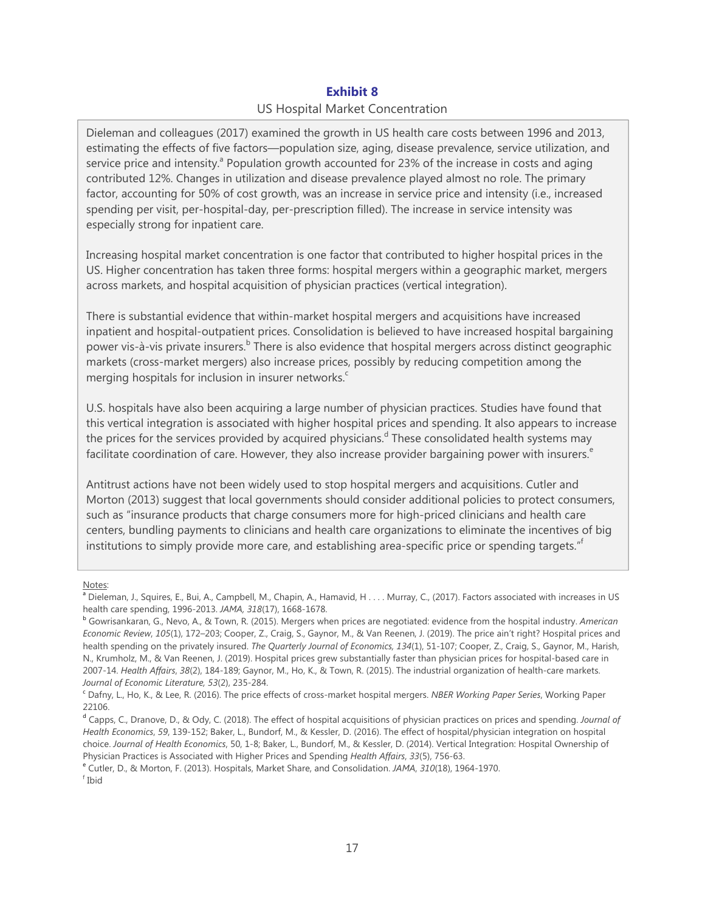**Exhibit 8**

US Hospital Market Concentration

Dieleman and colleagues (2017) examined the growth in US health care costs between 1996 and 2013, estimating the effects of five factors—population size, aging, disease prevalence, service utilization, and service price and intensity.[a] Population growth accounted for 23% of the increase in costs and aging contributed 12%. Changes in utilization and disease prevalence played almost no role. The primary factor, accounting for 50% of cost growth, was an increase in service price and intensity (i.e., increased spending per visit, per-hospital-day, per-prescription filled). The increase in service intensity was especially strong for inpatient care.

Increasing hospital market concentration is one factor that contributed to higher hospital prices in the US. Higher concentration has taken three forms: hospital mergers within a geographic market, mergers across markets, and hospital acquisition of physician practices (vertical integration).

There is substantial evidence that within-market hospital mergers and acquisitions have increased inpatient and hospital-outpatient prices. Consolidation is believed to have increased hospital bargaining power vis-à-vis private insurers.[b] There is also evidence that hospital mergers across distinct geographic markets (cross-market mergers) also increase prices, possibly by reducing competition among the merging hospitals for inclusion in insurer networks.[c]

U.S. hospitals have also been acquiring a large number of physician practices. Studies have found that this vertical integration is associated with higher hospital prices and spending. It also appears to increase the prices for the services provided by acquired physicians.[d] These consolidated health systems may facilitate coordination of care. However, they also increase provider bargaining power with insurers.[e]

Antitrust actions have not been widely used to stop hospital mergers and acquisitions. Cutler and Morton (2013) suggest that local governments should consider additional policies to protect consumers, such as "insurance products that charge consumers more for high-priced clinicians and health care centers, bundling payments to clinicians and health care organizations to eliminate the incentives of big institutions to simply provide more care, and establishing area-specific price or spending targets."[f]

Notes:

[a] Dieleman, J., Squires, E., Bui, A., Campbell, M., Chapin, A., Hamavid, H . . . . Murray, C., (2017). Factors associated with increases in US health care spending, 1996-2013. *JAMA*, *318*(17), 1668-1678.

[b] Gowrisankaran, G., Nevo, A., & Town, R. (2015). Mergers when prices are negotiated: evidence from the hospital industry. *American Economic Review*, *105*(1), 172–203; Cooper, Z., Craig, S., Gaynor, M., & Van Reenen, J. (2019). The price ain't right? Hospital prices and health spending on the privately insured. *The Quarterly Journal of Economics, 134*(1), 51-107; Cooper, Z., Craig, S., Gaynor, M., Harish, N., Krumholz, M., & Van Reenen, J. (2019). Hospital prices grew substantially faster than physician prices for hospital-based care in 2007-14. *Health Affairs*, *38*(2), 184-189; Gaynor, M., Ho, K., & Town, R. (2015). The industrial organization of health-care markets. *Journal of Economic Literature, 53*(2), 235-284.

[c] Dafny, L., Ho, K., & Lee, R. (2016). The price effects of cross-market hospital mergers. *NBER Working Paper Series*, Working Paper 22106.

[d] Capps, C., Dranove, D., & Ody, C. (2018). The effect of hospital acquisitions of physician practices on prices and spending. *Journal of Health Economics*, *59*, 139-152; Baker, L., Bundorf, M., & Kessler, D. (2016). The effect of hospital/physician integration on hospital choice. *Journal of Health Economics*, 50, 1-8; Baker, L., Bundorf, M., & Kessler, D. (2014). Vertical Integration: Hospital Ownership of Physician Practices is Associated with Higher Prices and Spending *Health Affairs*, *33*(5), 756-63.

[e] Cutler, D., & Morton, F. (2013). Hospitals, Market Share, and Consolidation. *JAMA*, *310*(18), 1964-1970.

[f] Ibid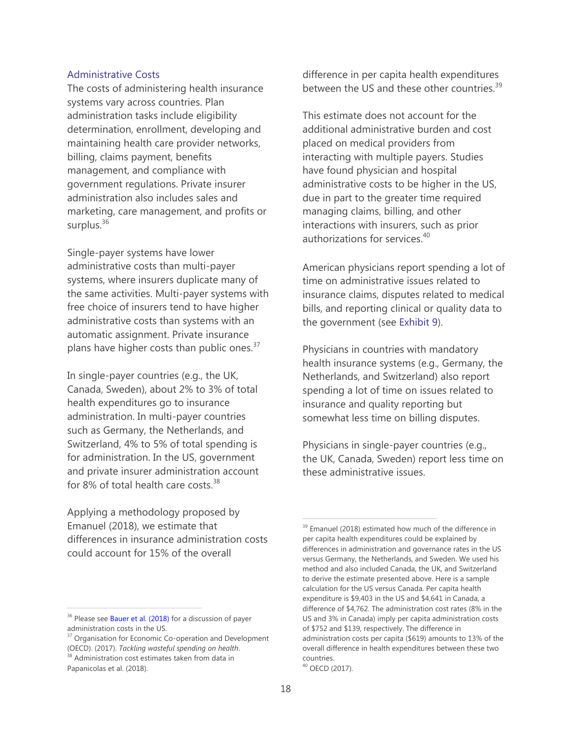### Administrative Costs

The costs of administering health insurance systems vary across countries. Plan administration tasks include eligibility determination, enrollment, developing and maintaining health care provider networks, billing, claims payment, benefits management, and compliance with government regulations. Private insurer administration also includes sales and marketing, care management, and profits or surplus.[36]

Single-payer systems have lower administrative costs than multi-payer systems, where insurers duplicate many of the same activities. Multi-payer systems with free choice of insurers tend to have higher administrative costs than systems with an automatic assignment. Private insurance plans have higher costs than public ones.[37]

In single-payer countries (e.g., the UK, Canada, Sweden), about 2% to 3% of total health expenditures go to insurance administration. In multi-payer countries such as Germany, the Netherlands, and Switzerland, 4% to 5% of total spending is for administration. In the US, government and private insurer administration account for 8% of total health care costs.[38]

Applying a methodology proposed by Emanuel (2018), we estimate that differences in insurance administration costs could account for 15% of the overall difference in per capita health expenditures between the US and these other countries.[39]

This estimate does not account for the additional administrative burden and cost placed on medical providers from interacting with multiple payers. Studies have found physician and hospital administrative costs to be higher in the US, due in part to the greater time required managing claims, billing, and other interactions with insurers, such as prior authorizations for services.[40]

American physicians report spending a lot of time on administrative issues related to insurance claims, disputes related to medical bills, and reporting clinical or quality data to the government (see Exhibit 9).

Physicians in countries with mandatory health insurance systems (e.g., Germany, the Netherlands, and Switzerland) also report spending a lot of time on issues related to insurance and quality reporting but somewhat less time on billing disputes.

Physicians in single-payer countries (e.g., the UK, Canada, Sweden) report less time on these administrative issues.

---

[36] Please see Bauer et al. (2018) for a discussion of payer administration costs in the US.

[37] Organisation for Economic Co-operation and Development (OECD). (2017). *Tackling wasteful spending on health*.

[38] Administration cost estimates taken from data in Papanicolas et al. (2018).

[39] Emanuel (2018) estimated how much of the difference in per capita health expenditures could be explained by differences in administration and governance rates in the US versus Germany, the Netherlands, and Sweden. We used his method and also included Canada, the UK, and Switzerland to derive the estimate presented above. Here is a sample calculation for the US versus Canada. Per capita health expenditure is $9,403 in the US and $4,641 in Canada, a difference of $4,762. The administration cost rates (8% in the US and 3% in Canada) imply per capita administration costs of $752 and $139, respectively. The difference in administration costs per capita ($619) amounts to 13% of the overall difference in health expenditures between these two countries.

[40] OECD (2017).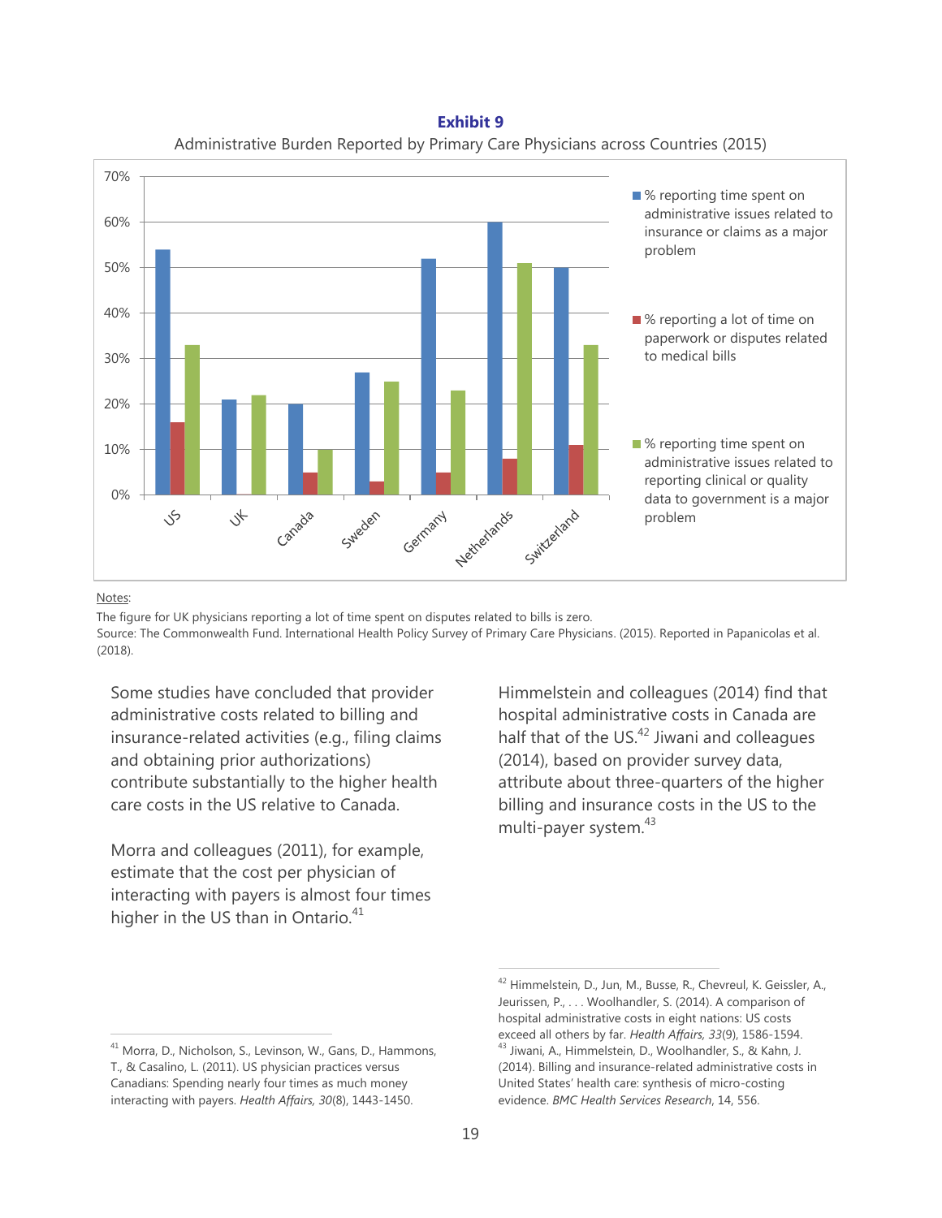**Exhibit 9**

Administrative Burden Reported by Primary Care Physicians across Countries (2015)

| Country | % reporting time spent on administrative issues related to insurance or claims as a major problem | % reporting a lot of time on paperwork or disputes related to medical bills | % reporting time spent on administrative issues related to reporting clinical or quality data to government is a major problem |
|---|---|---|---|
| US | 54% | 16% | 33% |
| UK | 21% | 0% | 22% |
| Canada | 20% | 5% | 10% |
| Sweden | 27% | 3% | 25% |
| Germany | 52% | 5% | 23% |
| Netherlands | 60% | 8% | 51% |
| Switzerland | 50% | 11% | 33% |

Notes:

The figure for UK physicians reporting a lot of time spent on disputes related to bills is zero.

Source: The Commonwealth Fund. International Health Policy Survey of Primary Care Physicians. (2015). Reported in Papanicolas et al. (2018).

Some studies have concluded that provider administrative costs related to billing and insurance-related activities (e.g., filing claims and obtaining prior authorizations) contribute substantially to the higher health care costs in the US relative to Canada.

Morra and colleagues (2011), for example, estimate that the cost per physician of interacting with payers is almost four times higher in the US than in Ontario.[41]

Himmelstein and colleagues (2014) find that hospital administrative costs in Canada are half that of the US.[42] Jiwani and colleagues (2014), based on provider survey data, attribute about three-quarters of the higher billing and insurance costs in the US to the multi-payer system.[43]

[41] Morra, D., Nicholson, S., Levinson, W., Gans, D., Hammons, T., & Casalino, L. (2011). US physician practices versus Canadians: Spending nearly four times as much money interacting with payers. *Health Affairs, 30*(8), 1443-1450.

[42] Himmelstein, D., Jun, M., Busse, R., Chevreul, K. Geissler, A., Jeurissen, P., . . . Woolhandler, S. (2014). A comparison of hospital administrative costs in eight nations: US costs exceed all others by far. *Health Affairs, 33*(9), 1586-1594.

[43] Jiwani, A., Himmelstein, D., Woolhandler, S., & Kahn, J. (2014). Billing and insurance-related administrative costs in United States' health care: synthesis of micro-costing evidence. *BMC Health Services Research*, 14, 556.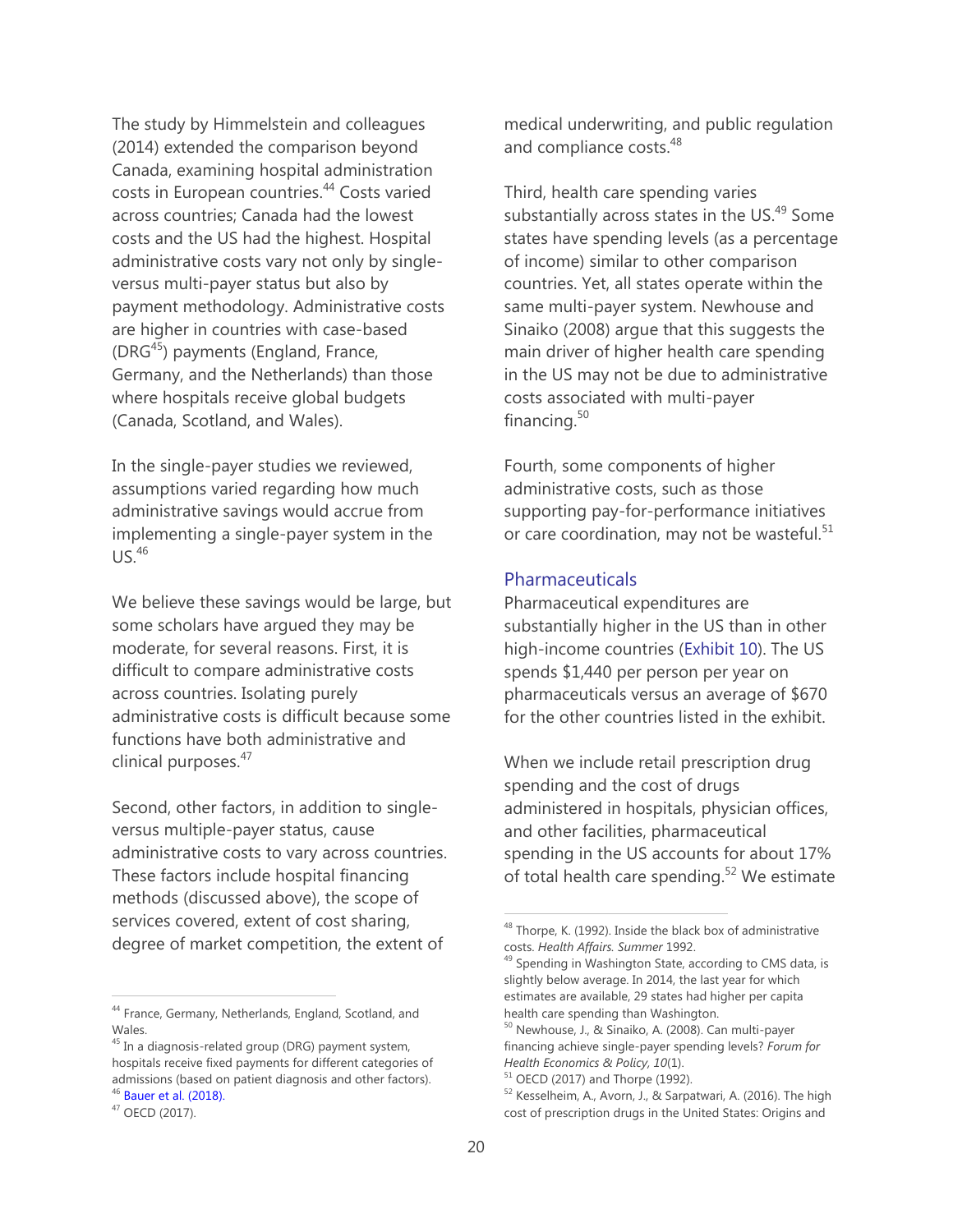The study by Himmelstein and colleagues (2014) extended the comparison beyond Canada, examining hospital administration costs in European countries.[44] Costs varied across countries; Canada had the lowest costs and the US had the highest. Hospital administrative costs vary not only by single- versus multi-payer status but also by payment methodology. Administrative costs are higher in countries with case-based (DRG[45]) payments (England, France, Germany, and the Netherlands) than those where hospitals receive global budgets (Canada, Scotland, and Wales).

In the single-payer studies we reviewed, assumptions varied regarding how much administrative savings would accrue from implementing a single-payer system in the US.[46]

We believe these savings would be large, but some scholars have argued they may be moderate, for several reasons. First, it is difficult to compare administrative costs across countries. Isolating purely administrative costs is difficult because some functions have both administrative and clinical purposes.[47]

Second, other factors, in addition to single- versus multiple-payer status, cause administrative costs to vary across countries. These factors include hospital financing methods (discussed above), the scope of services covered, extent of cost sharing, degree of market competition, the extent of medical underwriting, and public regulation and compliance costs.[48]

Third, health care spending varies substantially across states in the US.[49] Some states have spending levels (as a percentage of income) similar to other comparison countries. Yet, all states operate within the same multi-payer system. Newhouse and Sinaiko (2008) argue that this suggests the main driver of higher health care spending in the US may not be due to administrative costs associated with multi-payer financing.[50]

Fourth, some components of higher administrative costs, such as those supporting pay-for-performance initiatives or care coordination, may not be wasteful.[51]

## Pharmaceuticals

Pharmaceutical expenditures are substantially higher in the US than in other high-income countries (Exhibit 10). The US spends $1,440 per person per year on pharmaceuticals versus an average of $670 for the other countries listed in the exhibit.

When we include retail prescription drug spending and the cost of drugs administered in hospitals, physician offices, and other facilities, pharmaceutical spending in the US accounts for about 17% of total health care spending.[52] We estimate

---

[44] France, Germany, Netherlands, England, Scotland, and Wales.

[45] In a diagnosis-related group (DRG) payment system, hospitals receive fixed payments for different categories of admissions (based on patient diagnosis and other factors).

[46] Bauer et al. (2018).

[47] OECD (2017).

[48] Thorpe, K. (1992). Inside the black box of administrative costs. *Health Affairs. Summer* 1992.

[49] Spending in Washington State, according to CMS data, is slightly below average. In 2014, the last year for which estimates are available, 29 states had higher per capita health care spending than Washington.

[50] Newhouse, J., & Sinaiko, A. (2008). Can multi-payer financing achieve single-payer spending levels? *Forum for Health Economics & Policy, 10*(1).

[51] OECD (2017) and Thorpe (1992).

[52] Kesselheim, A., Avorn, J., & Sarpatwari, A. (2016). The high cost of prescription drugs in the United States: Origins and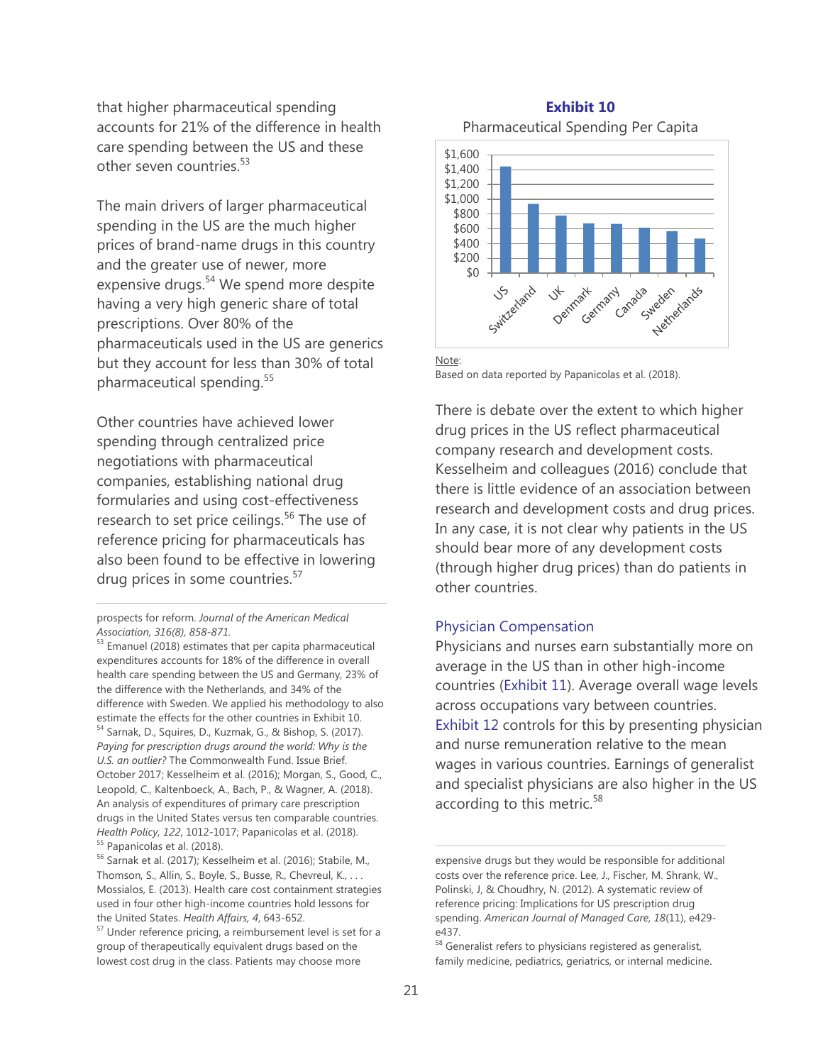that higher pharmaceutical spending accounts for 21% of the difference in health care spending between the US and these other seven countries.[53]

The main drivers of larger pharmaceutical spending in the US are the much higher prices of brand-name drugs in this country and the greater use of newer, more expensive drugs.[54] We spend more despite having a very high generic share of total prescriptions. Over 80% of the pharmaceuticals used in the US are generics but they account for less than 30% of total pharmaceutical spending.[55]

Other countries have achieved lower spending through centralized price negotiations with pharmaceutical companies, establishing national drug formularies and using cost-effectiveness research to set price ceilings.[56] The use of reference pricing for pharmaceuticals has also been found to be effective in lowering drug prices in some countries.[57]

**Exhibit 10**

Pharmaceutical Spending Per Capita

Note:
Based on data reported by Papanicolas et al. (2018).

There is debate over the extent to which higher drug prices in the US reflect pharmaceutical company research and development costs. Kesselheim and colleagues (2016) conclude that there is little evidence of an association between research and development costs and drug prices. In any case, it is not clear why patients in the US should bear more of any development costs (through higher drug prices) than do patients in other countries.

### Physician Compensation

Physicians and nurses earn substantially more on average in the US than in other high-income countries (Exhibit 11). Average overall wage levels across occupations vary between countries. Exhibit 12 controls for this by presenting physician and nurse remuneration relative to the mean wages in various countries. Earnings of generalist and specialist physicians are also higher in the US according to this metric.[58]

---

prospects for reform. *Journal of the American Medical Association, 316(8), 858-871.*

[53] Emanuel (2018) estimates that per capita pharmaceutical expenditures accounts for 18% of the difference in overall health care spending between the US and Germany, 23% of the difference with the Netherlands, and 34% of the difference with Sweden. We applied his methodology to also estimate the effects for the other countries in Exhibit 10.

[54] Sarnak, D., Squires, D., Kuzmak, G., & Bishop, S. (2017). *Paying for prescription drugs around the world: Why is the U.S. an outlier?* The Commonwealth Fund. Issue Brief. October 2017; Kesselheim et al. (2016); Morgan, S., Good, C., Leopold, C., Kaltenboeck, A., Bach, P., & Wagner, A. (2018). An analysis of expenditures of primary care prescription drugs in the United States versus ten comparable countries. *Health Policy, 122*, 1012-1017; Papanicolas et al. (2018).

[55] Papanicolas et al. (2018).

[56] Sarnak et al. (2017); Kesselheim et al. (2016); Stabile, M., Thomson, S., Allin, S., Boyle, S., Busse, R., Chevreul, K., . . . Mossialos, E. (2013). Health care cost containment strategies used in four other high-income countries hold lessons for the United States. *Health Affairs, 4*, 643-652.

[57] Under reference pricing, a reimbursement level is set for a group of therapeutically equivalent drugs based on the lowest cost drug in the class. Patients may choose more expensive drugs but they would be responsible for additional costs over the reference price. Lee, J., Fischer, M. Shrank, W., Polinski, J, & Choudhry, N. (2012). A systematic review of reference pricing: Implications for US prescription drug spending. *American Journal of Managed Care, 18*(11), e429-e437.

[58] Generalist refers to physicians registered as generalist, family medicine, pediatrics, geriatrics, or internal medicine.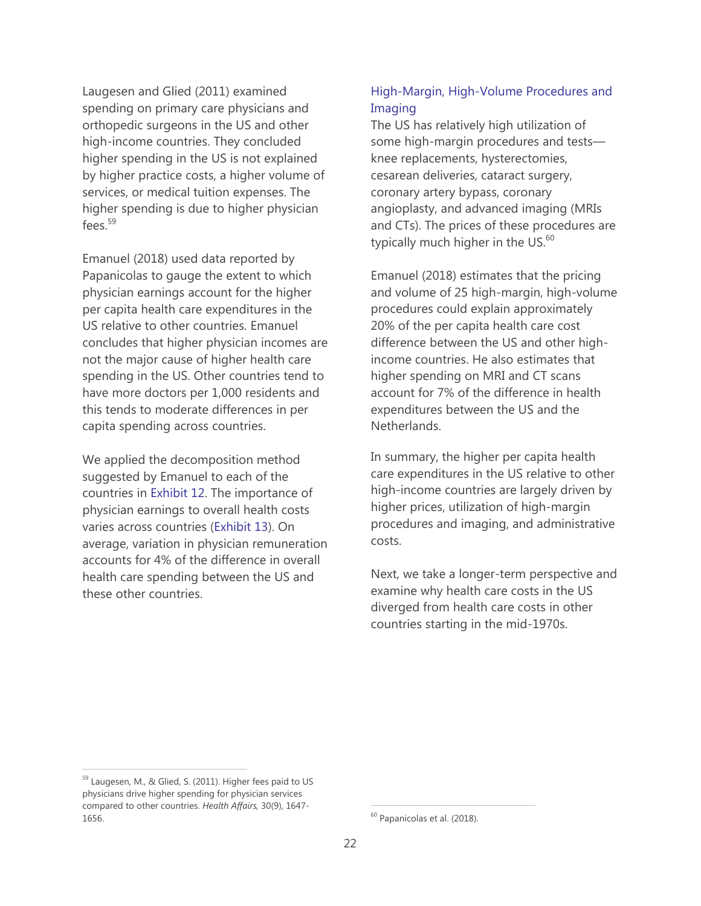Laugesen and Glied (2011) examined spending on primary care physicians and orthopedic surgeons in the US and other high-income countries. They concluded higher spending in the US is not explained by higher practice costs, a higher volume of services, or medical tuition expenses. The higher spending is due to higher physician fees.[59]

Emanuel (2018) used data reported by Papanicolas to gauge the extent to which physician earnings account for the higher per capita health care expenditures in the US relative to other countries. Emanuel concludes that higher physician incomes are not the major cause of higher health care spending in the US. Other countries tend to have more doctors per 1,000 residents and this tends to moderate differences in per capita spending across countries.

We applied the decomposition method suggested by Emanuel to each of the countries in Exhibit 12. The importance of physician earnings to overall health costs varies across countries (Exhibit 13). On average, variation in physician remuneration accounts for 4% of the difference in overall health care spending between the US and these other countries.

### High-Margin, High-Volume Procedures and Imaging

The US has relatively high utilization of some high-margin procedures and tests—knee replacements, hysterectomies, cesarean deliveries, cataract surgery, coronary artery bypass, coronary angioplasty, and advanced imaging (MRIs and CTs). The prices of these procedures are typically much higher in the US.[60]

Emanuel (2018) estimates that the pricing and volume of 25 high-margin, high-volume procedures could explain approximately 20% of the per capita health care cost difference between the US and other high-income countries. He also estimates that higher spending on MRI and CT scans account for 7% of the difference in health expenditures between the US and the Netherlands.

In summary, the higher per capita health care expenditures in the US relative to other high-income countries are largely driven by higher prices, utilization of high-margin procedures and imaging, and administrative costs.

Next, we take a longer-term perspective and examine why health care costs in the US diverged from health care costs in other countries starting in the mid-1970s.

---

[59] Laugesen, M., & Glied, S. (2011). Higher fees paid to US physicians drive higher spending for physician services compared to other countries. *Health Affairs,* 30(9), 1647-1656.

[60] Papanicolas et al. (2018).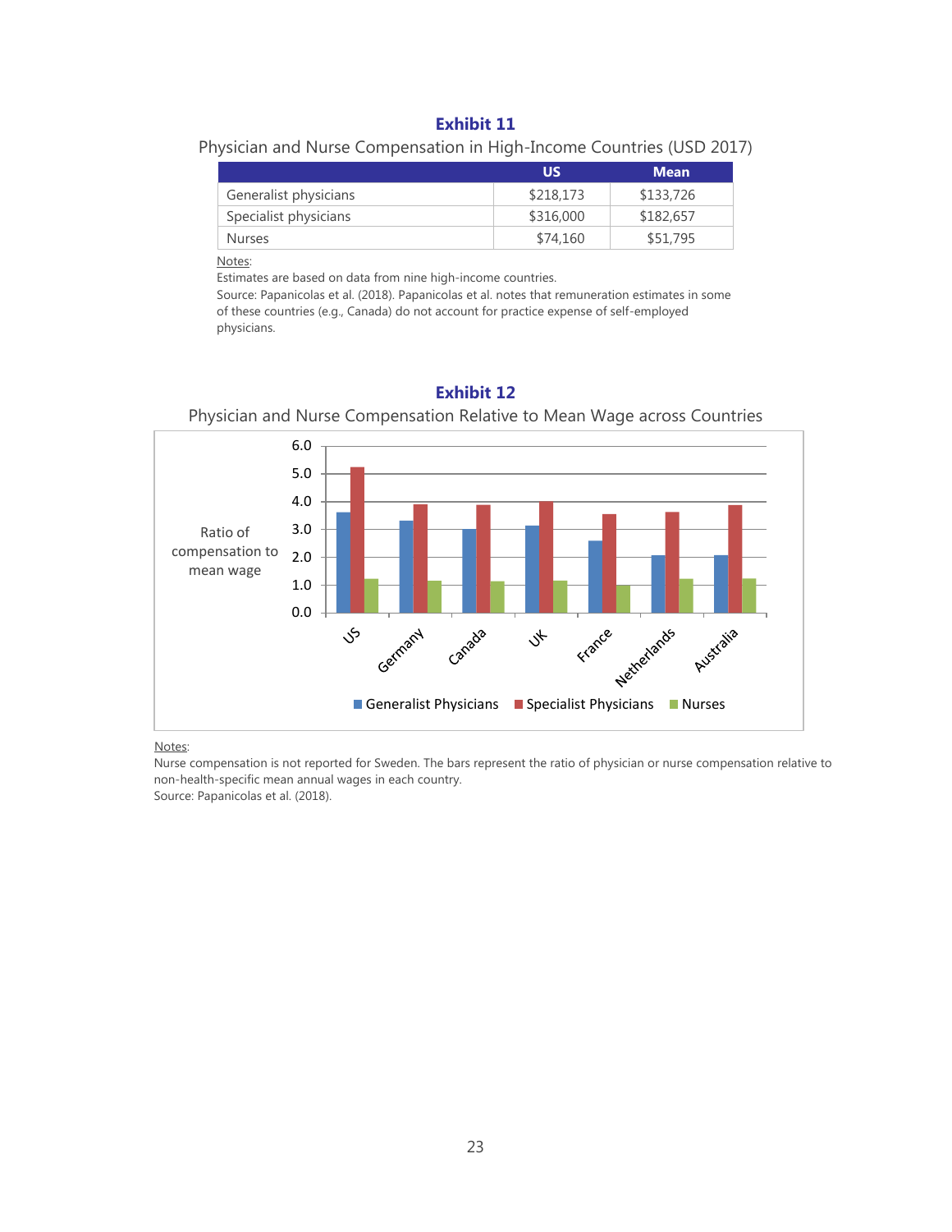**Exhibit 11**

Physician and Nurse Compensation in High-Income Countries (USD 2017)

| | US | Mean |
|---|---|---|
| Generalist physicians | $218,173 | $133,726 |
| Specialist physicians | $316,000 | $182,657 |
| Nurses | $74,160 | $51,795 |

Notes:
Estimates are based on data from nine high-income countries.
Source: Papanicolas et al. (2018). Papanicolas et al. notes that remuneration estimates in some of these countries (e.g., Canada) do not account for practice expense of self-employed physicians.

**Exhibit 12**

Physician and Nurse Compensation Relative to Mean Wage across Countries

Notes:
Nurse compensation is not reported for Sweden. The bars represent the ratio of physician or nurse compensation relative to non-health-specific mean annual wages in each country.
Source: Papanicolas et al. (2018).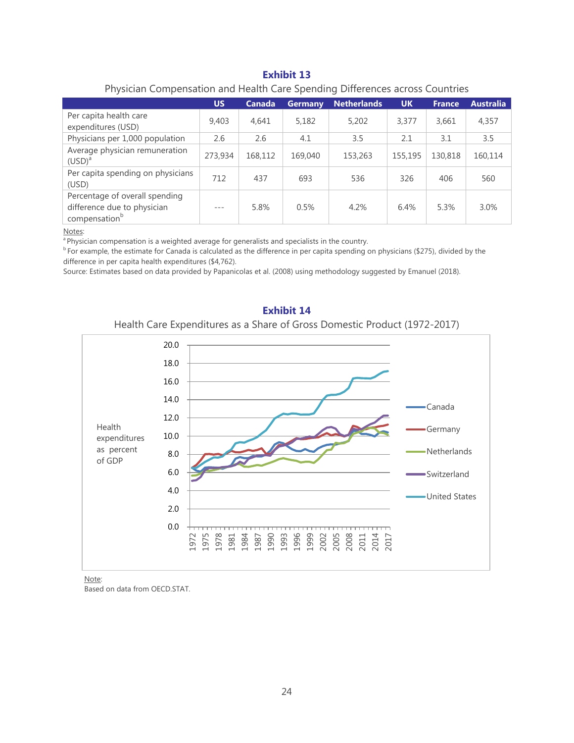**Exhibit 13**

Physician Compensation and Health Care Spending Differences across Countries

| | US | Canada | Germany | Netherlands | UK | France | Australia |
|---|---|---|---|---|---|---|---|
| Per capita health care expenditures (USD) | 9,403 | 4,641 | 5,182 | 5,202 | 3,377 | 3,661 | 4,357 |
| Physicians per 1,000 population | 2.6 | 2.6 | 4.1 | 3.5 | 2.1 | 3.1 | 3.5 |
| Average physician remuneration (USD)[a] | 273,934 | 168,112 | 169,040 | 153,263 | 155,195 | 130,818 | 160,114 |
| Per capita spending on physicians (USD) | 712 | 437 | 693 | 536 | 326 | 406 | 560 |
| Percentage of overall spending difference due to physician compensation[b] | --- | 5.8% | 0.5% | 4.2% | 6.4% | 5.3% | 3.0% |

Notes:

[a] Physician compensation is a weighted average for generalists and specialists in the country.

[b] For example, the estimate for Canada is calculated as the difference in per capita spending on physicians ($275), divided by the difference in per capita health expenditures ($4,762).

Source: Estimates based on data provided by Papanicolas et al. (2008) using methodology suggested by Emanuel (2018).

**Exhibit 14**

Health Care Expenditures as a Share of Gross Domestic Product (1972-2017)

Note:

Based on data from OECD.STAT.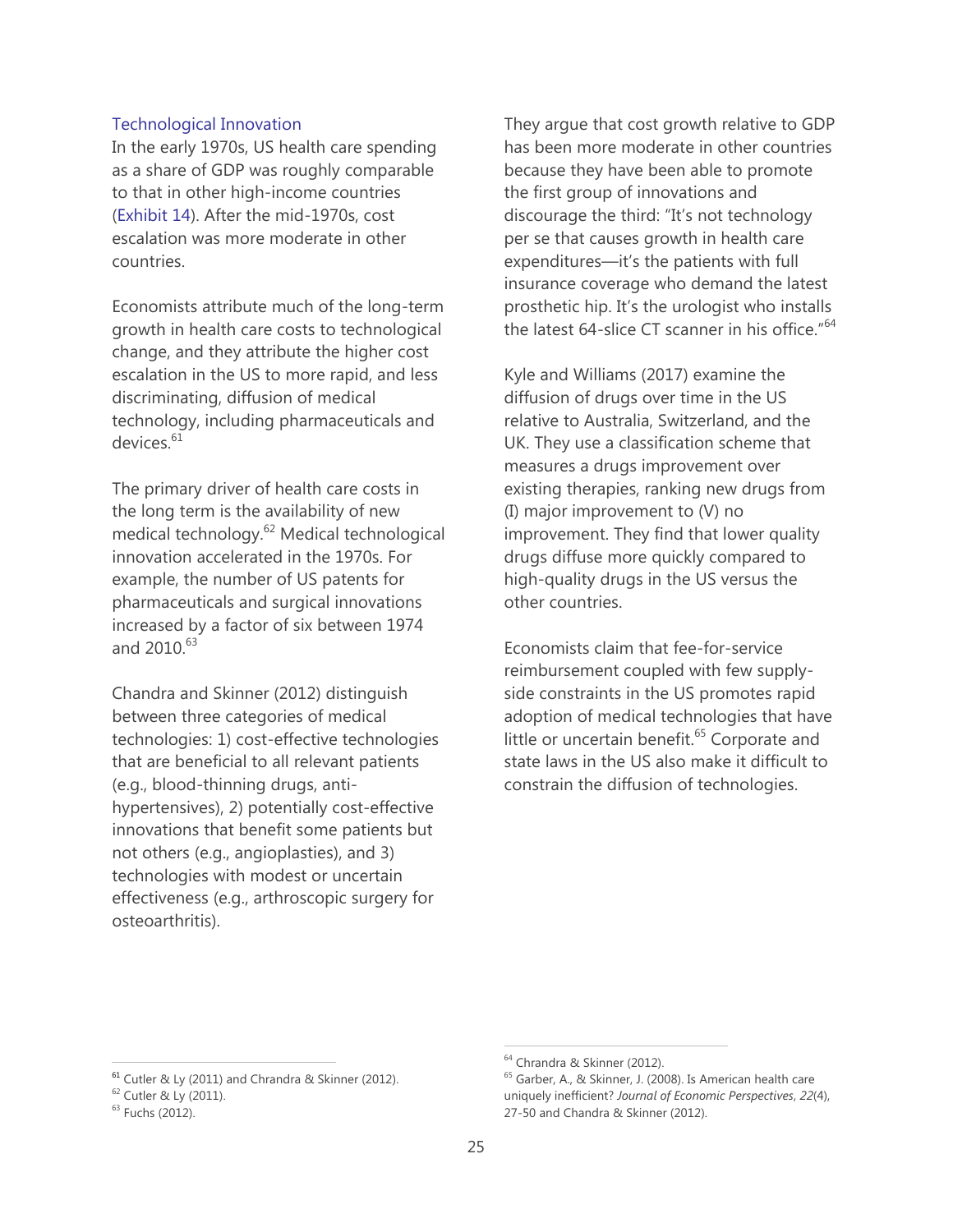### Technological Innovation

In the early 1970s, US health care spending as a share of GDP was roughly comparable to that in other high-income countries (Exhibit 14). After the mid-1970s, cost escalation was more moderate in other countries.

Economists attribute much of the long-term growth in health care costs to technological change, and they attribute the higher cost escalation in the US to more rapid, and less discriminating, diffusion of medical technology, including pharmaceuticals and devices.[61]

The primary driver of health care costs in the long term is the availability of new medical technology.[62] Medical technological innovation accelerated in the 1970s. For example, the number of US patents for pharmaceuticals and surgical innovations increased by a factor of six between 1974 and 2010.[63]

Chandra and Skinner (2012) distinguish between three categories of medical technologies: 1) cost-effective technologies that are beneficial to all relevant patients (e.g., blood-thinning drugs, anti-hypertensives), 2) potentially cost-effective innovations that benefit some patients but not others (e.g., angioplasties), and 3) technologies with modest or uncertain effectiveness (e.g., arthroscopic surgery for osteoarthritis).

They argue that cost growth relative to GDP has been more moderate in other countries because they have been able to promote the first group of innovations and discourage the third: "It's not technology per se that causes growth in health care expenditures—it's the patients with full insurance coverage who demand the latest prosthetic hip. It's the urologist who installs the latest 64-slice CT scanner in his office."[64]

Kyle and Williams (2017) examine the diffusion of drugs over time in the US relative to Australia, Switzerland, and the UK. They use a classification scheme that measures a drugs improvement over existing therapies, ranking new drugs from (I) major improvement to (V) no improvement. They find that lower quality drugs diffuse more quickly compared to high-quality drugs in the US versus the other countries.

Economists claim that fee-for-service reimbursement coupled with few supply-side constraints in the US promotes rapid adoption of medical technologies that have little or uncertain benefit.[65] Corporate and state laws in the US also make it difficult to constrain the diffusion of technologies.

---

[61] Cutler & Ly (2011) and Chrandra & Skinner (2012).

[62] Cutler & Ly (2011).

[63] Fuchs (2012).

[64] Chrandra & Skinner (2012).

[65] Garber, A., & Skinner, J. (2008). Is American health care uniquely inefficient? *Journal of Economic Perspectives*, *22*(4), 27-50 and Chandra & Skinner (2012).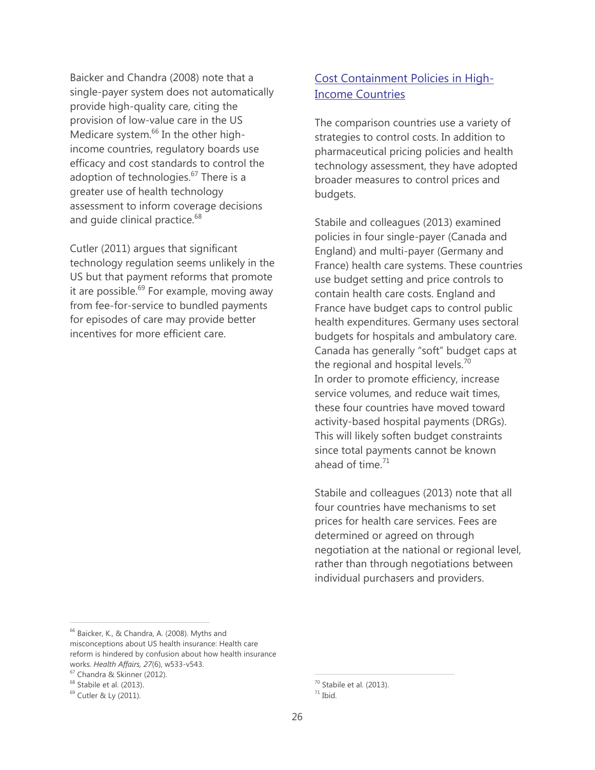Baicker and Chandra (2008) note that a single-payer system does not automatically provide high-quality care, citing the provision of low-value care in the US Medicare system.[66] In the other high-income countries, regulatory boards use efficacy and cost standards to control the adoption of technologies.[67] There is a greater use of health technology assessment to inform coverage decisions and guide clinical practice.[68]

Cutler (2011) argues that significant technology regulation seems unlikely in the US but that payment reforms that promote it are possible.[69] For example, moving away from fee-for-service to bundled payments for episodes of care may provide better incentives for more efficient care.

## Cost Containment Policies in High-Income Countries

The comparison countries use a variety of strategies to control costs. In addition to pharmaceutical pricing policies and health technology assessment, they have adopted broader measures to control prices and budgets.

Stabile and colleagues (2013) examined policies in four single-payer (Canada and England) and multi-payer (Germany and France) health care systems. These countries use budget setting and price controls to contain health care costs. England and France have budget caps to control public health expenditures. Germany uses sectoral budgets for hospitals and ambulatory care. Canada has generally "soft" budget caps at the regional and hospital levels.[70]
In order to promote efficiency, increase service volumes, and reduce wait times, these four countries have moved toward activity-based hospital payments (DRGs). This will likely soften budget constraints since total payments cannot be known ahead of time.[71]

Stabile and colleagues (2013) note that all four countries have mechanisms to set prices for health care services. Fees are determined or agreed on through negotiation at the national or regional level, rather than through negotiations between individual purchasers and providers.

---

[66] Baicker, K., & Chandra, A. (2008). Myths and misconceptions about US health insurance: Health care reform is hindered by confusion about how health insurance works. *Health Affairs, 27*(6), w533-v543.

[67] Chandra & Skinner (2012).

[68] Stabile et al. (2013).

[69] Cutler & Ly (2011).

[70] Stabile et al. (2013).

[71] Ibid.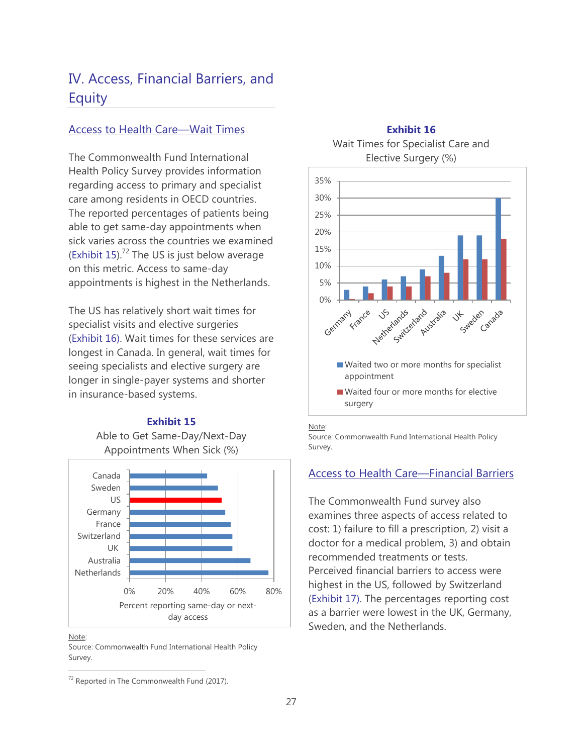# IV. Access, Financial Barriers, and Equity

## Access to Health Care—Wait Times

The Commonwealth Fund International Health Policy Survey provides information regarding access to primary and specialist care among residents in OECD countries. The reported percentages of patients being able to get same-day appointments when sick varies across the countries we examined (Exhibit 15).[72] The US is just below average on this metric. Access to same-day appointments is highest in the Netherlands.

The US has relatively short wait times for specialist visits and elective surgeries (Exhibit 16). Wait times for these services are longest in Canada. In general, wait times for seeing specialists and elective surgery are longer in single-payer systems and shorter in insurance-based systems.

**Exhibit 15**

Able to Get Same-Day/Next-Day Appointments When Sick (%)

Note:
Source: Commonwealth Fund International Health Policy Survey.

[72] Reported in The Commonwealth Fund (2017).

**Exhibit 16**

Wait Times for Specialist Care and Elective Surgery (%)

Note:
Source: Commonwealth Fund International Health Policy Survey.

## Access to Health Care—Financial Barriers

The Commonwealth Fund survey also examines three aspects of access related to cost: 1) failure to fill a prescription, 2) visit a doctor for a medical problem, 3) and obtain recommended treatments or tests. Perceived financial barriers to access were highest in the US, followed by Switzerland (Exhibit 17). The percentages reporting cost as a barrier were lowest in the UK, Germany, Sweden, and the Netherlands.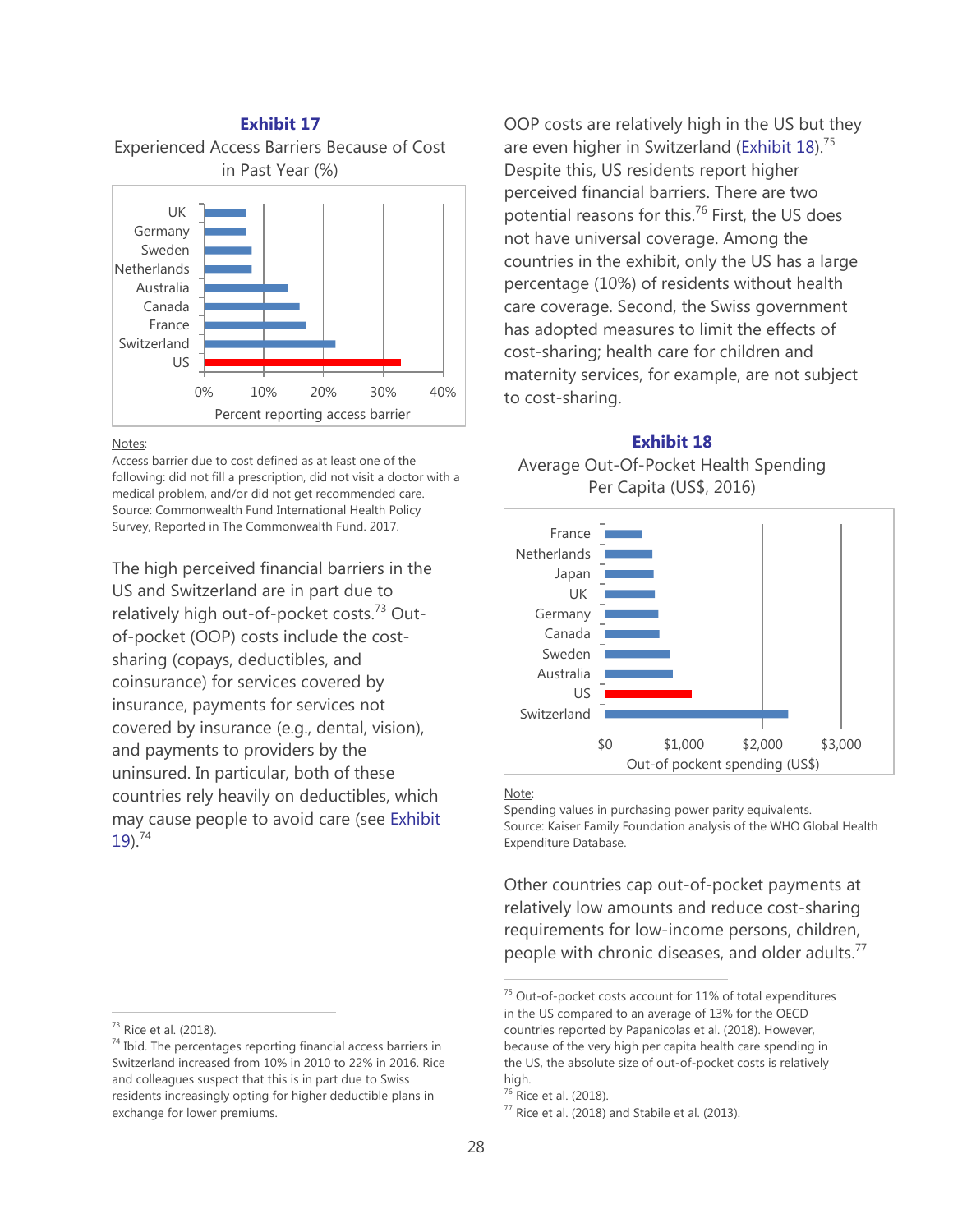**Exhibit 17**

Experienced Access Barriers Because of Cost in Past Year (%)

Notes:
Access barrier due to cost defined as at least one of the following: did not fill a prescription, did not visit a doctor with a medical problem, and/or did not get recommended care.
Source: Commonwealth Fund International Health Policy Survey, Reported in The Commonwealth Fund. 2017.

The high perceived financial barriers in the US and Switzerland are in part due to relatively high out-of-pocket costs.[73] Out-of-pocket (OOP) costs include the cost-sharing (copays, deductibles, and coinsurance) for services covered by insurance, payments for services not covered by insurance (e.g., dental, vision), and payments to providers by the uninsured. In particular, both of these countries rely heavily on deductibles, which may cause people to avoid care (see Exhibit 19).[74]

OOP costs are relatively high in the US but they are even higher in Switzerland (Exhibit 18).[75] Despite this, US residents report higher perceived financial barriers. There are two potential reasons for this.[76] First, the US does not have universal coverage. Among the countries in the exhibit, only the US has a large percentage (10%) of residents without health care coverage. Second, the Swiss government has adopted measures to limit the effects of cost-sharing; health care for children and maternity services, for example, are not subject to cost-sharing.

**Exhibit 18**

Average Out-Of-Pocket Health Spending Per Capita (US$, 2016)

Note:
Spending values in purchasing power parity equivalents.
Source: Kaiser Family Foundation analysis of the WHO Global Health Expenditure Database.

Other countries cap out-of-pocket payments at relatively low amounts and reduce cost-sharing requirements for low-income persons, children, people with chronic diseases, and older adults.[77]

---

[73] Rice et al. (2018).

[74] Ibid. The percentages reporting financial access barriers in Switzerland increased from 10% in 2010 to 22% in 2016. Rice and colleagues suspect that this is in part due to Swiss residents increasingly opting for higher deductible plans in exchange for lower premiums.

[75] Out-of-pocket costs account for 11% of total expenditures in the US compared to an average of 13% for the OECD countries reported by Papanicolas et al. (2018). However, because of the very high per capita health care spending in the US, the absolute size of out-of-pocket costs is relatively high.

[76] Rice et al. (2018).

[77] Rice et al. (2018) and Stabile et al. (2013).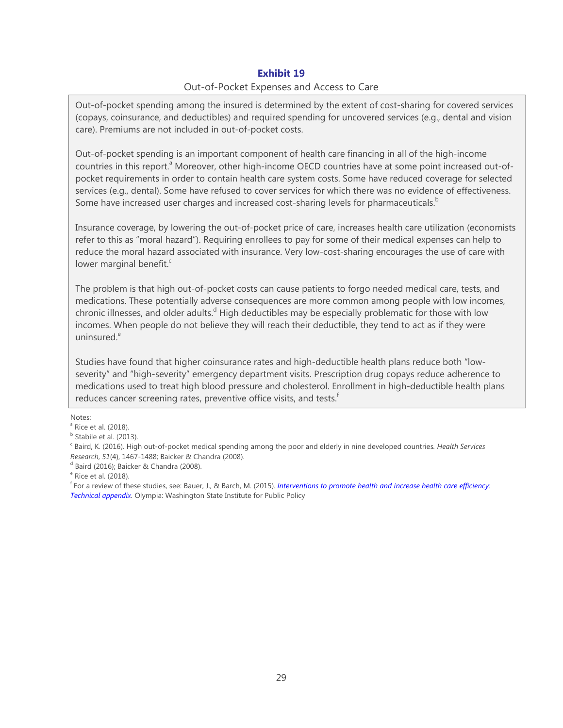**Exhibit 19**

Out-of-Pocket Expenses and Access to Care

Out-of-pocket spending among the insured is determined by the extent of cost-sharing for covered services (copays, coinsurance, and deductibles) and required spending for uncovered services (e.g., dental and vision care). Premiums are not included in out-of-pocket costs.

Out-of-pocket spending is an important component of health care financing in all of the high-income countries in this report.[a] Moreover, other high-income OECD countries have at some point increased out-of-pocket requirements in order to contain health care system costs. Some have reduced coverage for selected services (e.g., dental). Some have refused to cover services for which there was no evidence of effectiveness. Some have increased user charges and increased cost-sharing levels for pharmaceuticals.[b]

Insurance coverage, by lowering the out-of-pocket price of care, increases health care utilization (economists refer to this as "moral hazard"). Requiring enrollees to pay for some of their medical expenses can help to reduce the moral hazard associated with insurance. Very low-cost-sharing encourages the use of care with lower marginal benefit.[c]

The problem is that high out-of-pocket costs can cause patients to forgo needed medical care, tests, and medications. These potentially adverse consequences are more common among people with low incomes, chronic illnesses, and older adults.[d] High deductibles may be especially problematic for those with low incomes. When people do not believe they will reach their deductible, they tend to act as if they were uninsured.[e]

Studies have found that higher coinsurance rates and high-deductible health plans reduce both "low-severity" and "high-severity" emergency department visits. Prescription drug copays reduce adherence to medications used to treat high blood pressure and cholesterol. Enrollment in high-deductible health plans reduces cancer screening rates, preventive office visits, and tests.[f]

Notes:

[a] Rice et al. (2018).

[b] Stabile et al. (2013).

[c] Baird, K. (2016). High out-of-pocket medical spending among the poor and elderly in nine developed countries. *Health Services Research, 51*(4), 1467-1488; Baicker & Chandra (2008).

[d] Baird (2016); Baicker & Chandra (2008).

[e] Rice et al. (2018).

[f] For a review of these studies, see: Bauer, J., & Barch, M. (2015). *Interventions to promote health and increase health care efficiency: Technical appendix.* Olympia: Washington State Institute for Public Policy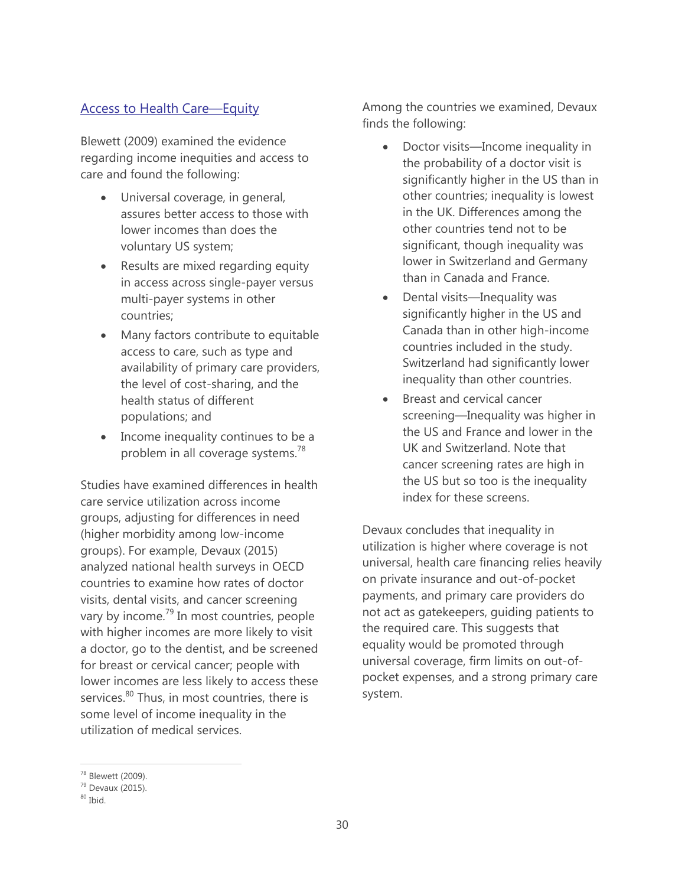## Access to Health Care—Equity

Blewett (2009) examined the evidence regarding income inequities and access to care and found the following:

- Universal coverage, in general, assures better access to those with lower incomes than does the voluntary US system;
- Results are mixed regarding equity in access across single-payer versus multi-payer systems in other countries;
- Many factors contribute to equitable access to care, such as type and availability of primary care providers, the level of cost-sharing, and the health status of different populations; and
- Income inequality continues to be a problem in all coverage systems.[78]

Studies have examined differences in health care service utilization across income groups, adjusting for differences in need (higher morbidity among low-income groups). For example, Devaux (2015) analyzed national health surveys in OECD countries to examine how rates of doctor visits, dental visits, and cancer screening vary by income.[79] In most countries, people with higher incomes are more likely to visit a doctor, go to the dentist, and be screened for breast or cervical cancer; people with lower incomes are less likely to access these services.[80] Thus, in most countries, there is some level of income inequality in the utilization of medical services.

Among the countries we examined, Devaux finds the following:

- Doctor visits—Income inequality in the probability of a doctor visit is significantly higher in the US than in other countries; inequality is lowest in the UK. Differences among the other countries tend not to be significant, though inequality was lower in Switzerland and Germany than in Canada and France.
- Dental visits—Inequality was significantly higher in the US and Canada than in other high-income countries included in the study. Switzerland had significantly lower inequality than other countries.
- Breast and cervical cancer screening—Inequality was higher in the US and France and lower in the UK and Switzerland. Note that cancer screening rates are high in the US but so too is the inequality index for these screens.

Devaux concludes that inequality in utilization is higher where coverage is not universal, health care financing relies heavily on private insurance and out-of-pocket payments, and primary care providers do not act as gatekeepers, guiding patients to the required care. This suggests that equality would be promoted through universal coverage, firm limits on out-of-pocket expenses, and a strong primary care system.

---

[78] Blewett (2009).
[79] Devaux (2015).
[80] Ibid.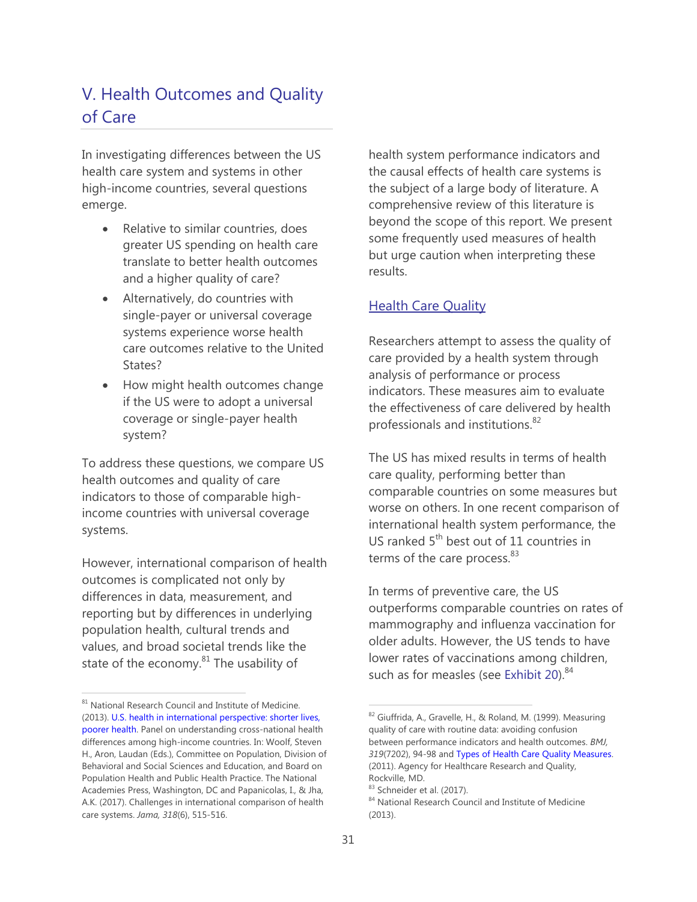## V. Health Outcomes and Quality of Care

In investigating differences between the US health care system and systems in other high-income countries, several questions emerge.

- Relative to similar countries, does greater US spending on health care translate to better health outcomes and a higher quality of care?
- Alternatively, do countries with single-payer or universal coverage systems experience worse health care outcomes relative to the United States?
- How might health outcomes change if the US were to adopt a universal coverage or single-payer health system?

To address these questions, we compare US health outcomes and quality of care indicators to those of comparable high-income countries with universal coverage systems.

However, international comparison of health outcomes is complicated not only by differences in data, measurement, and reporting but by differences in underlying population health, cultural trends and values, and broad societal trends like the state of the economy.[81] The usability of health system performance indicators and the causal effects of health care systems is the subject of a large body of literature. A comprehensive review of this literature is beyond the scope of this report. We present some frequently used measures of health but urge caution when interpreting these results.

### Health Care Quality

Researchers attempt to assess the quality of care provided by a health system through analysis of performance or process indicators. These measures aim to evaluate the effectiveness of care delivered by health professionals and institutions.[82]

The US has mixed results in terms of health care quality, performing better than comparable countries on some measures but worse on others. In one recent comparison of international health system performance, the US ranked 5th best out of 11 countries in terms of the care process.[83]

In terms of preventive care, the US outperforms comparable countries on rates of mammography and influenza vaccination for older adults. However, the US tends to have lower rates of vaccinations among children, such as for measles (see Exhibit 20).[84]

---

[81] National Research Council and Institute of Medicine. (2013). U.S. health in international perspective: shorter lives, poorer health. Panel on understanding cross-national health differences among high-income countries. In: Woolf, Steven H., Aron, Laudan (Eds.), Committee on Population, Division of Behavioral and Social Sciences and Education, and Board on Population Health and Public Health Practice. The National Academies Press, Washington, DC and Papanicolas, I., & Jha, A.K. (2017). Challenges in international comparison of health care systems. *Jama, 318*(6), 515-516.

[82] Giuffrida, A., Gravelle, H., & Roland, M. (1999). Measuring quality of care with routine data: avoiding confusion between performance indicators and health outcomes. *BMJ, 319*(7202), 94-98 and Types of Health Care Quality Measures. (2011). Agency for Healthcare Research and Quality, Rockville, MD.

[83] Schneider et al. (2017).

[84] National Research Council and Institute of Medicine (2013).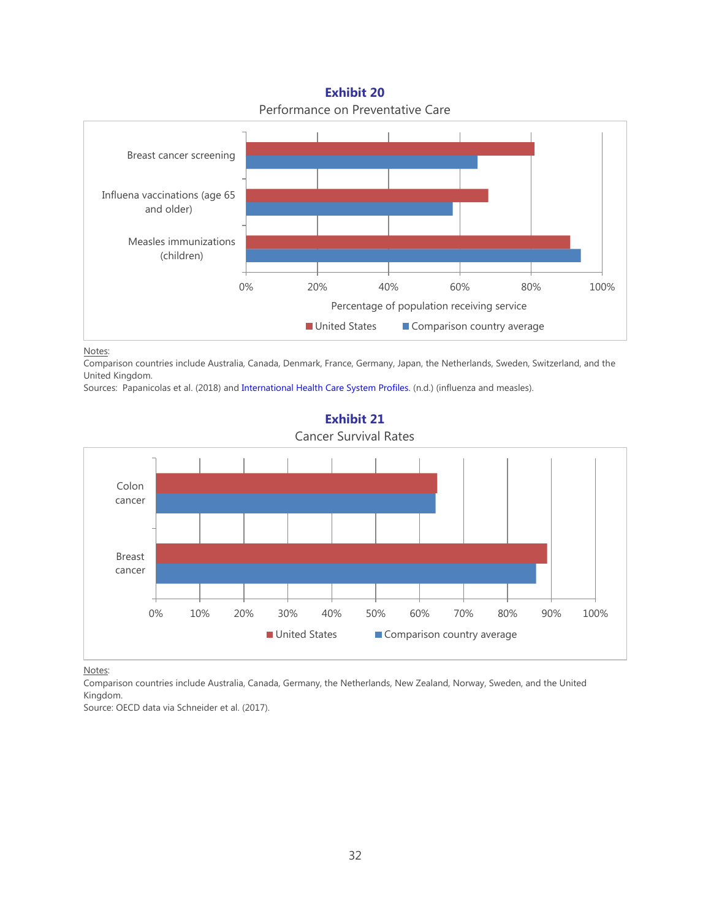**Exhibit 20**

Performance on Preventative Care

Notes:
Comparison countries include Australia, Canada, Denmark, France, Germany, Japan, the Netherlands, Sweden, Switzerland, and the United Kingdom.
Sources: Papanicolas et al. (2018) and International Health Care System Profiles. (n.d.) (influenza and measles).

**Exhibit 21**

Cancer Survival Rates

Notes:
Comparison countries include Australia, Canada, Germany, the Netherlands, New Zealand, Norway, Sweden, and the United Kingdom.
Source: OECD data via Schneider et al. (2017).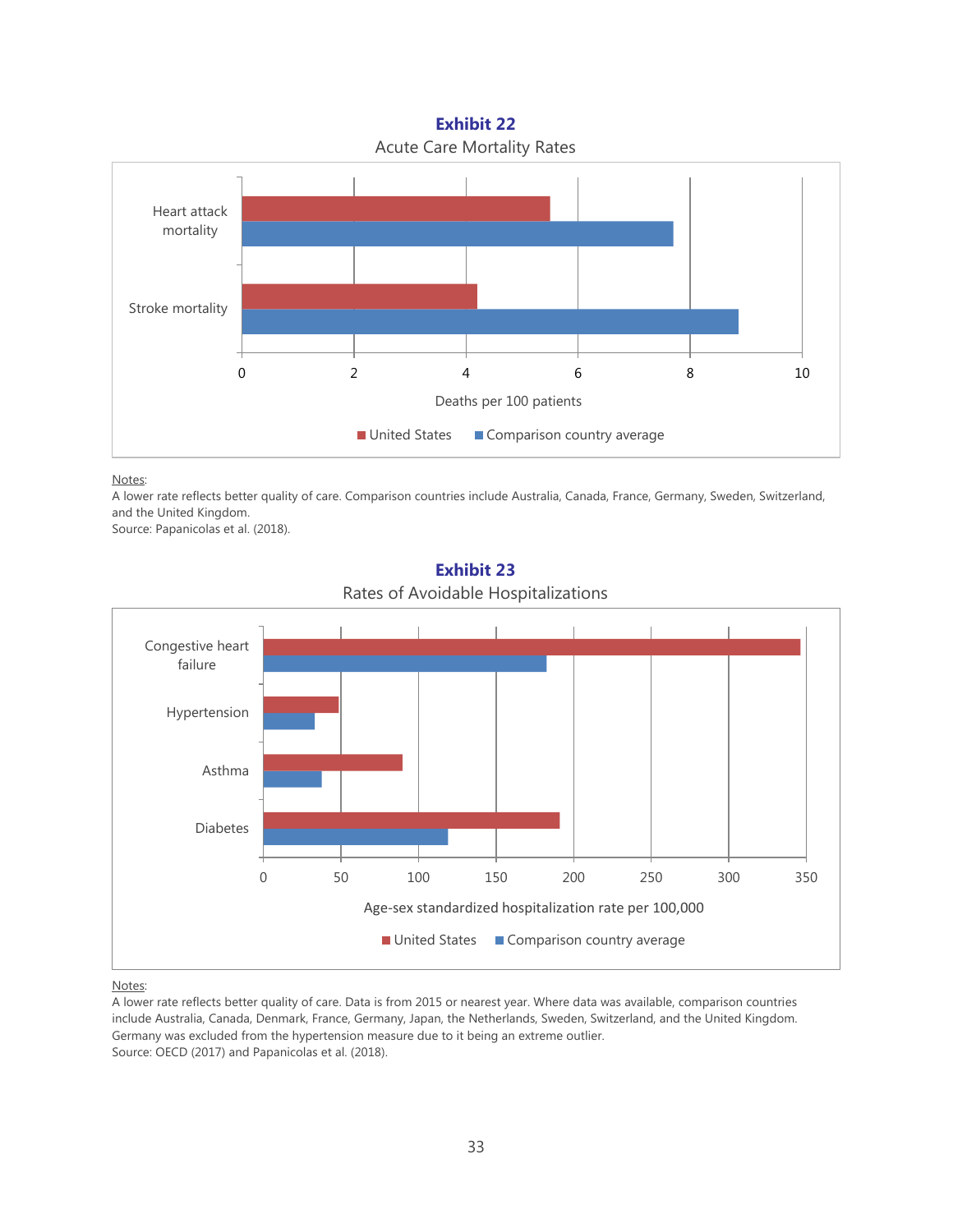**Exhibit 22**

Acute Care Mortality Rates

| | United States | Comparison country average |
|---|---|---|
| Heart attack mortality | 5.5 | 7.7 |
| Stroke mortality | 4.2 | 8.9 |

Deaths per 100 patients

Notes:

A lower rate reflects better quality of care. Comparison countries include Australia, Canada, France, Germany, Sweden, Switzerland, and the United Kingdom.

Source: Papanicolas et al. (2018).

**Exhibit 23**

Rates of Avoidable Hospitalizations

| | United States | Comparison country average |
|---|---|---|
| Congestive heart failure | 347 | 183 |
| Hypertension | 49 | 33 |
| Asthma | 90 | 38 |
| Diabetes | 191 | 119 |

Age-sex standardized hospitalization rate per 100,000

Notes:

A lower rate reflects better quality of care. Data is from 2015 or nearest year. Where data was available, comparison countries include Australia, Canada, Denmark, France, Germany, Japan, the Netherlands, Sweden, Switzerland, and the United Kingdom. Germany was excluded from the hypertension measure due to it being an extreme outlier.

Source: OECD (2017) and Papanicolas et al. (2018).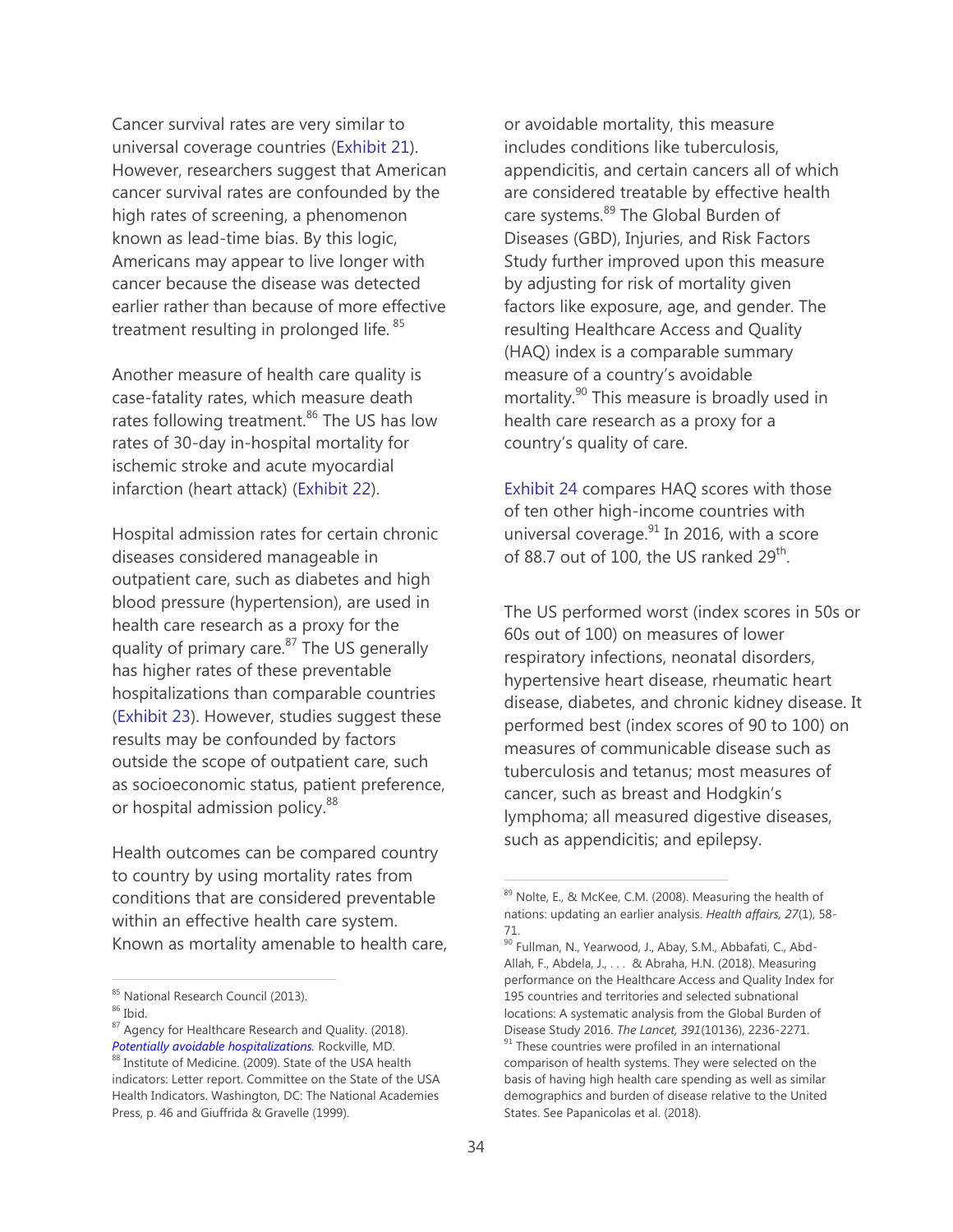Cancer survival rates are very similar to universal coverage countries (Exhibit 21). However, researchers suggest that American cancer survival rates are confounded by the high rates of screening, a phenomenon known as lead-time bias. By this logic, Americans may appear to live longer with cancer because the disease was detected earlier rather than because of more effective treatment resulting in prolonged life. [85]

Another measure of health care quality is case-fatality rates, which measure death rates following treatment.[86] The US has low rates of 30-day in-hospital mortality for ischemic stroke and acute myocardial infarction (heart attack) (Exhibit 22).

Hospital admission rates for certain chronic diseases considered manageable in outpatient care, such as diabetes and high blood pressure (hypertension), are used in health care research as a proxy for the quality of primary care.[87] The US generally has higher rates of these preventable hospitalizations than comparable countries (Exhibit 23). However, studies suggest these results may be confounded by factors outside the scope of outpatient care, such as socioeconomic status, patient preference, or hospital admission policy.[88]

Health outcomes can be compared country to country by using mortality rates from conditions that are considered preventable within an effective health care system. Known as mortality amenable to health care, or avoidable mortality, this measure includes conditions like tuberculosis, appendicitis, and certain cancers all of which are considered treatable by effective health care systems.[89] The Global Burden of Diseases (GBD), Injuries, and Risk Factors Study further improved upon this measure by adjusting for risk of mortality given factors like exposure, age, and gender. The resulting Healthcare Access and Quality (HAQ) index is a comparable summary measure of a country's avoidable mortality.[90] This measure is broadly used in health care research as a proxy for a country's quality of care.

Exhibit 24 compares HAQ scores with those of ten other high-income countries with universal coverage.[91] In 2016, with a score of 88.7 out of 100, the US ranked 29th.

The US performed worst (index scores in 50s or 60s out of 100) on measures of lower respiratory infections, neonatal disorders, hypertensive heart disease, rheumatic heart disease, diabetes, and chronic kidney disease. It performed best (index scores of 90 to 100) on measures of communicable disease such as tuberculosis and tetanus; most measures of cancer, such as breast and Hodgkin's lymphoma; all measured digestive diseases, such as appendicitis; and epilepsy.

---

[85] National Research Council (2013).

[86] Ibid.

[87] Agency for Healthcare Research and Quality. (2018). *Potentially avoidable hospitalizations.* Rockville, MD.

[88] Institute of Medicine. (2009). State of the USA health indicators: Letter report. Committee on the State of the USA Health Indicators. Washington, DC: The National Academies Press, p. 46 and Giuffrida & Gravelle (1999).

[89] Nolte, E., & McKee, C.M. (2008). Measuring the health of nations: updating an earlier analysis. *Health affairs, 27*(1), 58-71.

[90] Fullman, N., Yearwood, J., Abay, S.M., Abbafati, C., Abd-Allah, F., Abdela, J., . . . & Abraha, H.N. (2018). Measuring performance on the Healthcare Access and Quality Index for 195 countries and territories and selected subnational locations: A systematic analysis from the Global Burden of Disease Study 2016. *The Lancet, 391*(10136), 2236-2271.

[91] These countries were profiled in an international comparison of health systems. They were selected on the basis of having high health care spending as well as similar demographics and burden of disease relative to the United States. See Papanicolas et al. (2018).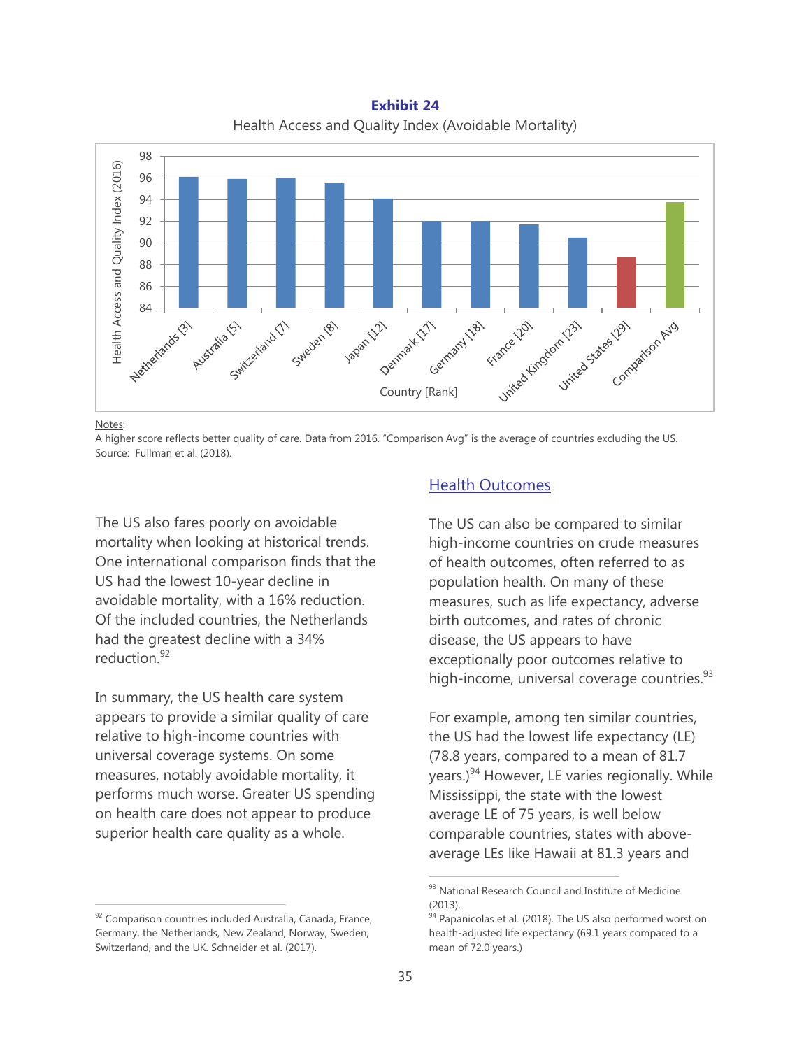**Exhibit 24**

Health Access and Quality Index (Avoidable Mortality)

| Country [Rank] | Health Access and Quality Index (2016) |
|---|---|
| Netherlands [3] | 96.1 |
| Australia [5] | 95.9 |
| Switzerland [7] | 96.0 |
| Sweden [8] | 95.5 |
| Japan [12] | 94.1 |
| Denmark [17] | 92.0 |
| Germany [18] | 92.0 |
| France [20] | 91.7 |
| United Kingdom [23] | 90.5 |
| United States [29] | 88.7 |
| Comparison Avg | 93.8 |

Notes:
A higher score reflects better quality of care. Data from 2016. "Comparison Avg" is the average of countries excluding the US.
Source: Fullman et al. (2018).

The US also fares poorly on avoidable mortality when looking at historical trends. One international comparison finds that the US had the lowest 10-year decline in avoidable mortality, with a 16% reduction. Of the included countries, the Netherlands had the greatest decline with a 34% reduction.[92]

In summary, the US health care system appears to provide a similar quality of care relative to high-income countries with universal coverage systems. On some measures, notably avoidable mortality, it performs much worse. Greater US spending on health care does not appear to produce superior health care quality as a whole.

## Health Outcomes

The US can also be compared to similar high-income countries on crude measures of health outcomes, often referred to as population health. On many of these measures, such as life expectancy, adverse birth outcomes, and rates of chronic disease, the US appears to have exceptionally poor outcomes relative to high-income, universal coverage countries.[93]

For example, among ten similar countries, the US had the lowest life expectancy (LE) (78.8 years, compared to a mean of 81.7 years.)[94] However, LE varies regionally. While Mississippi, the state with the lowest average LE of 75 years, is well below comparable countries, states with above-average LEs like Hawaii at 81.3 years and

---

[92] Comparison countries included Australia, Canada, France, Germany, the Netherlands, New Zealand, Norway, Sweden, Switzerland, and the UK. Schneider et al. (2017).

[93] National Research Council and Institute of Medicine (2013).

[94] Papanicolas et al. (2018). The US also performed worst on health-adjusted life expectancy (69.1 years compared to a mean of 72.0 years.)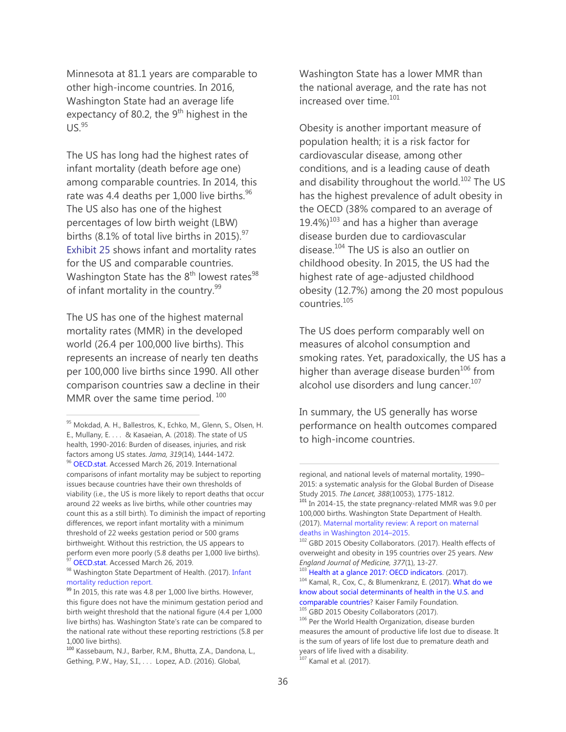Minnesota at 81.1 years are comparable to other high-income countries. In 2016, Washington State had an average life expectancy of 80.2, the 9th highest in the US.[95]

The US has long had the highest rates of infant mortality (death before age one) among comparable countries. In 2014, this rate was 4.4 deaths per 1,000 live births.[96] The US also has one of the highest percentages of low birth weight (LBW) births (8.1% of total live births in 2015).[97] Exhibit 25 shows infant and mortality rates for the US and comparable countries. Washington State has the 8th lowest rates[98] of infant mortality in the country.[99]

The US has one of the highest maternal mortality rates (MMR) in the developed world (26.4 per 100,000 live births). This represents an increase of nearly ten deaths per 100,000 live births since 1990. All other comparison countries saw a decline in their MMR over the same time period.[100]

Washington State has a lower MMR than the national average, and the rate has not increased over time.[101]

Obesity is another important measure of population health; it is a risk factor for cardiovascular disease, among other conditions, and is a leading cause of death and disability throughout the world.[102] The US has the highest prevalence of adult obesity in the OECD (38% compared to an average of 19.4%)[103] and has a higher than average disease burden due to cardiovascular disease.[104] The US is also an outlier on childhood obesity. In 2015, the US had the highest rate of age-adjusted childhood obesity (12.7%) among the 20 most populous countries.[105]

The US does perform comparably well on measures of alcohol consumption and smoking rates. Yet, paradoxically, the US has a higher than average disease burden[106] from alcohol use disorders and lung cancer.[107]

In summary, the US generally has worse performance on health outcomes compared to high-income countries.

---

[95] Mokdad, A. H., Ballestros, K., Echko, M., Glenn, S., Olsen, H. E., Mullany, E. . . . & Kasaeian, A. (2018). The state of US health, 1990-2016: Burden of diseases, injuries, and risk factors among US states. *Jama, 319*(14), 1444-1472.

[96] OECD.stat. Accessed March 26, 2019. International comparisons of infant mortality may be subject to reporting issues because countries have their own thresholds of viability (i.e., the US is more likely to report deaths that occur around 22 weeks as live births, while other countries may count this as a still birth). To diminish the impact of reporting differences, we report infant mortality with a minimum threshold of 22 weeks gestation period or 500 grams birthweight. Without this restriction, the US appears to perform even more poorly (5.8 deaths per 1,000 live births).

[97] OECD.stat. Accessed March 26, 2019.

[98] Washington State Department of Health. (2017). Infant mortality reduction report.

[99] In 2015, this rate was 4.8 per 1,000 live births. However, this figure does not have the minimum gestation period and birth weight threshold that the national figure (4.4 per 1,000 live births) has. Washington State's rate can be compared to the national rate without these reporting restrictions (5.8 per 1,000 live births).

[100] Kassebaum, N.J., Barber, R.M., Bhutta, Z.A., Dandona, L., Gething, P.W., Hay, S.I., . . . Lopez, A.D. (2016). Global, regional, and national levels of maternal mortality, 1990–2015: a systematic analysis for the Global Burden of Disease Study 2015. *The Lancet, 388*(10053), 1775-1812.

[101] In 2014-15, the state pregnancy-related MMR was 9.0 per 100,000 births. Washington State Department of Health. (2017). Maternal mortality review: A report on maternal deaths in Washington 2014–2015.

[102] GBD 2015 Obesity Collaborators. (2017). Health effects of overweight and obesity in 195 countries over 25 years. *New England Journal of Medicine, 377*(1), 13-27.

[103] Health at a glance 2017: OECD indicators. (2017).

[104] Kamal, R., Cox, C., & Blumenkranz, E. (2017). What do we know about social determinants of health in the U.S. and comparable countries? Kaiser Family Foundation.

[105] GBD 2015 Obesity Collaborators (2017).

[106] Per the World Health Organization, disease burden measures the amount of productive life lost due to disease. It is the sum of years of life lost due to premature death and years of life lived with a disability.

[107] Kamal et al. (2017).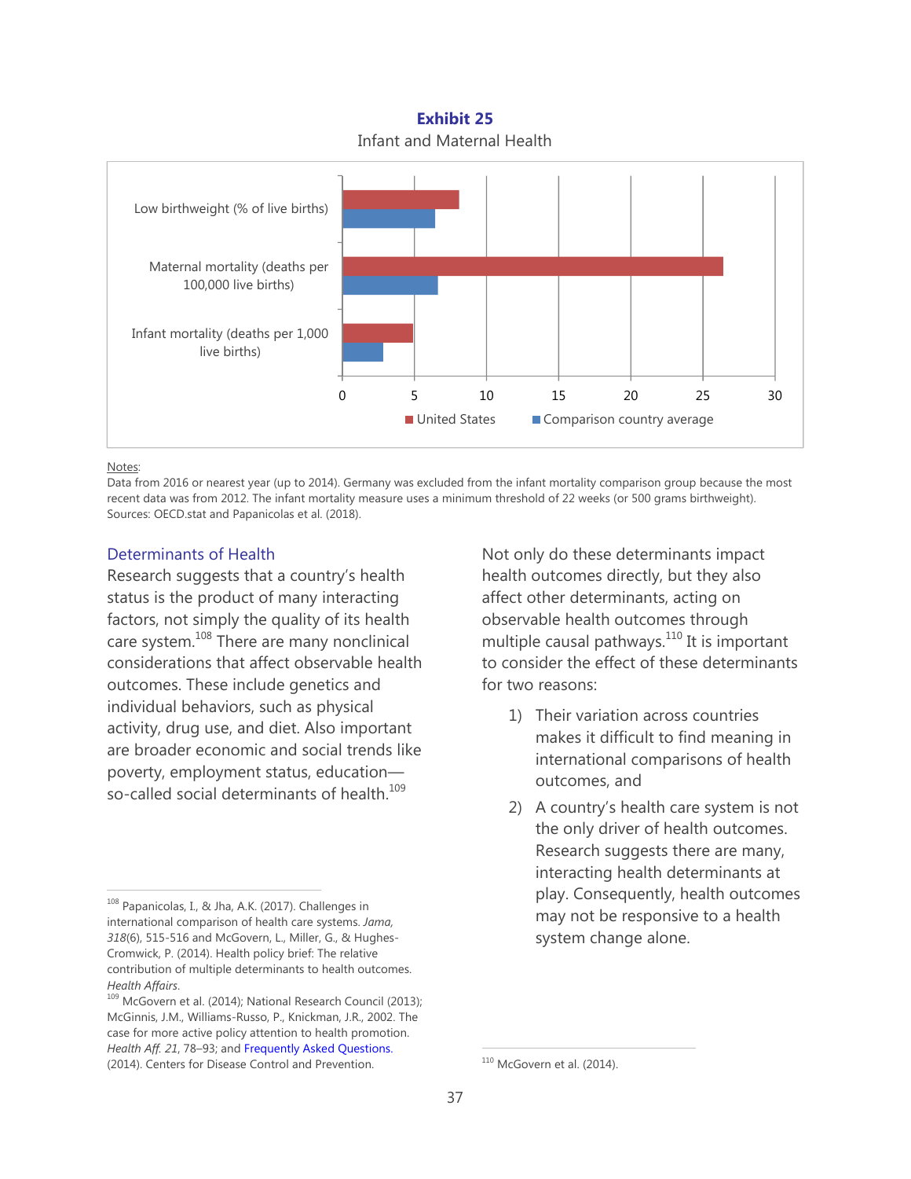**Exhibit 25**

Infant and Maternal Health

Low birthweight (% of live births)

Maternal mortality (deaths per 100,000 live births)

Infant mortality (deaths per 1,000 live births)

0 5 10 15 20 25 30

United States Comparison country average

Notes:
Data from 2016 or nearest year (up to 2014). Germany was excluded from the infant mortality comparison group because the most recent data was from 2012. The infant mortality measure uses a minimum threshold of 22 weeks (or 500 grams birthweight). Sources: OECD.stat and Papanicolas et al. (2018).

## Determinants of Health

Research suggests that a country's health status is the product of many interacting factors, not simply the quality of its health care system.[108] There are many nonclinical considerations that affect observable health outcomes. These include genetics and individual behaviors, such as physical activity, drug use, and diet. Also important are broader economic and social trends like poverty, employment status, education—so-called social determinants of health.[109]

Not only do these determinants impact health outcomes directly, but they also affect other determinants, acting on observable health outcomes through multiple causal pathways.[110] It is important to consider the effect of these determinants for two reasons:

1) Their variation across countries makes it difficult to find meaning in international comparisons of health outcomes, and
2) A country's health care system is not the only driver of health outcomes. Research suggests there are many, interacting health determinants at play. Consequently, health outcomes may not be responsive to a health system change alone.

---

[108] Papanicolas, I., & Jha, A.K. (2017). Challenges in international comparison of health care systems. *Jama, 318*(6), 515-516 and McGovern, L., Miller, G., & Hughes-Cromwick, P. (2014). Health policy brief: The relative contribution of multiple determinants to health outcomes. *Health Affairs*.

[109] McGovern et al. (2014); National Research Council (2013); McGinnis, J.M., Williams-Russo, P., Knickman, J.R., 2002. The case for more active policy attention to health promotion. *Health Aff. 21*, 78–93; and Frequently Asked Questions. (2014). Centers for Disease Control and Prevention.

[110] McGovern et al. (2014).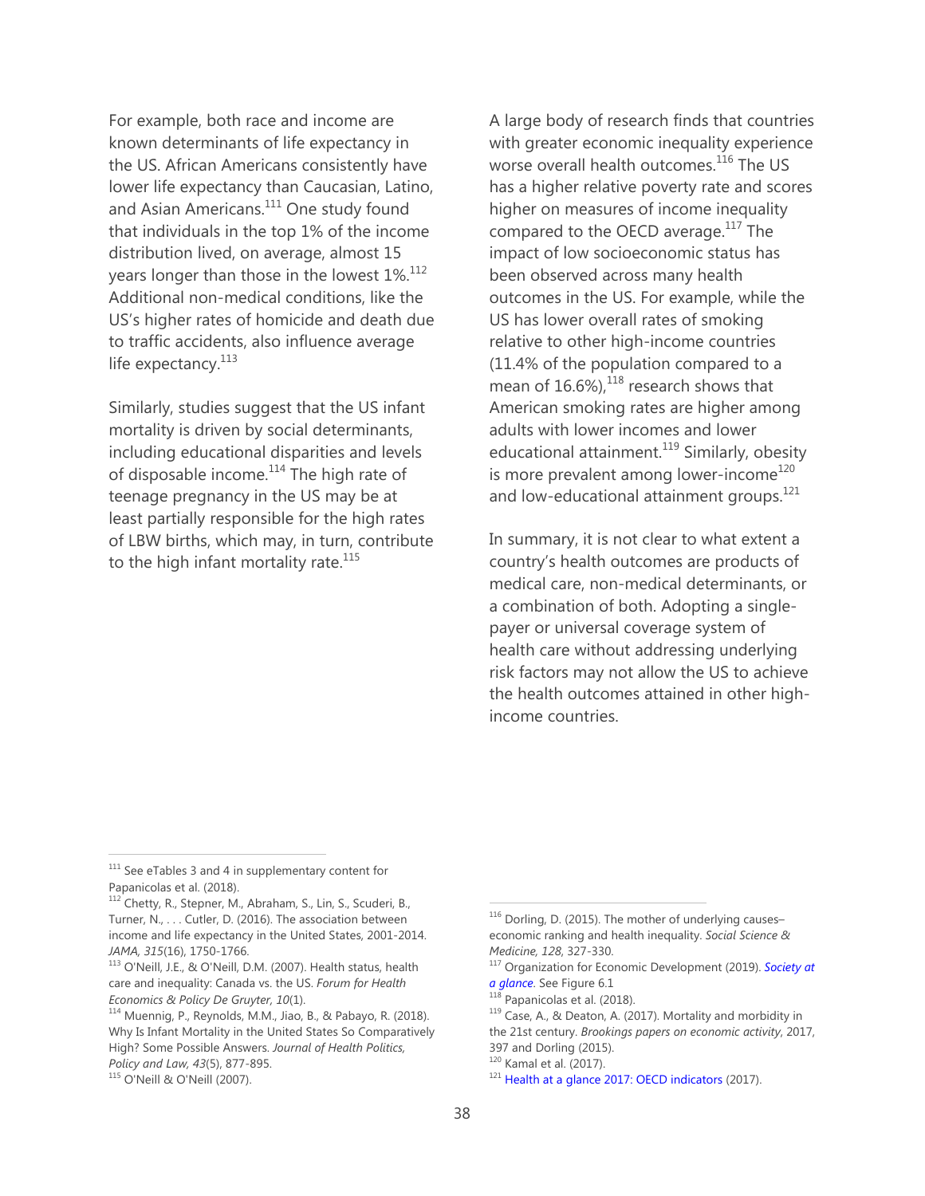For example, both race and income are known determinants of life expectancy in the US. African Americans consistently have lower life expectancy than Caucasian, Latino, and Asian Americans.[111] One study found that individuals in the top 1% of the income distribution lived, on average, almost 15 years longer than those in the lowest 1%.[112] Additional non-medical conditions, like the US's higher rates of homicide and death due to traffic accidents, also influence average life expectancy.[113]

Similarly, studies suggest that the US infant mortality is driven by social determinants, including educational disparities and levels of disposable income.[114] The high rate of teenage pregnancy in the US may be at least partially responsible for the high rates of LBW births, which may, in turn, contribute to the high infant mortality rate.[115]

A large body of research finds that countries with greater economic inequality experience worse overall health outcomes.[116] The US has a higher relative poverty rate and scores higher on measures of income inequality compared to the OECD average.[117] The impact of low socioeconomic status has been observed across many health outcomes in the US. For example, while the US has lower overall rates of smoking relative to other high-income countries (11.4% of the population compared to a mean of 16.6%),[118] research shows that American smoking rates are higher among adults with lower incomes and lower educational attainment.[119] Similarly, obesity is more prevalent among lower-income[120] and low-educational attainment groups.[121]

In summary, it is not clear to what extent a country's health outcomes are products of medical care, non-medical determinants, or a combination of both. Adopting a single-payer or universal coverage system of health care without addressing underlying risk factors may not allow the US to achieve the health outcomes attained in other high-income countries.

---

[111] See eTables 3 and 4 in supplementary content for Papanicolas et al. (2018).

[112] Chetty, R., Stepner, M., Abraham, S., Lin, S., Scuderi, B., Turner, N., . . . Cutler, D. (2016). The association between income and life expectancy in the United States, 2001-2014. *JAMA, 315*(16), 1750-1766.

[113] O'Neill, J.E., & O'Neill, D.M. (2007). Health status, health care and inequality: Canada vs. the US. *Forum for Health Economics & Policy De Gruyter, 10*(1).

[114] Muennig, P., Reynolds, M.M., Jiao, B., & Pabayo, R. (2018). Why Is Infant Mortality in the United States So Comparatively High? Some Possible Answers. *Journal of Health Politics, Policy and Law, 43*(5), 877-895.

[115] O'Neill & O'Neill (2007).

[116] Dorling, D. (2015). The mother of underlying causes–economic ranking and health inequality. *Social Science & Medicine, 128*, 327-330.

[117] Organization for Economic Development (2019). *Society at a glance*. See Figure 6.1

[118] Papanicolas et al. (2018).

[119] Case, A., & Deaton, A. (2017). Mortality and morbidity in the 21st century. *Brookings papers on economic activity*, 2017, 397 and Dorling (2015).

[120] Kamal et al. (2017).

[121] Health at a glance 2017: OECD indicators (2017).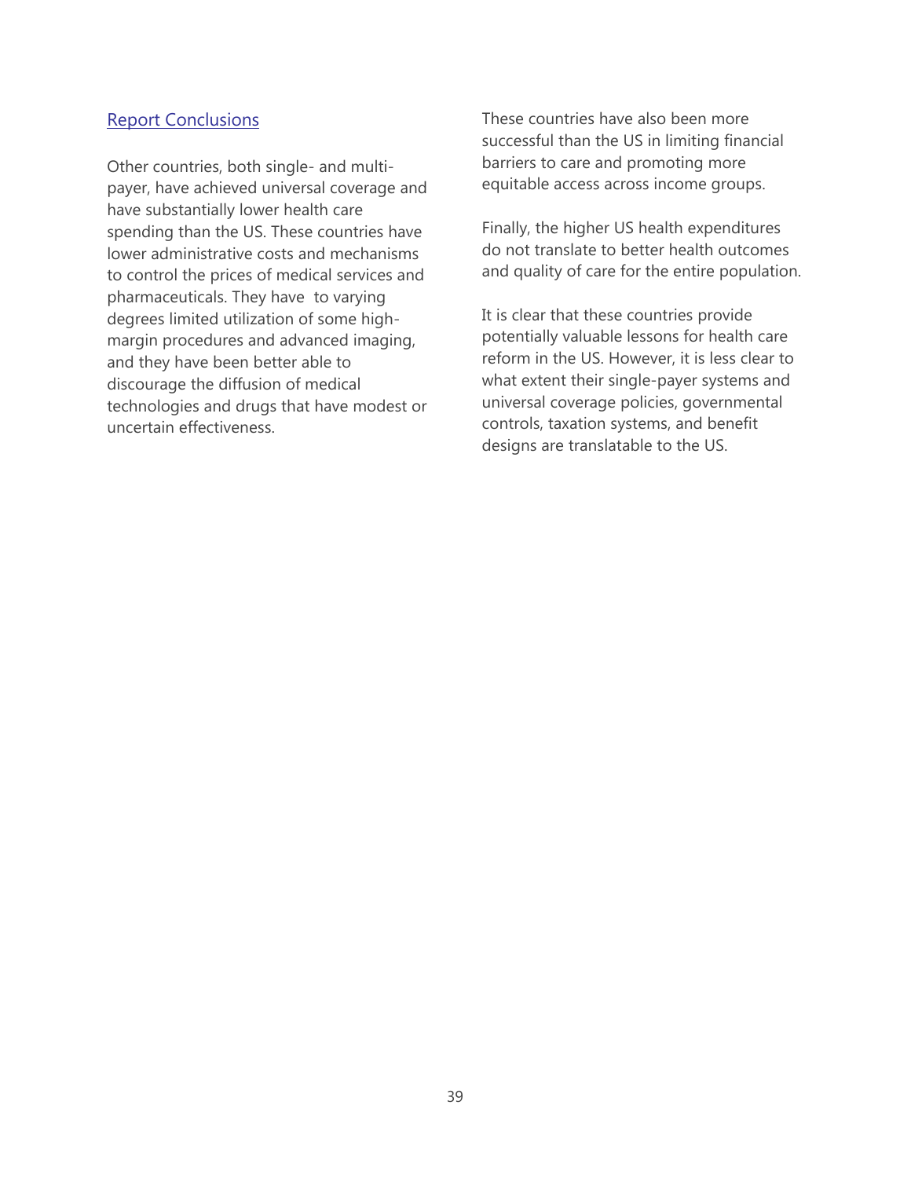## Report Conclusions

Other countries, both single- and multi-payer, have achieved universal coverage and have substantially lower health care spending than the US. These countries have lower administrative costs and mechanisms to control the prices of medical services and pharmaceuticals. They have to varying degrees limited utilization of some high-margin procedures and advanced imaging, and they have been better able to discourage the diffusion of medical technologies and drugs that have modest or uncertain effectiveness.

These countries have also been more successful than the US in limiting financial barriers to care and promoting more equitable access across income groups.

Finally, the higher US health expenditures do not translate to better health outcomes and quality of care for the entire population.

It is clear that these countries provide potentially valuable lessons for health care reform in the US. However, it is less clear to what extent their single-payer systems and universal coverage policies, governmental controls, taxation systems, and benefit designs are translatable to the US.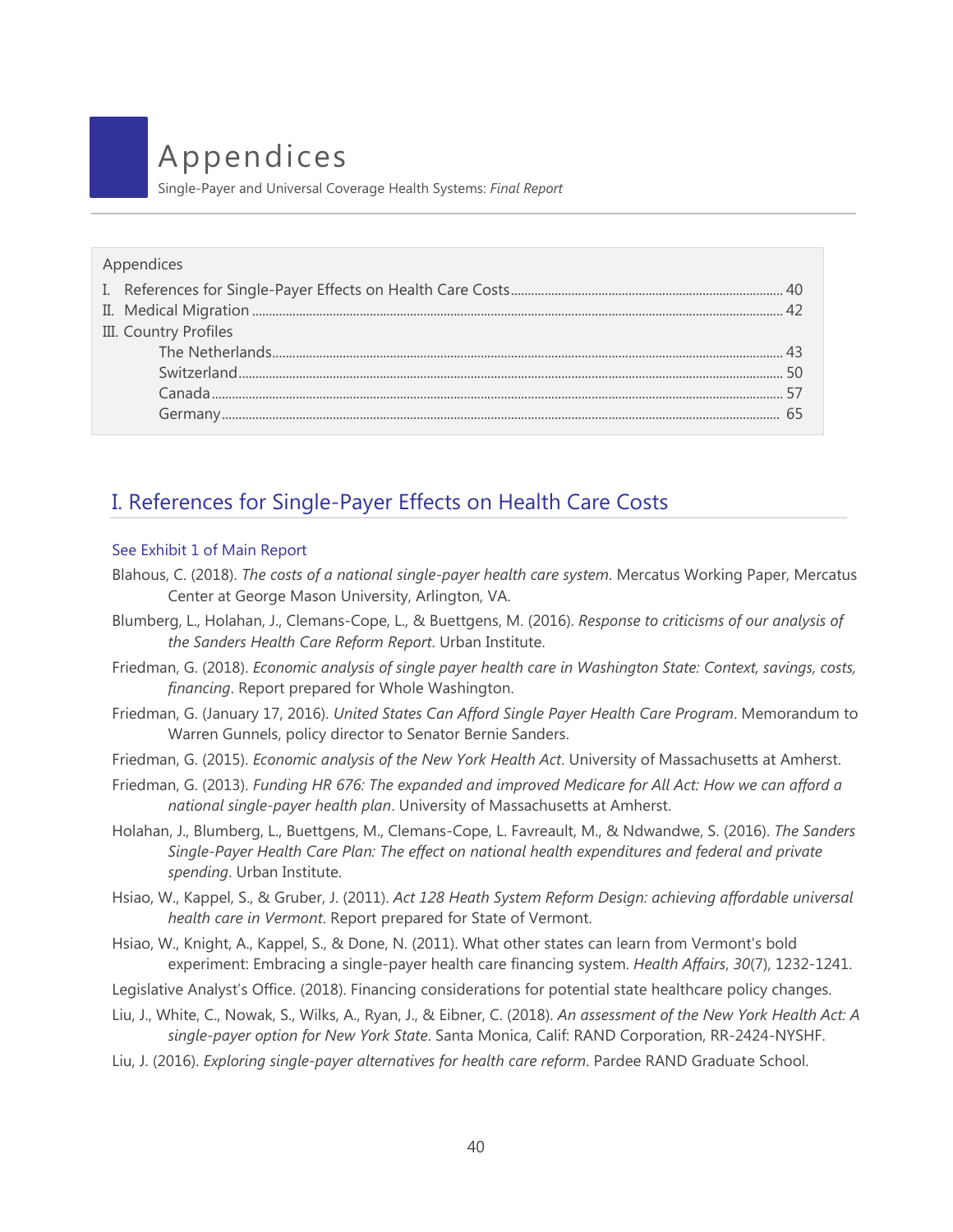# Appendices

Single-Payer and Universal Coverage Health Systems: *Final Report*

| Appendices | |
|---|---|
| I. References for Single-Payer Effects on Health Care Costs | 40 |
| II. Medical Migration | 42 |
| III. Country Profiles | |
| The Netherlands | 43 |
| Switzerland | 50 |
| Canada | 57 |
| Germany | 65 |

## I. References for Single-Payer Effects on Health Care Costs

### See Exhibit 1 of Main Report

Blahous, C. (2018). *The costs of a national single-payer health care system*. Mercatus Working Paper, Mercatus Center at George Mason University, Arlington, VA.

Blumberg, L., Holahan, J., Clemans-Cope, L., & Buettgens, M. (2016). *Response to criticisms of our analysis of the Sanders Health Care Reform Report*. Urban Institute.

Friedman, G. (2018). *Economic analysis of single payer health care in Washington State: Context, savings, costs, financing*. Report prepared for Whole Washington.

Friedman, G. (January 17, 2016). *United States Can Afford Single Payer Health Care Program*. Memorandum to Warren Gunnels, policy director to Senator Bernie Sanders.

Friedman, G. (2015). *Economic analysis of the New York Health Act*. University of Massachusetts at Amherst.

Friedman, G. (2013). *Funding HR 676: The expanded and improved Medicare for All Act: How we can afford a national single-payer health plan*. University of Massachusetts at Amherst.

Holahan, J., Blumberg, L., Buettgens, M., Clemans-Cope, L. Favreault, M., & Ndwandwe, S. (2016). *The Sanders Single-Payer Health Care Plan: The effect on national health expenditures and federal and private spending*. Urban Institute.

Hsiao, W., Kappel, S., & Gruber, J. (2011). *Act 128 Heath System Reform Design: achieving affordable universal health care in Vermont*. Report prepared for State of Vermont.

Hsiao, W., Knight, A., Kappel, S., & Done, N. (2011). What other states can learn from Vermont's bold experiment: Embracing a single-payer health care financing system. *Health Affairs*, *30*(7), 1232-1241.

Legislative Analyst's Office. (2018). Financing considerations for potential state healthcare policy changes.

Liu, J., White, C., Nowak, S., Wilks, A., Ryan, J., & Eibner, C. (2018). *An assessment of the New York Health Act: A single-payer option for New York State*. Santa Monica, Calif: RAND Corporation, RR-2424-NYSHF.

Liu, J. (2016). *Exploring single-payer alternatives for health care reform*. Pardee RAND Graduate School.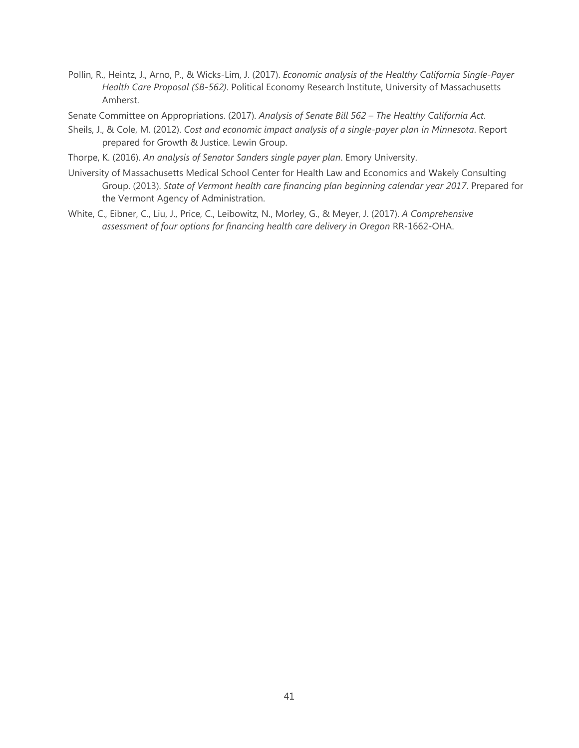Pollin, R., Heintz, J., Arno, P., & Wicks-Lim, J. (2017). *Economic analysis of the Healthy California Single-Payer Health Care Proposal (SB-562)*. Political Economy Research Institute, University of Massachusetts Amherst.

Senate Committee on Appropriations. (2017). *Analysis of Senate Bill 562 – The Healthy California Act*.

Sheils, J., & Cole, M. (2012). *Cost and economic impact analysis of a single-payer plan in Minnesota*. Report prepared for Growth & Justice. Lewin Group.

Thorpe, K. (2016). *An analysis of Senator Sanders single payer plan*. Emory University.

University of Massachusetts Medical School Center for Health Law and Economics and Wakely Consulting Group. (2013). *State of Vermont health care financing plan beginning calendar year 2017*. Prepared for the Vermont Agency of Administration.

White, C., Eibner, C., Liu, J., Price, C., Leibowitz, N., Morley, G., & Meyer, J. (2017). *A Comprehensive assessment of four options for financing health care delivery in Oregon* RR-1662-OHA.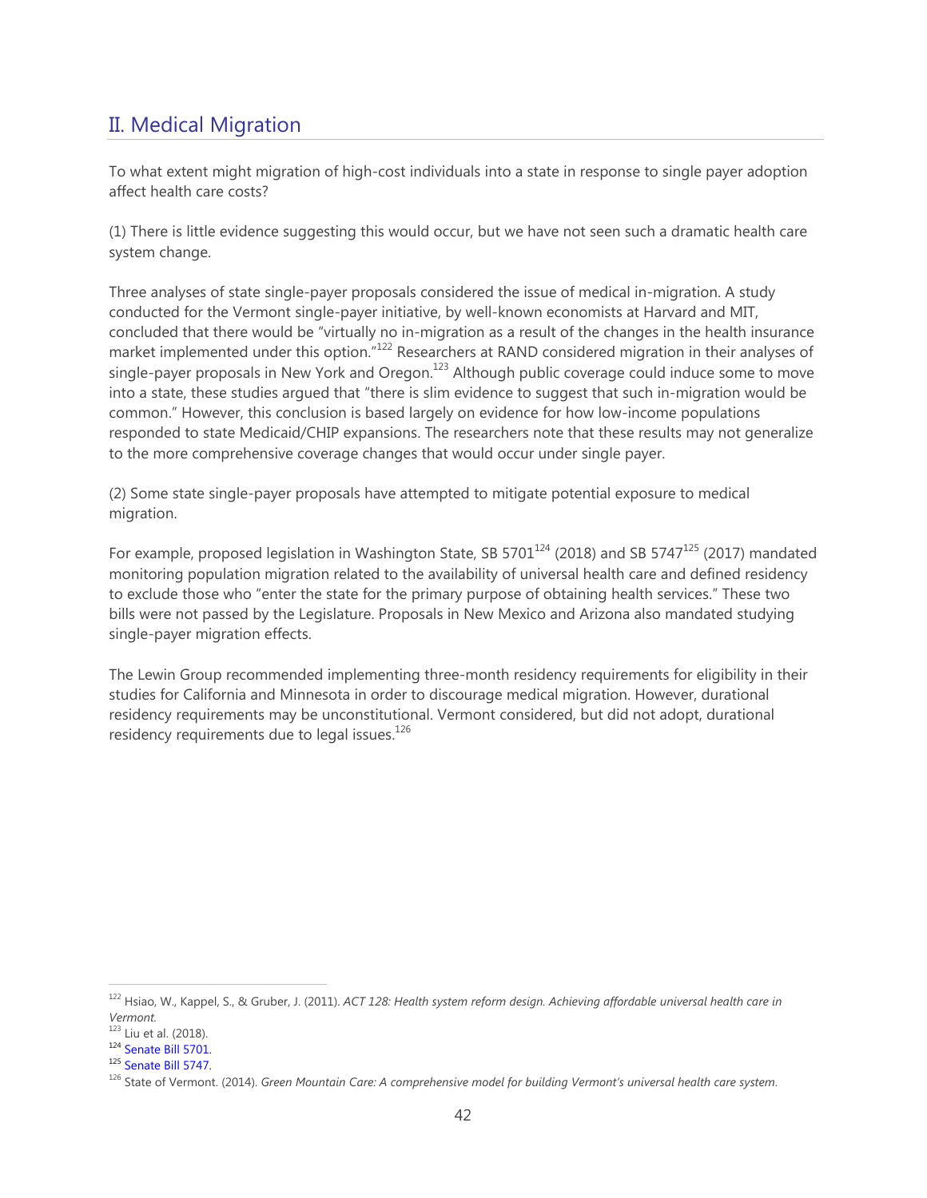## II. Medical Migration

To what extent might migration of high-cost individuals into a state in response to single payer adoption affect health care costs?

(1) There is little evidence suggesting this would occur, but we have not seen such a dramatic health care system change.

Three analyses of state single-payer proposals considered the issue of medical in-migration. A study conducted for the Vermont single-payer initiative, by well-known economists at Harvard and MIT, concluded that there would be "virtually no in-migration as a result of the changes in the health insurance market implemented under this option."[122] Researchers at RAND considered migration in their analyses of single-payer proposals in New York and Oregon.[123] Although public coverage could induce some to move into a state, these studies argued that "there is slim evidence to suggest that such in-migration would be common." However, this conclusion is based largely on evidence for how low-income populations responded to state Medicaid/CHIP expansions. The researchers note that these results may not generalize to the more comprehensive coverage changes that would occur under single payer.

(2) Some state single-payer proposals have attempted to mitigate potential exposure to medical migration.

For example, proposed legislation in Washington State, SB 5701[124] (2018) and SB 5747[125] (2017) mandated monitoring population migration related to the availability of universal health care and defined residency to exclude those who "enter the state for the primary purpose of obtaining health services." These two bills were not passed by the Legislature. Proposals in New Mexico and Arizona also mandated studying single-payer migration effects.

The Lewin Group recommended implementing three-month residency requirements for eligibility in their studies for California and Minnesota in order to discourage medical migration. However, durational residency requirements may be unconstitutional. Vermont considered, but did not adopt, durational residency requirements due to legal issues.[126]

---

[122] Hsiao, W., Kappel, S., & Gruber, J. (2011). *ACT 128: Health system reform design. Achieving affordable universal health care in Vermont.*

[123] Liu et al. (2018).

[124] Senate Bill 5701.

[125] Senate Bill 5747.

[126] State of Vermont. (2014). *Green Mountain Care: A comprehensive model for building Vermont's universal health care system.*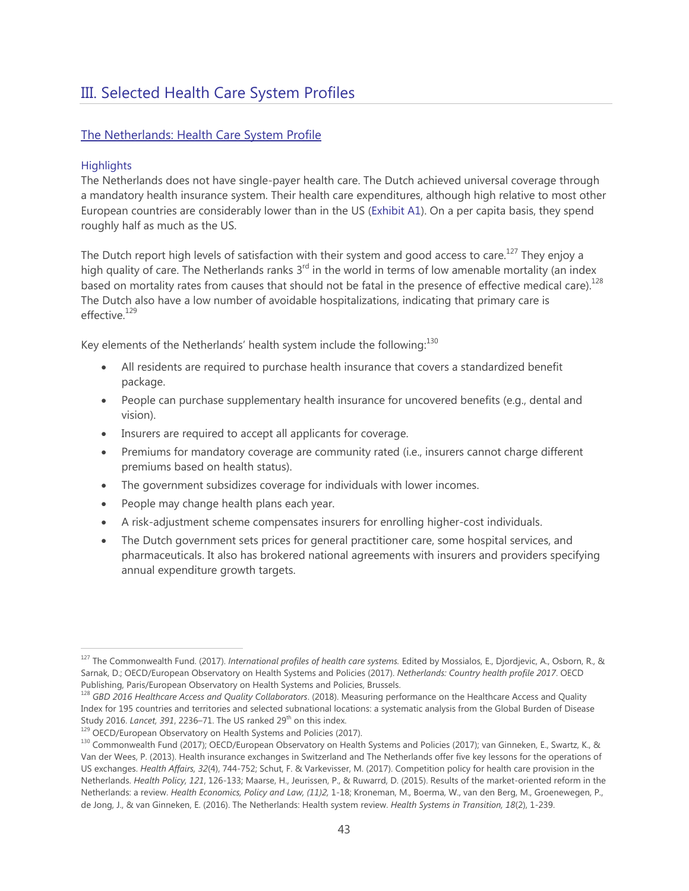# III. Selected Health Care System Profiles

## The Netherlands: Health Care System Profile

### Highlights

The Netherlands does not have single-payer health care. The Dutch achieved universal coverage through a mandatory health insurance system. Their health care expenditures, although high relative to most other European countries are considerably lower than in the US (Exhibit A1). On a per capita basis, they spend roughly half as much as the US.

The Dutch report high levels of satisfaction with their system and good access to care.[127] They enjoy a high quality of care. The Netherlands ranks 3rd in the world in terms of low amenable mortality (an index based on mortality rates from causes that should not be fatal in the presence of effective medical care).[128] The Dutch also have a low number of avoidable hospitalizations, indicating that primary care is effective.[129]

Key elements of the Netherlands' health system include the following:[130]

- All residents are required to purchase health insurance that covers a standardized benefit package.
- People can purchase supplementary health insurance for uncovered benefits (e.g., dental and vision).
- Insurers are required to accept all applicants for coverage.
- Premiums for mandatory coverage are community rated (i.e., insurers cannot charge different premiums based on health status).
- The government subsidizes coverage for individuals with lower incomes.
- People may change health plans each year.
- A risk-adjustment scheme compensates insurers for enrolling higher-cost individuals.
- The Dutch government sets prices for general practitioner care, some hospital services, and pharmaceuticals. It also has brokered national agreements with insurers and providers specifying annual expenditure growth targets.

---

[127] The Commonwealth Fund. (2017). *International profiles of health care systems.* Edited by Mossialos, E., Djordjevic, A., Osborn, R., & Sarnak, D.; OECD/European Observatory on Health Systems and Policies (2017). *Netherlands: Country health profile 2017*. OECD Publishing, Paris/European Observatory on Health Systems and Policies, Brussels.

[128] *GBD 2016 Healthcare Access and Quality Collaborators*. (2018). Measuring performance on the Healthcare Access and Quality Index for 195 countries and territories and selected subnational locations: a systematic analysis from the Global Burden of Disease Study 2016. *Lancet, 391*, 2236–71. The US ranked 29th on this index.

[129] OECD/European Observatory on Health Systems and Policies (2017).

[130] Commonwealth Fund (2017); OECD/European Observatory on Health Systems and Policies (2017); van Ginneken, E., Swartz, K., & Van der Wees, P. (2013). Health insurance exchanges in Switzerland and The Netherlands offer five key lessons for the operations of US exchanges. *Health Affairs, 32*(4), 744-752; Schut, F. & Varkevisser, M. (2017). Competition policy for health care provision in the Netherlands. *Health Policy, 121*, 126-133; Maarse, H., Jeurissen, P., & Ruwarrd, D. (2015). Results of the market-oriented reform in the Netherlands: a review. *Health Economics, Policy and Law, (11)2,* 1-18; Kroneman, M., Boerma, W., van den Berg, M., Groenewegen, P., de Jong, J., & van Ginneken, E. (2016). The Netherlands: Health system review. *Health Systems in Transition, 18*(2), 1-239.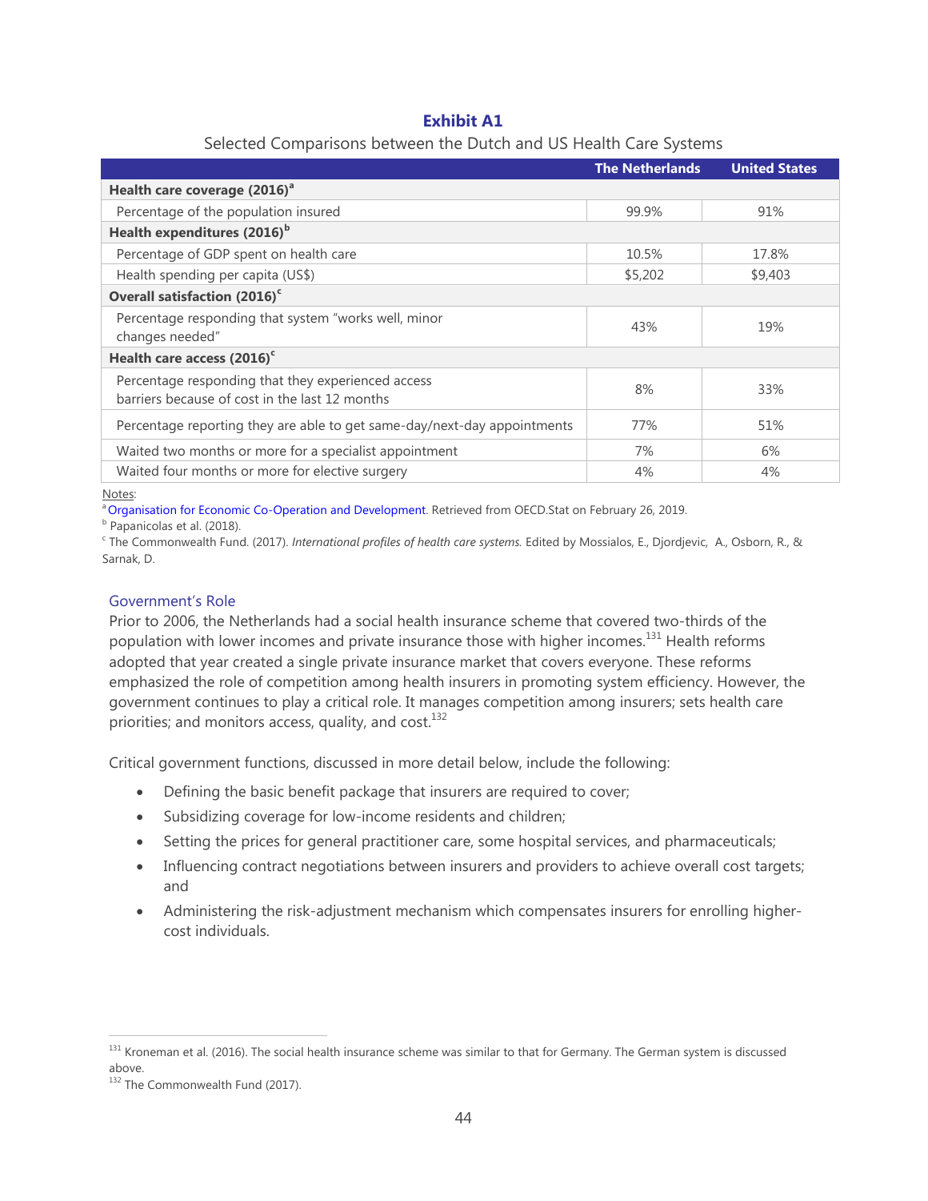**Exhibit A1**

Selected Comparisons between the Dutch and US Health Care Systems

| | The Netherlands | United States |
|---|---|---|
| **Health care coverage (2016)[a]** | | |
| Percentage of the population insured | 99.9% | 91% |
| **Health expenditures (2016)[b]** | | |
| Percentage of GDP spent on health care | 10.5% | 17.8% |
| Health spending per capita (US$) | $5,202 | $9,403 |
| **Overall satisfaction (2016)[c]** | | |
| Percentage responding that system "works well, minor changes needed" | 43% | 19% |
| **Health care access (2016)[c]** | | |
| Percentage responding that they experienced access barriers because of cost in the last 12 months | 8% | 33% |
| Percentage reporting they are able to get same-day/next-day appointments | 77% | 51% |
| Waited two months or more for a specialist appointment | 7% | 6% |
| Waited four months or more for elective surgery | 4% | 4% |

Notes:
[a] Organisation for Economic Co-Operation and Development. Retrieved from OECD.Stat on February 26, 2019.
[b] Papanicolas et al. (2018).
[c] The Commonwealth Fund. (2017). *International profiles of health care systems.* Edited by Mossialos, E., Djordjevic, A., Osborn, R., & Sarnak, D.

### Government's Role

Prior to 2006, the Netherlands had a social health insurance scheme that covered two-thirds of the population with lower incomes and private insurance those with higher incomes.[131] Health reforms adopted that year created a single private insurance market that covers everyone. These reforms emphasized the role of competition among health insurers in promoting system efficiency. However, the government continues to play a critical role. It manages competition among insurers; sets health care priorities; and monitors access, quality, and cost.[132]

Critical government functions, discussed in more detail below, include the following:

- Defining the basic benefit package that insurers are required to cover;
- Subsidizing coverage for low-income residents and children;
- Setting the prices for general practitioner care, some hospital services, and pharmaceuticals;
- Influencing contract negotiations between insurers and providers to achieve overall cost targets; and
- Administering the risk-adjustment mechanism which compensates insurers for enrolling higher-cost individuals.

[131] Kroneman et al. (2016). The social health insurance scheme was similar to that for Germany. The German system is discussed above.
[132] The Commonwealth Fund (2017).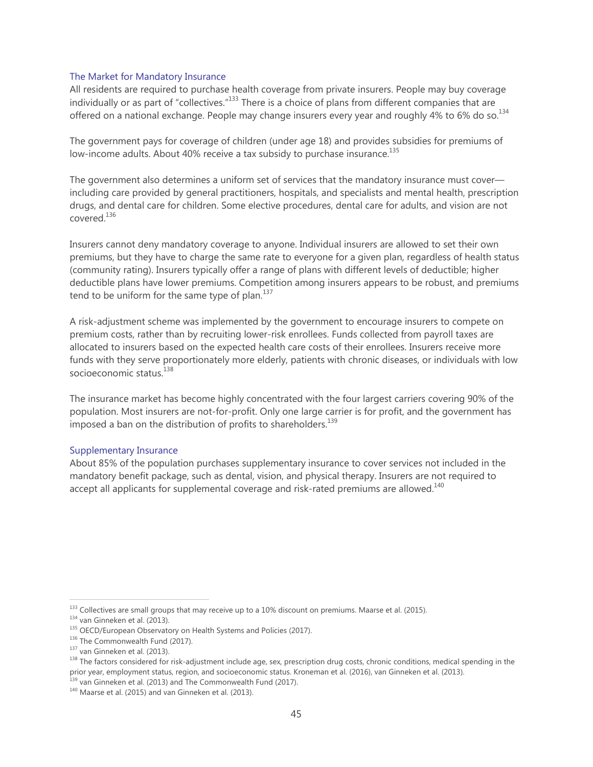### The Market for Mandatory Insurance

All residents are required to purchase health coverage from private insurers. People may buy coverage individually or as part of "collectives."[133] There is a choice of plans from different companies that are offered on a national exchange. People may change insurers every year and roughly 4% to 6% do so.[134]

The government pays for coverage of children (under age 18) and provides subsidies for premiums of low-income adults. About 40% receive a tax subsidy to purchase insurance.[135]

The government also determines a uniform set of services that the mandatory insurance must cover—including care provided by general practitioners, hospitals, and specialists and mental health, prescription drugs, and dental care for children. Some elective procedures, dental care for adults, and vision are not covered.[136]

Insurers cannot deny mandatory coverage to anyone. Individual insurers are allowed to set their own premiums, but they have to charge the same rate to everyone for a given plan, regardless of health status (community rating). Insurers typically offer a range of plans with different levels of deductible; higher deductible plans have lower premiums. Competition among insurers appears to be robust, and premiums tend to be uniform for the same type of plan.[137]

A risk-adjustment scheme was implemented by the government to encourage insurers to compete on premium costs, rather than by recruiting lower-risk enrollees. Funds collected from payroll taxes are allocated to insurers based on the expected health care costs of their enrollees. Insurers receive more funds with they serve proportionately more elderly, patients with chronic diseases, or individuals with low socioeconomic status.[138]

The insurance market has become highly concentrated with the four largest carriers covering 90% of the population. Most insurers are not-for-profit. Only one large carrier is for profit, and the government has imposed a ban on the distribution of profits to shareholders.[139]

### Supplementary Insurance

About 85% of the population purchases supplementary insurance to cover services not included in the mandatory benefit package, such as dental, vision, and physical therapy. Insurers are not required to accept all applicants for supplemental coverage and risk-rated premiums are allowed.[140]

---

[133] Collectives are small groups that may receive up to a 10% discount on premiums. Maarse et al. (2015).

[134] van Ginneken et al. (2013).

[135] OECD/European Observatory on Health Systems and Policies (2017).

[136] The Commonwealth Fund (2017).

[137] van Ginneken et al. (2013).

[138] The factors considered for risk-adjustment include age, sex, prescription drug costs, chronic conditions, medical spending in the prior year, employment status, region, and socioeconomic status. Kroneman et al. (2016), van Ginneken et al. (2013).

[139] van Ginneken et al. (2013) and The Commonwealth Fund (2017).

[140] Maarse et al. (2015) and van Ginneken et al. (2013).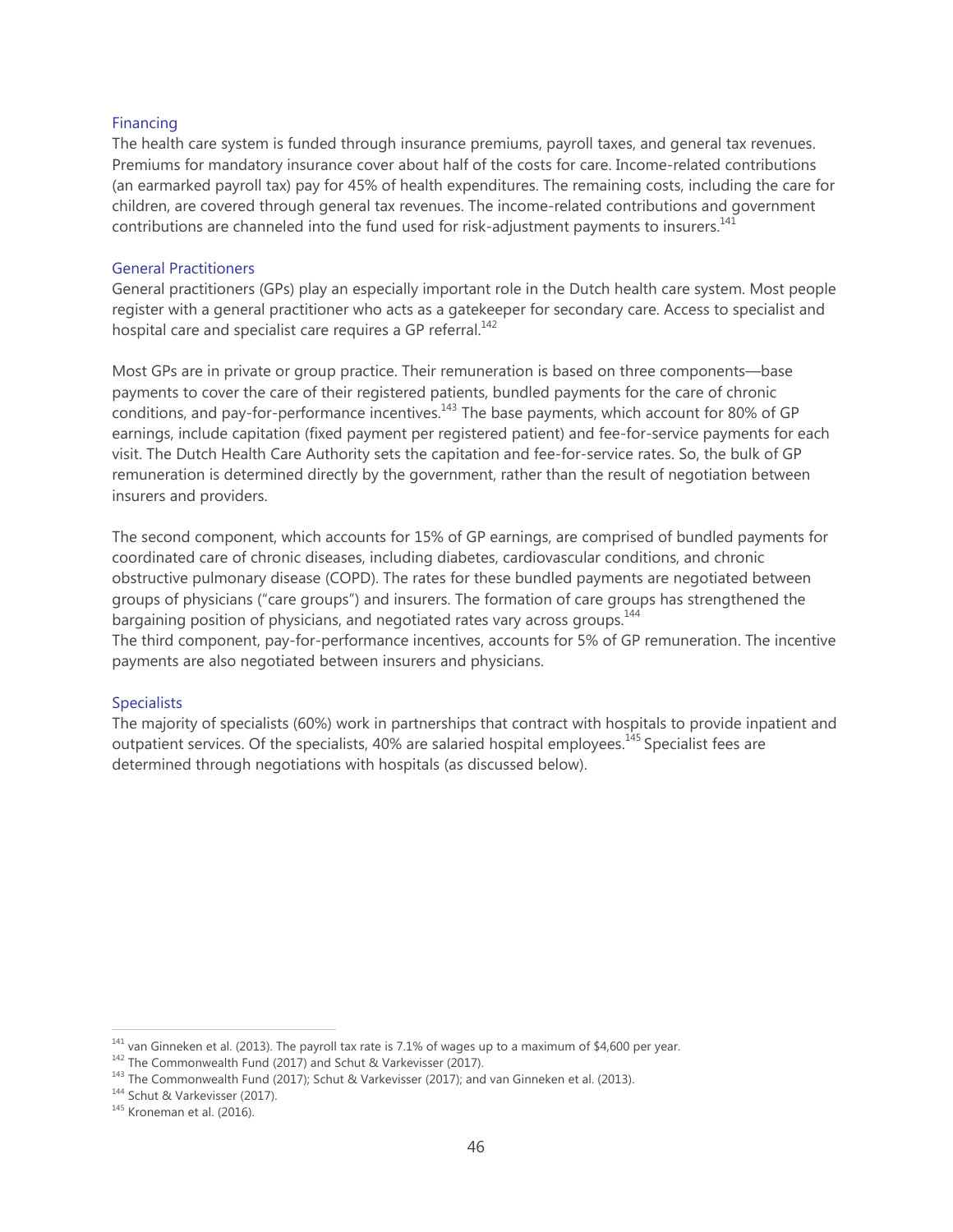### Financing

The health care system is funded through insurance premiums, payroll taxes, and general tax revenues. Premiums for mandatory insurance cover about half of the costs for care. Income-related contributions (an earmarked payroll tax) pay for 45% of health expenditures. The remaining costs, including the care for children, are covered through general tax revenues. The income-related contributions and government contributions are channeled into the fund used for risk-adjustment payments to insurers.[141]

### General Practitioners

General practitioners (GPs) play an especially important role in the Dutch health care system. Most people register with a general practitioner who acts as a gatekeeper for secondary care. Access to specialist and hospital care and specialist care requires a GP referral.[142]

Most GPs are in private or group practice. Their remuneration is based on three components—base payments to cover the care of their registered patients, bundled payments for the care of chronic conditions, and pay-for-performance incentives.[143] The base payments, which account for 80% of GP earnings, include capitation (fixed payment per registered patient) and fee-for-service payments for each visit. The Dutch Health Care Authority sets the capitation and fee-for-service rates. So, the bulk of GP remuneration is determined directly by the government, rather than the result of negotiation between insurers and providers.

The second component, which accounts for 15% of GP earnings, are comprised of bundled payments for coordinated care of chronic diseases, including diabetes, cardiovascular conditions, and chronic obstructive pulmonary disease (COPD). The rates for these bundled payments are negotiated between groups of physicians ("care groups") and insurers. The formation of care groups has strengthened the bargaining position of physicians, and negotiated rates vary across groups.[144]
The third component, pay-for-performance incentives, accounts for 5% of GP remuneration. The incentive payments are also negotiated between insurers and physicians.

### Specialists

The majority of specialists (60%) work in partnerships that contract with hospitals to provide inpatient and outpatient services. Of the specialists, 40% are salaried hospital employees.[145] Specialist fees are determined through negotiations with hospitals (as discussed below).

---

[141] van Ginneken et al. (2013). The payroll tax rate is 7.1% of wages up to a maximum of $4,600 per year.
[142] The Commonwealth Fund (2017) and Schut & Varkevisser (2017).
[143] The Commonwealth Fund (2017); Schut & Varkevisser (2017); and van Ginneken et al. (2013).
[144] Schut & Varkevisser (2017).
[145] Kroneman et al. (2016).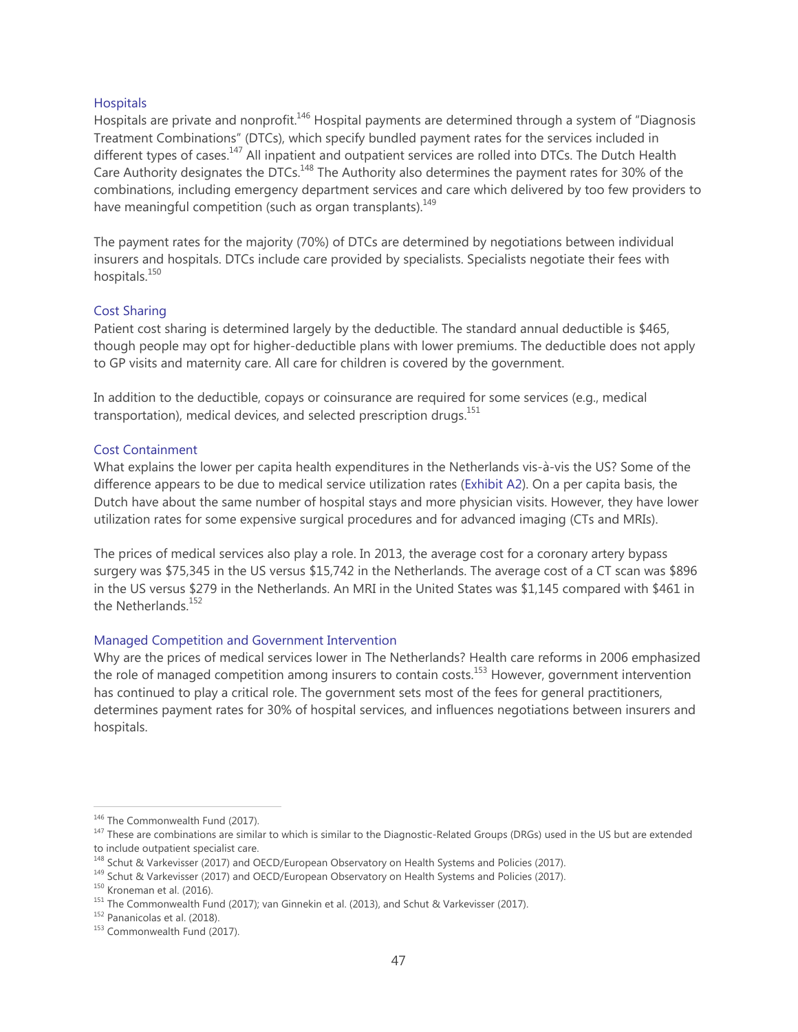### Hospitals

Hospitals are private and nonprofit.[146] Hospital payments are determined through a system of "Diagnosis Treatment Combinations" (DTCs), which specify bundled payment rates for the services included in different types of cases.[147] All inpatient and outpatient services are rolled into DTCs. The Dutch Health Care Authority designates the DTCs.[148] The Authority also determines the payment rates for 30% of the combinations, including emergency department services and care which delivered by too few providers to have meaningful competition (such as organ transplants).[149]

The payment rates for the majority (70%) of DTCs are determined by negotiations between individual insurers and hospitals. DTCs include care provided by specialists. Specialists negotiate their fees with hospitals.[150]

### Cost Sharing

Patient cost sharing is determined largely by the deductible. The standard annual deductible is $465, though people may opt for higher-deductible plans with lower premiums. The deductible does not apply to GP visits and maternity care. All care for children is covered by the government.

In addition to the deductible, copays or coinsurance are required for some services (e.g., medical transportation), medical devices, and selected prescription drugs.[151]

### Cost Containment

What explains the lower per capita health expenditures in the Netherlands vis-à-vis the US? Some of the difference appears to be due to medical service utilization rates (Exhibit A2). On a per capita basis, the Dutch have about the same number of hospital stays and more physician visits. However, they have lower utilization rates for some expensive surgical procedures and for advanced imaging (CTs and MRIs).

The prices of medical services also play a role. In 2013, the average cost for a coronary artery bypass surgery was $75,345 in the US versus $15,742 in the Netherlands. The average cost of a CT scan was $896 in the US versus $279 in the Netherlands. An MRI in the United States was $1,145 compared with $461 in the Netherlands.[152]

### Managed Competition and Government Intervention

Why are the prices of medical services lower in The Netherlands? Health care reforms in 2006 emphasized the role of managed competition among insurers to contain costs.[153] However, government intervention has continued to play a critical role. The government sets most of the fees for general practitioners, determines payment rates for 30% of hospital services, and influences negotiations between insurers and hospitals.

---

[146] The Commonwealth Fund (2017).

[147] These are combinations are similar to which is similar to the Diagnostic-Related Groups (DRGs) used in the US but are extended to include outpatient specialist care.

[148] Schut & Varkevisser (2017) and OECD/European Observatory on Health Systems and Policies (2017).

[149] Schut & Varkevisser (2017) and OECD/European Observatory on Health Systems and Policies (2017).

[150] Kroneman et al. (2016).

[151] The Commonwealth Fund (2017); van Ginnekin et al. (2013), and Schut & Varkevisser (2017).

[152] Pananicolas et al. (2018).

[153] Commonwealth Fund (2017).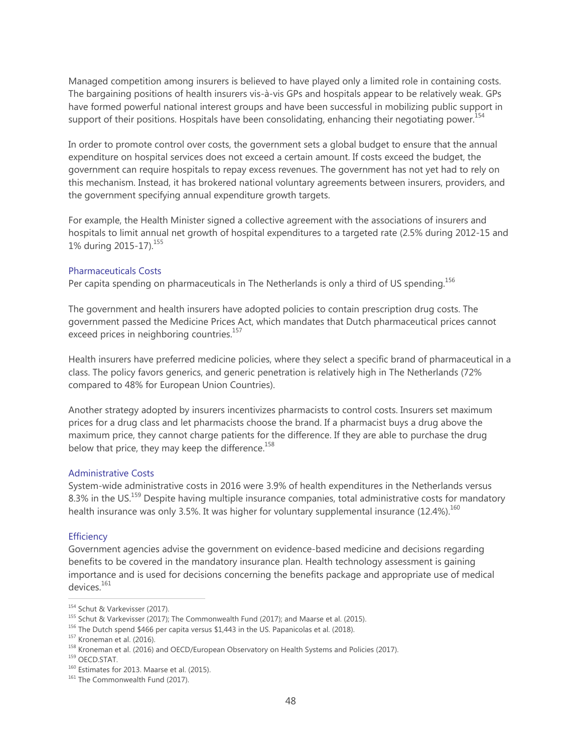Managed competition among insurers is believed to have played only a limited role in containing costs. The bargaining positions of health insurers vis-à-vis GPs and hospitals appear to be relatively weak. GPs have formed powerful national interest groups and have been successful in mobilizing public support in support of their positions. Hospitals have been consolidating, enhancing their negotiating power.[154]

In order to promote control over costs, the government sets a global budget to ensure that the annual expenditure on hospital services does not exceed a certain amount. If costs exceed the budget, the government can require hospitals to repay excess revenues. The government has not yet had to rely on this mechanism. Instead, it has brokered national voluntary agreements between insurers, providers, and the government specifying annual expenditure growth targets.

For example, the Health Minister signed a collective agreement with the associations of insurers and hospitals to limit annual net growth of hospital expenditures to a targeted rate (2.5% during 2012-15 and 1% during 2015-17).[155]

### Pharmaceuticals Costs

Per capita spending on pharmaceuticals in The Netherlands is only a third of US spending.[156]

The government and health insurers have adopted policies to contain prescription drug costs. The government passed the Medicine Prices Act, which mandates that Dutch pharmaceutical prices cannot exceed prices in neighboring countries.[157]

Health insurers have preferred medicine policies, where they select a specific brand of pharmaceutical in a class. The policy favors generics, and generic penetration is relatively high in The Netherlands (72% compared to 48% for European Union Countries).

Another strategy adopted by insurers incentivizes pharmacists to control costs. Insurers set maximum prices for a drug class and let pharmacists choose the brand. If a pharmacist buys a drug above the maximum price, they cannot charge patients for the difference. If they are able to purchase the drug below that price, they may keep the difference.[158]

### Administrative Costs

System-wide administrative costs in 2016 were 3.9% of health expenditures in the Netherlands versus 8.3% in the US.[159] Despite having multiple insurance companies, total administrative costs for mandatory health insurance was only 3.5%. It was higher for voluntary supplemental insurance (12.4%).[160]

### Efficiency

Government agencies advise the government on evidence-based medicine and decisions regarding benefits to be covered in the mandatory insurance plan. Health technology assessment is gaining importance and is used for decisions concerning the benefits package and appropriate use of medical devices.[161]

---

[154] Schut & Varkevisser (2017).
[155] Schut & Varkevisser (2017); The Commonwealth Fund (2017); and Maarse et al. (2015).
[156] The Dutch spend $466 per capita versus $1,443 in the US. Papanicolas et al. (2018).
[157] Kroneman et al. (2016).
[158] Kroneman et al. (2016) and OECD/European Observatory on Health Systems and Policies (2017).
[159] OECD.STAT.
[160] Estimates for 2013. Maarse et al. (2015).
[161] The Commonwealth Fund (2017).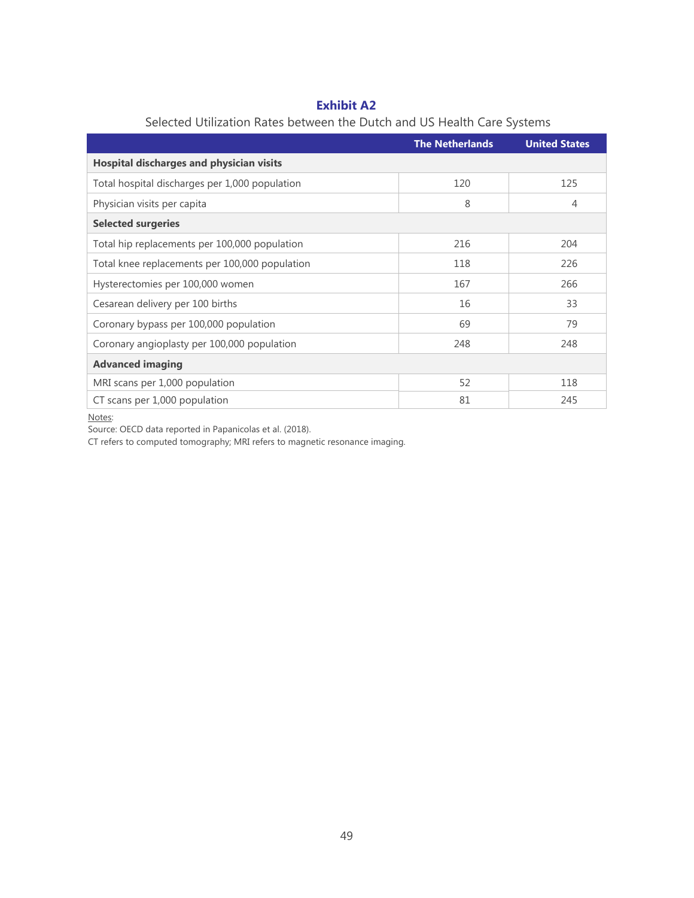**Exhibit A2**

Selected Utilization Rates between the Dutch and US Health Care Systems

| | The Netherlands | United States |
|---|---|---|
| **Hospital discharges and physician visits** | | |
| Total hospital discharges per 1,000 population | 120 | 125 |
| Physician visits per capita | 8 | 4 |
| **Selected surgeries** | | |
| Total hip replacements per 100,000 population | 216 | 204 |
| Total knee replacements per 100,000 population | 118 | 226 |
| Hysterectomies per 100,000 women | 167 | 266 |
| Cesarean delivery per 100 births | 16 | 33 |
| Coronary bypass per 100,000 population | 69 | 79 |
| Coronary angioplasty per 100,000 population | 248 | 248 |
| **Advanced imaging** | | |
| MRI scans per 1,000 population | 52 | 118 |
| CT scans per 1,000 population | 81 | 245 |

Notes:
Source: OECD data reported in Papanicolas et al. (2018).
CT refers to computed tomography; MRI refers to magnetic resonance imaging.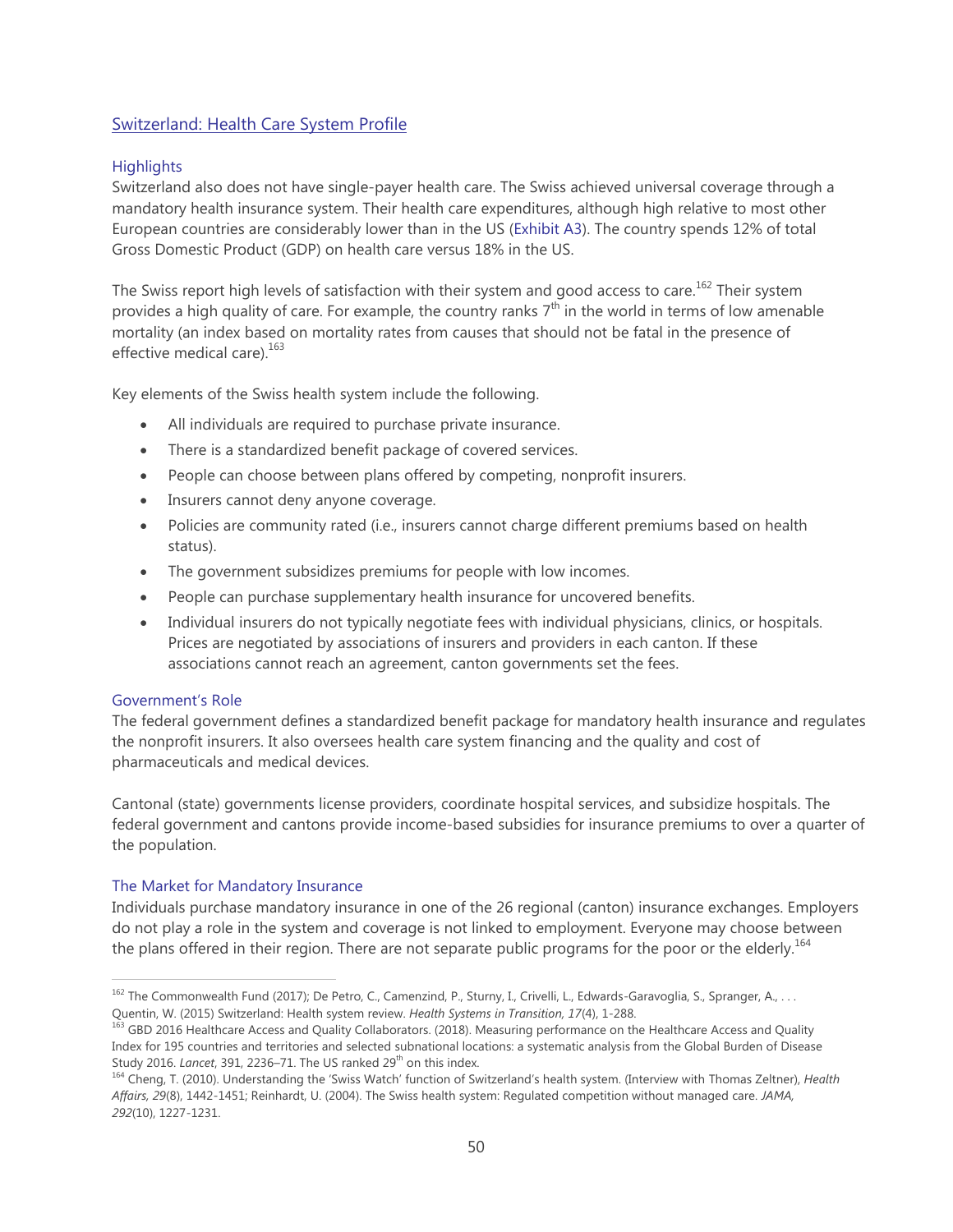## Switzerland: Health Care System Profile

### Highlights

Switzerland also does not have single-payer health care. The Swiss achieved universal coverage through a mandatory health insurance system. Their health care expenditures, although high relative to most other European countries are considerably lower than in the US (Exhibit A3). The country spends 12% of total Gross Domestic Product (GDP) on health care versus 18% in the US.

The Swiss report high levels of satisfaction with their system and good access to care.[162] Their system provides a high quality of care. For example, the country ranks 7th in the world in terms of low amenable mortality (an index based on mortality rates from causes that should not be fatal in the presence of effective medical care).[163]

Key elements of the Swiss health system include the following.

- All individuals are required to purchase private insurance.
- There is a standardized benefit package of covered services.
- People can choose between plans offered by competing, nonprofit insurers.
- Insurers cannot deny anyone coverage.
- Policies are community rated (i.e., insurers cannot charge different premiums based on health status).
- The government subsidizes premiums for people with low incomes.
- People can purchase supplementary health insurance for uncovered benefits.
- Individual insurers do not typically negotiate fees with individual physicians, clinics, or hospitals. Prices are negotiated by associations of insurers and providers in each canton. If these associations cannot reach an agreement, canton governments set the fees.

### Government's Role

The federal government defines a standardized benefit package for mandatory health insurance and regulates the nonprofit insurers. It also oversees health care system financing and the quality and cost of pharmaceuticals and medical devices.

Cantonal (state) governments license providers, coordinate hospital services, and subsidize hospitals. The federal government and cantons provide income-based subsidies for insurance premiums to over a quarter of the population.

### The Market for Mandatory Insurance

Individuals purchase mandatory insurance in one of the 26 regional (canton) insurance exchanges. Employers do not play a role in the system and coverage is not linked to employment. Everyone may choose between the plans offered in their region. There are not separate public programs for the poor or the elderly.[164]

---

[162] The Commonwealth Fund (2017); De Petro, C., Camenzind, P., Sturny, I., Crivelli, L., Edwards-Garavoglia, S., Spranger, A., . . . Quentin, W. (2015) Switzerland: Health system review. *Health Systems in Transition, 17*(4), 1-288.

[163] GBD 2016 Healthcare Access and Quality Collaborators. (2018). Measuring performance on the Healthcare Access and Quality Index for 195 countries and territories and selected subnational locations: a systematic analysis from the Global Burden of Disease Study 2016. *Lancet*, 391, 2236–71. The US ranked 29th on this index.

[164] Cheng, T. (2010). Understanding the 'Swiss Watch' function of Switzerland's health system. (Interview with Thomas Zeltner), *Health Affairs, 29*(8), 1442-1451; Reinhardt, U. (2004). The Swiss health system: Regulated competition without managed care. *JAMA, 292*(10), 1227-1231.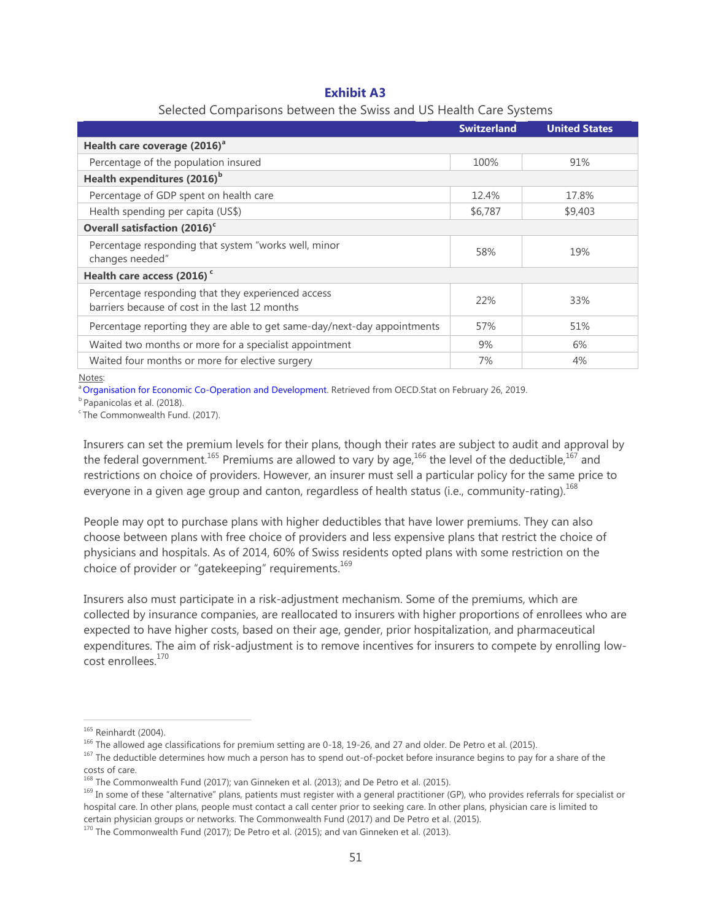**Exhibit A3**

Selected Comparisons between the Swiss and US Health Care Systems

| | Switzerland | United States |
|---|---|---|
| **Health care coverage (2016)[a]** | | |
| Percentage of the population insured | 100% | 91% |
| **Health expenditures (2016)[b]** | | |
| Percentage of GDP spent on health care | 12.4% | 17.8% |
| Health spending per capita (US$) | $6,787 | $9,403 |
| **Overall satisfaction (2016)[c]** | | |
| Percentage responding that system "works well, minor changes needed" | 58% | 19% |
| **Health care access (2016) [c]** | | |
| Percentage responding that they experienced access barriers because of cost in the last 12 months | 22% | 33% |
| Percentage reporting they are able to get same-day/next-day appointments | 57% | 51% |
| Waited two months or more for a specialist appointment | 9% | 6% |
| Waited four months or more for elective surgery | 7% | 4% |

Notes:
[a] Organisation for Economic Co-Operation and Development. Retrieved from OECD.Stat on February 26, 2019.
[b] Papanicolas et al. (2018).
[c] The Commonwealth Fund. (2017).

Insurers can set the premium levels for their plans, though their rates are subject to audit and approval by the federal government.[165] Premiums are allowed to vary by age,[166] the level of the deductible,[167] and restrictions on choice of providers. However, an insurer must sell a particular policy for the same price to everyone in a given age group and canton, regardless of health status (i.e., community-rating).[168]

People may opt to purchase plans with higher deductibles that have lower premiums. They can also choose between plans with free choice of providers and less expensive plans that restrict the choice of physicians and hospitals. As of 2014, 60% of Swiss residents opted plans with some restriction on the choice of provider or "gatekeeping" requirements.[169]

Insurers also must participate in a risk-adjustment mechanism. Some of the premiums, which are collected by insurance companies, are reallocated to insurers with higher proportions of enrollees who are expected to have higher costs, based on their age, gender, prior hospitalization, and pharmaceutical expenditures. The aim of risk-adjustment is to remove incentives for insurers to compete by enrolling low-cost enrollees.[170]

---

[165] Reinhardt (2004).
[166] The allowed age classifications for premium setting are 0-18, 19-26, and 27 and older. De Petro et al. (2015).
[167] The deductible determines how much a person has to spend out-of-pocket before insurance begins to pay for a share of the costs of care.
[168] The Commonwealth Fund (2017); van Ginneken et al. (2013); and De Petro et al. (2015).
[169] In some of these "alternative" plans, patients must register with a general practitioner (GP), who provides referrals for specialist or hospital care. In other plans, people must contact a call center prior to seeking care. In other plans, physician care is limited to certain physician groups or networks. The Commonwealth Fund (2017) and De Petro et al. (2015).
[170] The Commonwealth Fund (2017); De Petro et al. (2015); and van Ginneken et al. (2013).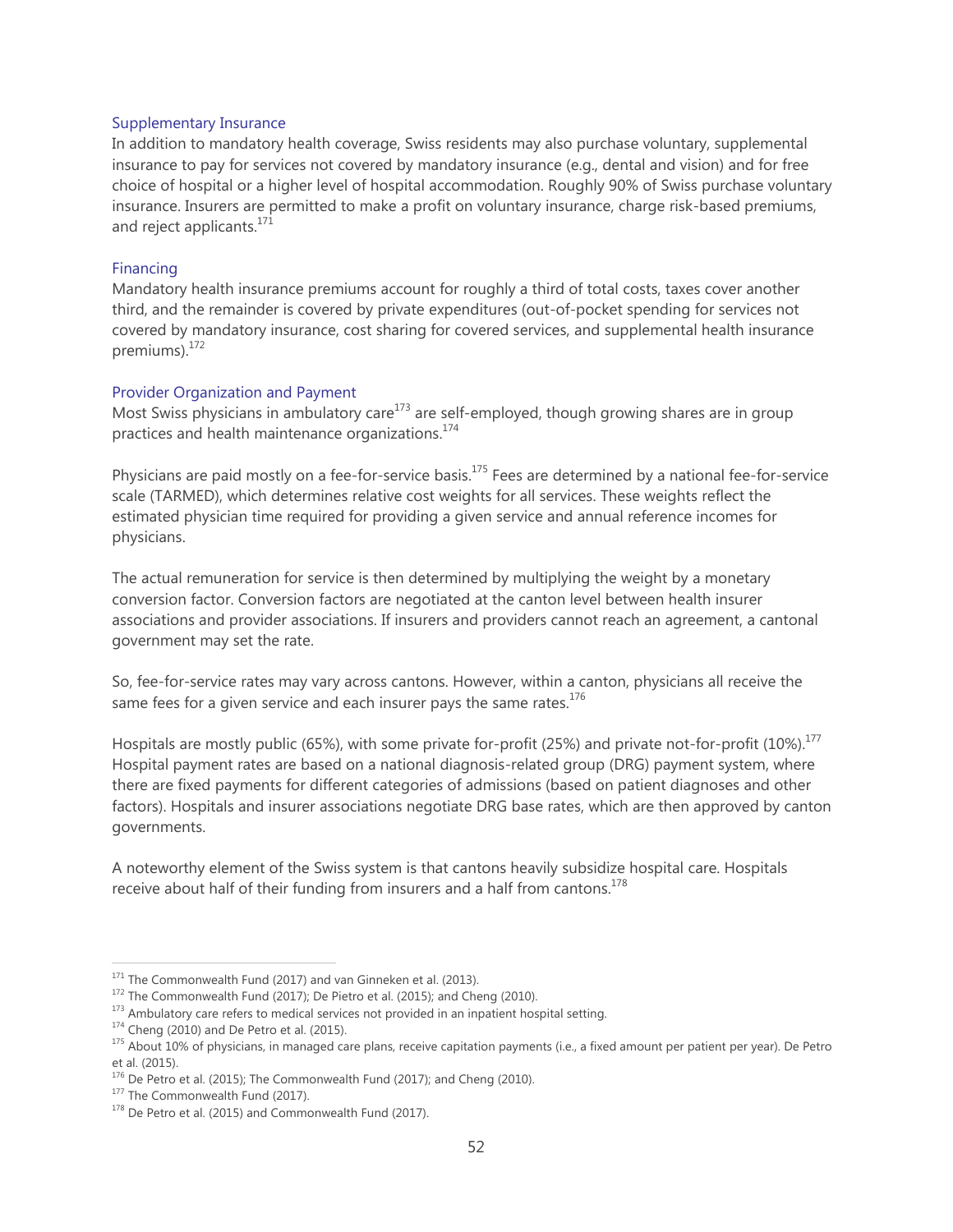### Supplementary Insurance

In addition to mandatory health coverage, Swiss residents may also purchase voluntary, supplemental insurance to pay for services not covered by mandatory insurance (e.g., dental and vision) and for free choice of hospital or a higher level of hospital accommodation. Roughly 90% of Swiss purchase voluntary insurance. Insurers are permitted to make a profit on voluntary insurance, charge risk-based premiums, and reject applicants.[171]

### Financing

Mandatory health insurance premiums account for roughly a third of total costs, taxes cover another third, and the remainder is covered by private expenditures (out-of-pocket spending for services not covered by mandatory insurance, cost sharing for covered services, and supplemental health insurance premiums).[172]

### Provider Organization and Payment

Most Swiss physicians in ambulatory care[173] are self-employed, though growing shares are in group practices and health maintenance organizations.[174]

Physicians are paid mostly on a fee-for-service basis.[175] Fees are determined by a national fee-for-service scale (TARMED), which determines relative cost weights for all services. These weights reflect the estimated physician time required for providing a given service and annual reference incomes for physicians.

The actual remuneration for service is then determined by multiplying the weight by a monetary conversion factor. Conversion factors are negotiated at the canton level between health insurer associations and provider associations. If insurers and providers cannot reach an agreement, a cantonal government may set the rate.

So, fee-for-service rates may vary across cantons. However, within a canton, physicians all receive the same fees for a given service and each insurer pays the same rates.[176]

Hospitals are mostly public (65%), with some private for-profit (25%) and private not-for-profit (10%).[177] Hospital payment rates are based on a national diagnosis-related group (DRG) payment system, where there are fixed payments for different categories of admissions (based on patient diagnoses and other factors). Hospitals and insurer associations negotiate DRG base rates, which are then approved by canton governments.

A noteworthy element of the Swiss system is that cantons heavily subsidize hospital care. Hospitals receive about half of their funding from insurers and a half from cantons.[178]

---

[171] The Commonwealth Fund (2017) and van Ginneken et al. (2013).

[172] The Commonwealth Fund (2017); De Pietro et al. (2015); and Cheng (2010).

[173] Ambulatory care refers to medical services not provided in an inpatient hospital setting.

[174] Cheng (2010) and De Petro et al. (2015).

[175] About 10% of physicians, in managed care plans, receive capitation payments (i.e., a fixed amount per patient per year). De Petro et al. (2015).

[176] De Petro et al. (2015); The Commonwealth Fund (2017); and Cheng (2010).

[177] The Commonwealth Fund (2017).

[178] De Petro et al. (2015) and Commonwealth Fund (2017).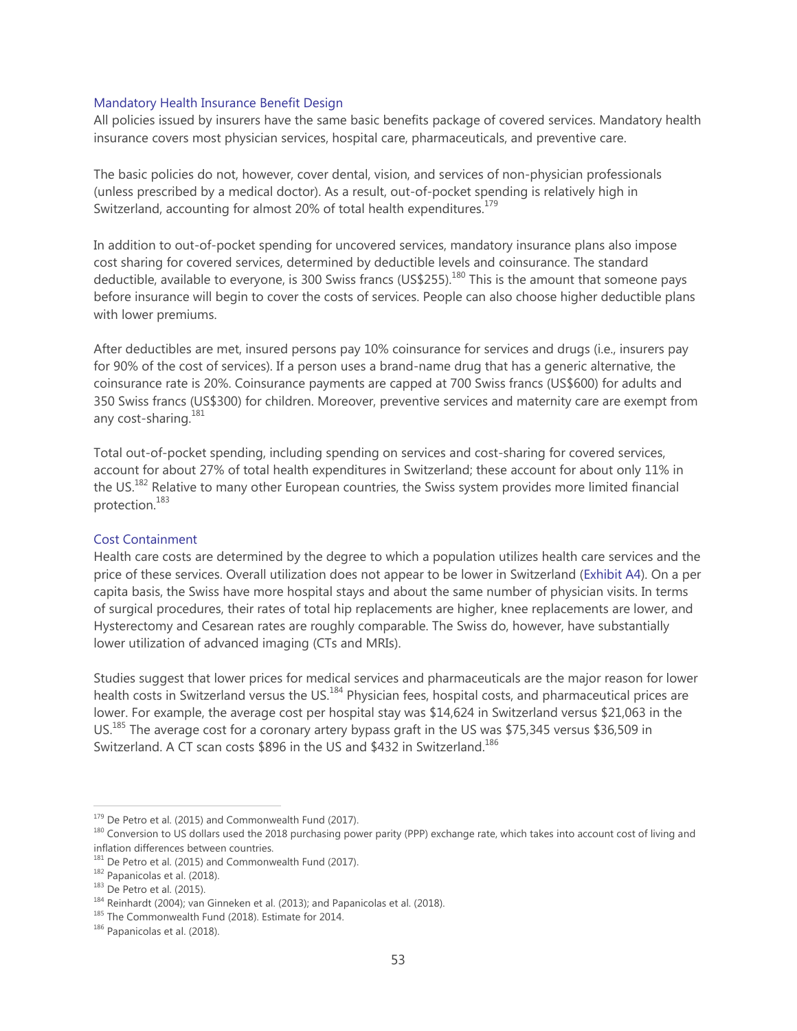### Mandatory Health Insurance Benefit Design

All policies issued by insurers have the same basic benefits package of covered services. Mandatory health insurance covers most physician services, hospital care, pharmaceuticals, and preventive care.

The basic policies do not, however, cover dental, vision, and services of non-physician professionals (unless prescribed by a medical doctor). As a result, out-of-pocket spending is relatively high in Switzerland, accounting for almost 20% of total health expenditures.[179]

In addition to out-of-pocket spending for uncovered services, mandatory insurance plans also impose cost sharing for covered services, determined by deductible levels and coinsurance. The standard deductible, available to everyone, is 300 Swiss francs (US$255).[180] This is the amount that someone pays before insurance will begin to cover the costs of services. People can also choose higher deductible plans with lower premiums.

After deductibles are met, insured persons pay 10% coinsurance for services and drugs (i.e., insurers pay for 90% of the cost of services). If a person uses a brand-name drug that has a generic alternative, the coinsurance rate is 20%. Coinsurance payments are capped at 700 Swiss francs (US$600) for adults and 350 Swiss francs (US$300) for children. Moreover, preventive services and maternity care are exempt from any cost-sharing.[181]

Total out-of-pocket spending, including spending on services and cost-sharing for covered services, account for about 27% of total health expenditures in Switzerland; these account for about only 11% in the US.[182] Relative to many other European countries, the Swiss system provides more limited financial protection.[183]

### Cost Containment

Health care costs are determined by the degree to which a population utilizes health care services and the price of these services. Overall utilization does not appear to be lower in Switzerland (Exhibit A4). On a per capita basis, the Swiss have more hospital stays and about the same number of physician visits. In terms of surgical procedures, their rates of total hip replacements are higher, knee replacements are lower, and Hysterectomy and Cesarean rates are roughly comparable. The Swiss do, however, have substantially lower utilization of advanced imaging (CTs and MRIs).

Studies suggest that lower prices for medical services and pharmaceuticals are the major reason for lower health costs in Switzerland versus the US.[184] Physician fees, hospital costs, and pharmaceutical prices are lower. For example, the average cost per hospital stay was $14,624 in Switzerland versus $21,063 in the US.[185] The average cost for a coronary artery bypass graft in the US was $75,345 versus $36,509 in Switzerland. A CT scan costs $896 in the US and $432 in Switzerland.[186]

---

[179] De Petro et al. (2015) and Commonwealth Fund (2017).

[180] Conversion to US dollars used the 2018 purchasing power parity (PPP) exchange rate, which takes into account cost of living and inflation differences between countries.

[181] De Petro et al. (2015) and Commonwealth Fund (2017).

[182] Papanicolas et al. (2018).

[183] De Petro et al. (2015).

[184] Reinhardt (2004); van Ginneken et al. (2013); and Papanicolas et al. (2018).

[185] The Commonwealth Fund (2018). Estimate for 2014.

[186] Papanicolas et al. (2018).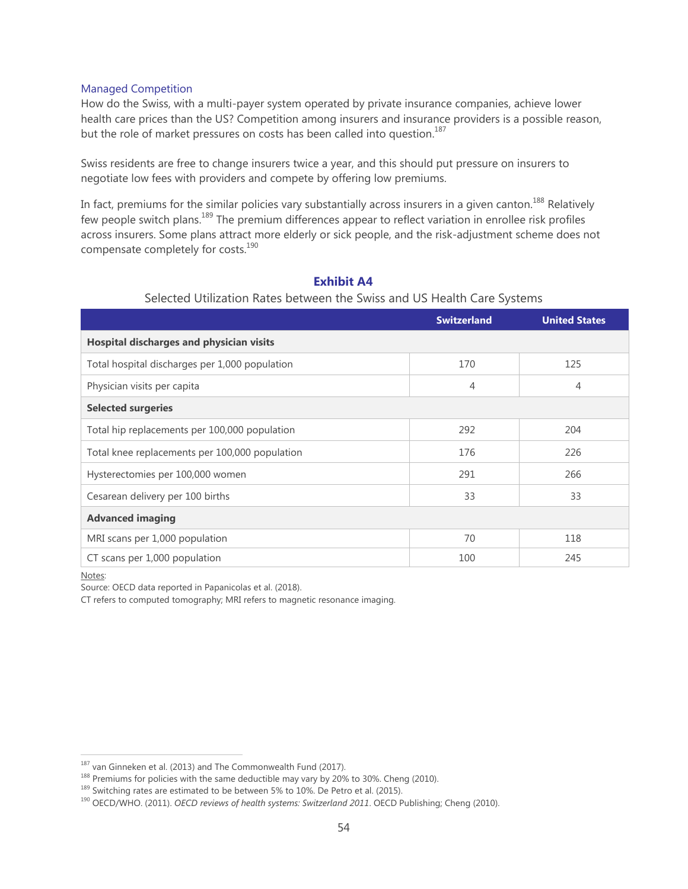### Managed Competition

How do the Swiss, with a multi-payer system operated by private insurance companies, achieve lower health care prices than the US? Competition among insurers and insurance providers is a possible reason, but the role of market pressures on costs has been called into question.[187]

Swiss residents are free to change insurers twice a year, and this should put pressure on insurers to negotiate low fees with providers and compete by offering low premiums.

In fact, premiums for the similar policies vary substantially across insurers in a given canton.[188] Relatively few people switch plans.[189] The premium differences appear to reflect variation in enrollee risk profiles across insurers. Some plans attract more elderly or sick people, and the risk-adjustment scheme does not compensate completely for costs.[190]

**Exhibit A4**

Selected Utilization Rates between the Swiss and US Health Care Systems

| | Switzerland | United States |
|---|---|---|
| **Hospital discharges and physician visits** | | |
| Total hospital discharges per 1,000 population | 170 | 125 |
| Physician visits per capita | 4 | 4 |
| **Selected surgeries** | | |
| Total hip replacements per 100,000 population | 292 | 204 |
| Total knee replacements per 100,000 population | 176 | 226 |
| Hysterectomies per 100,000 women | 291 | 266 |
| Cesarean delivery per 100 births | 33 | 33 |
| **Advanced imaging** | | |
| MRI scans per 1,000 population | 70 | 118 |
| CT scans per 1,000 population | 100 | 245 |

Notes:
Source: OECD data reported in Papanicolas et al. (2018).
CT refers to computed tomography; MRI refers to magnetic resonance imaging.

[187] van Ginneken et al. (2013) and The Commonwealth Fund (2017).
[188] Premiums for policies with the same deductible may vary by 20% to 30%. Cheng (2010).
[189] Switching rates are estimated to be between 5% to 10%. De Petro et al. (2015).
[190] OECD/WHO. (2011). *OECD reviews of health systems: Switzerland 2011*. OECD Publishing; Cheng (2010).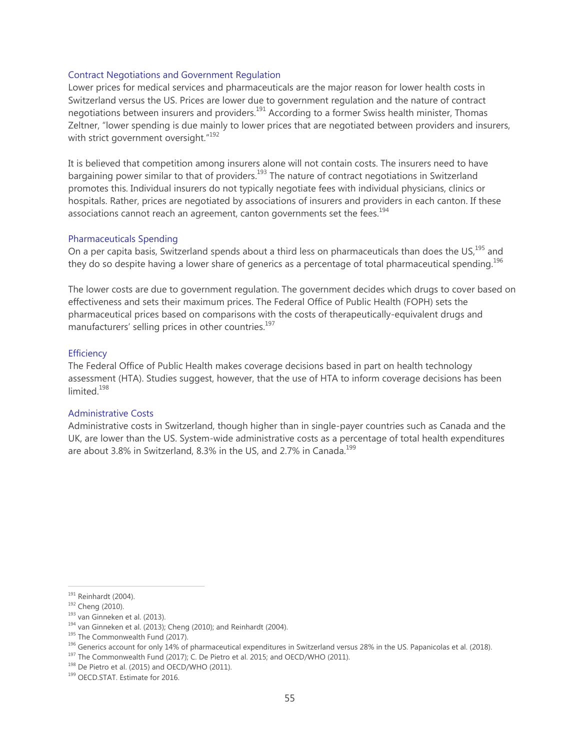### Contract Negotiations and Government Regulation

Lower prices for medical services and pharmaceuticals are the major reason for lower health costs in Switzerland versus the US. Prices are lower due to government regulation and the nature of contract negotiations between insurers and providers.[191] According to a former Swiss health minister, Thomas Zeltner, "lower spending is due mainly to lower prices that are negotiated between providers and insurers, with strict government oversight."[192]

It is believed that competition among insurers alone will not contain costs. The insurers need to have bargaining power similar to that of providers.[193] The nature of contract negotiations in Switzerland promotes this. Individual insurers do not typically negotiate fees with individual physicians, clinics or hospitals. Rather, prices are negotiated by associations of insurers and providers in each canton. If these associations cannot reach an agreement, canton governments set the fees.[194]

### Pharmaceuticals Spending

On a per capita basis, Switzerland spends about a third less on pharmaceuticals than does the US,[195] and they do so despite having a lower share of generics as a percentage of total pharmaceutical spending.[196]

The lower costs are due to government regulation. The government decides which drugs to cover based on effectiveness and sets their maximum prices. The Federal Office of Public Health (FOPH) sets the pharmaceutical prices based on comparisons with the costs of therapeutically-equivalent drugs and manufacturers' selling prices in other countries.[197]

### Efficiency

The Federal Office of Public Health makes coverage decisions based in part on health technology assessment (HTA). Studies suggest, however, that the use of HTA to inform coverage decisions has been limited.[198]

### Administrative Costs

Administrative costs in Switzerland, though higher than in single-payer countries such as Canada and the UK, are lower than the US. System-wide administrative costs as a percentage of total health expenditures are about 3.8% in Switzerland, 8.3% in the US, and 2.7% in Canada.[199]

---

[191] Reinhardt (2004).
[192] Cheng (2010).
[193] van Ginneken et al. (2013).
[194] van Ginneken et al. (2013); Cheng (2010); and Reinhardt (2004).
[195] The Commonwealth Fund (2017).
[196] Generics account for only 14% of pharmaceutical expenditures in Switzerland versus 28% in the US. Papanicolas et al. (2018).
[197] The Commonwealth Fund (2017); C. De Pietro et al. 2015; and OECD/WHO (2011).
[198] De Pietro et al. (2015) and OECD/WHO (2011).
[199] OECD.STAT. Estimate for 2016.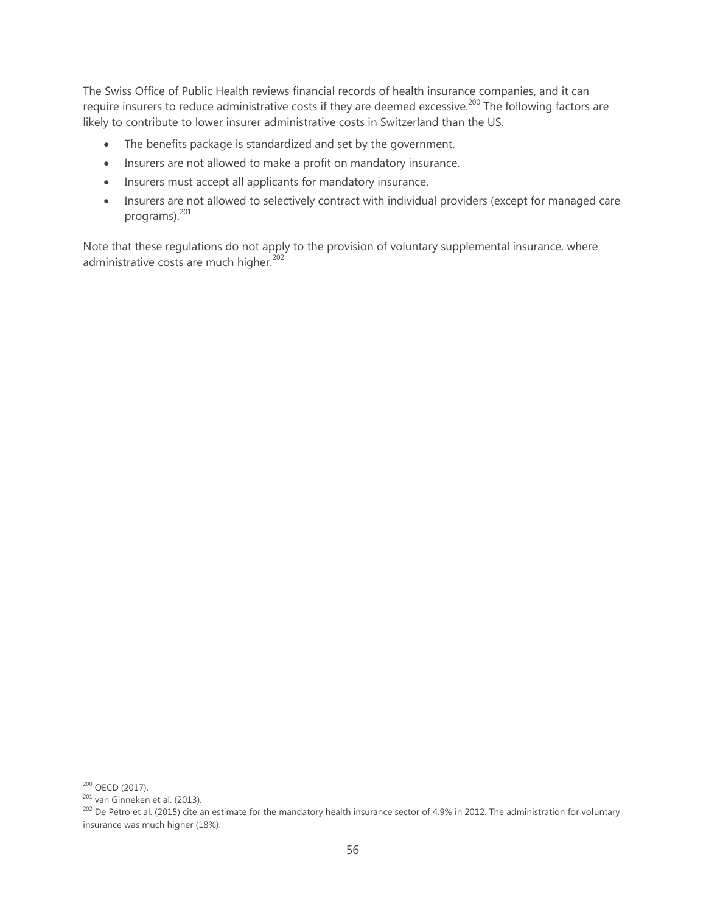The Swiss Office of Public Health reviews financial records of health insurance companies, and it can require insurers to reduce administrative costs if they are deemed excessive.[200] The following factors are likely to contribute to lower insurer administrative costs in Switzerland than the US.

- The benefits package is standardized and set by the government.
- Insurers are not allowed to make a profit on mandatory insurance.
- Insurers must accept all applicants for mandatory insurance.
- Insurers are not allowed to selectively contract with individual providers (except for managed care programs).[201]

Note that these regulations do not apply to the provision of voluntary supplemental insurance, where administrative costs are much higher.[202]

---

[200] OECD (2017).

[201] van Ginneken et al. (2013).

[202] De Petro et al. (2015) cite an estimate for the mandatory health insurance sector of 4.9% in 2012. The administration for voluntary insurance was much higher (18%).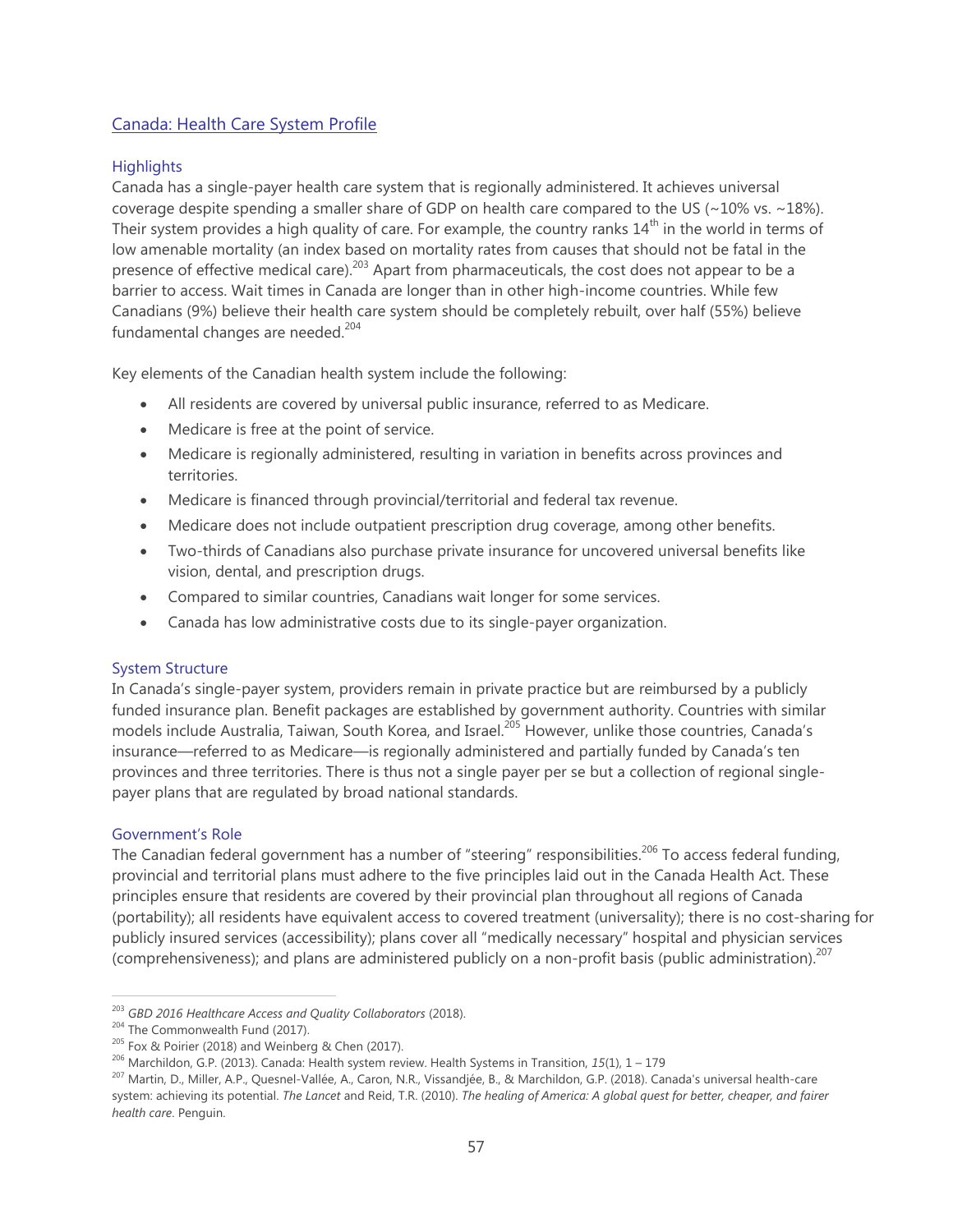## Canada: Health Care System Profile

### Highlights

Canada has a single-payer health care system that is regionally administered. It achieves universal coverage despite spending a smaller share of GDP on health care compared to the US (~10% vs. ~18%). Their system provides a high quality of care. For example, the country ranks 14th in the world in terms of low amenable mortality (an index based on mortality rates from causes that should not be fatal in the presence of effective medical care).[203] Apart from pharmaceuticals, the cost does not appear to be a barrier to access. Wait times in Canada are longer than in other high-income countries. While few Canadians (9%) believe their health care system should be completely rebuilt, over half (55%) believe fundamental changes are needed.[204]

Key elements of the Canadian health system include the following:

- All residents are covered by universal public insurance, referred to as Medicare.
- Medicare is free at the point of service.
- Medicare is regionally administered, resulting in variation in benefits across provinces and territories.
- Medicare is financed through provincial/territorial and federal tax revenue.
- Medicare does not include outpatient prescription drug coverage, among other benefits.
- Two-thirds of Canadians also purchase private insurance for uncovered universal benefits like vision, dental, and prescription drugs.
- Compared to similar countries, Canadians wait longer for some services.
- Canada has low administrative costs due to its single-payer organization.

### System Structure

In Canada's single-payer system, providers remain in private practice but are reimbursed by a publicly funded insurance plan. Benefit packages are established by government authority. Countries with similar models include Australia, Taiwan, South Korea, and Israel.[205] However, unlike those countries, Canada's insurance—referred to as Medicare—is regionally administered and partially funded by Canada's ten provinces and three territories. There is thus not a single payer per se but a collection of regional single-payer plans that are regulated by broad national standards.

### Government's Role

The Canadian federal government has a number of "steering" responsibilities.[206] To access federal funding, provincial and territorial plans must adhere to the five principles laid out in the Canada Health Act. These principles ensure that residents are covered by their provincial plan throughout all regions of Canada (portability); all residents have equivalent access to covered treatment (universality); there is no cost-sharing for publicly insured services (accessibility); plans cover all "medically necessary" hospital and physician services (comprehensiveness); and plans are administered publicly on a non-profit basis (public administration).[207]

---

[203] *GBD 2016 Healthcare Access and Quality Collaborators* (2018).

[204] The Commonwealth Fund (2017).

[205] Fox & Poirier (2018) and Weinberg & Chen (2017).

[206] Marchildon, G.P. (2013). Canada: Health system review. Health Systems in Transition, *15*(1), 1 – 179

[207] Martin, D., Miller, A.P., Quesnel-Vallée, A., Caron, N.R., Vissandjée, B., & Marchildon, G.P. (2018). Canada's universal health-care system: achieving its potential. *The Lancet* and Reid, T.R. (2010). *The healing of America: A global quest for better, cheaper, and fairer health care*. Penguin.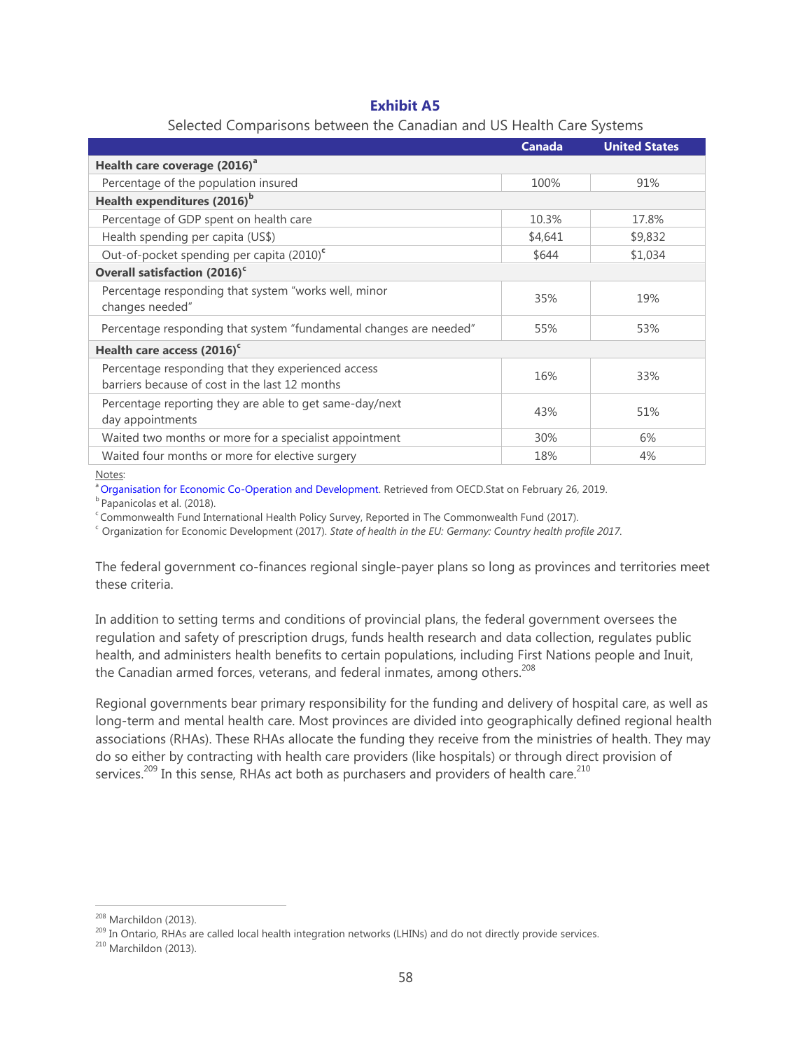**Exhibit A5**

Selected Comparisons between the Canadian and US Health Care Systems

| | Canada | United States |
|---|---|---|
| **Health care coverage (2016)[a]** | | |
| Percentage of the population insured | 100% | 91% |
| **Health expenditures (2016)[b]** | | |
| Percentage of GDP spent on health care | 10.3% | 17.8% |
| Health spending per capita (US$) | $4,641 | $9,832 |
| Out-of-pocket spending per capita (2010)[c] | $644 | $1,034 |
| **Overall satisfaction (2016)[c]** | | |
| Percentage responding that system "works well, minor changes needed" | 35% | 19% |
| Percentage responding that system "fundamental changes are needed" | 55% | 53% |
| **Health care access (2016)[c]** | | |
| Percentage responding that they experienced access barriers because of cost in the last 12 months | 16% | 33% |
| Percentage reporting they are able to get same-day/next day appointments | 43% | 51% |
| Waited two months or more for a specialist appointment | 30% | 6% |
| Waited four months or more for elective surgery | 18% | 4% |

Notes:

[a] Organisation for Economic Co-Operation and Development. Retrieved from OECD.Stat on February 26, 2019.

[b] Papanicolas et al. (2018).

[c] Commonwealth Fund International Health Policy Survey, Reported in The Commonwealth Fund (2017).

[c] Organization for Economic Development (2017). *State of health in the EU: Germany: Country health profile 2017.*

The federal government co-finances regional single-payer plans so long as provinces and territories meet these criteria.

In addition to setting terms and conditions of provincial plans, the federal government oversees the regulation and safety of prescription drugs, funds health research and data collection, regulates public health, and administers health benefits to certain populations, including First Nations people and Inuit, the Canadian armed forces, veterans, and federal inmates, among others.[208]

Regional governments bear primary responsibility for the funding and delivery of hospital care, as well as long-term and mental health care. Most provinces are divided into geographically defined regional health associations (RHAs). These RHAs allocate the funding they receive from the ministries of health. They may do so either by contracting with health care providers (like hospitals) or through direct provision of services.[209] In this sense, RHAs act both as purchasers and providers of health care.[210]

[208] Marchildon (2013).

[209] In Ontario, RHAs are called local health integration networks (LHINs) and do not directly provide services.

[210] Marchildon (2013).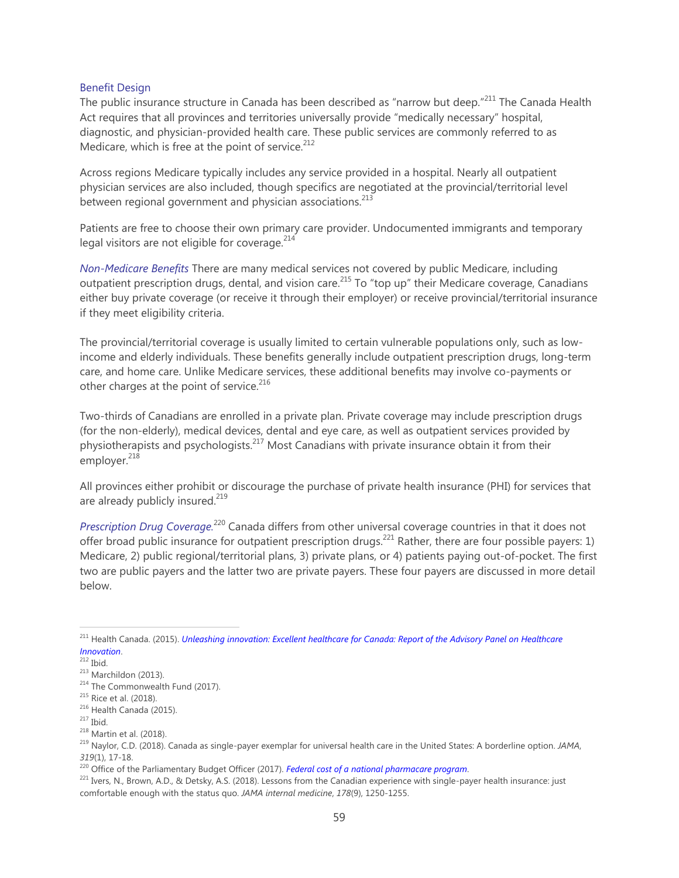### Benefit Design

The public insurance structure in Canada has been described as "narrow but deep."[211] The Canada Health Act requires that all provinces and territories universally provide "medically necessary" hospital, diagnostic, and physician-provided health care. These public services are commonly referred to as Medicare, which is free at the point of service.[212]

Across regions Medicare typically includes any service provided in a hospital. Nearly all outpatient physician services are also included, though specifics are negotiated at the provincial/territorial level between regional government and physician associations.[213]

Patients are free to choose their own primary care provider. Undocumented immigrants and temporary legal visitors are not eligible for coverage.[214]

*Non-Medicare Benefits* There are many medical services not covered by public Medicare, including outpatient prescription drugs, dental, and vision care.[215] To "top up" their Medicare coverage, Canadians either buy private coverage (or receive it through their employer) or receive provincial/territorial insurance if they meet eligibility criteria.

The provincial/territorial coverage is usually limited to certain vulnerable populations only, such as low-income and elderly individuals. These benefits generally include outpatient prescription drugs, long-term care, and home care. Unlike Medicare services, these additional benefits may involve co-payments or other charges at the point of service.[216]

Two-thirds of Canadians are enrolled in a private plan. Private coverage may include prescription drugs (for the non-elderly), medical devices, dental and eye care, as well as outpatient services provided by physiotherapists and psychologists.[217] Most Canadians with private insurance obtain it from their employer.[218]

All provinces either prohibit or discourage the purchase of private health insurance (PHI) for services that are already publicly insured.[219]

*Prescription Drug Coverage.*[220] Canada differs from other universal coverage countries in that it does not offer broad public insurance for outpatient prescription drugs.[221] Rather, there are four possible payers: 1) Medicare, 2) public regional/territorial plans, 3) private plans, or 4) patients paying out-of-pocket. The first two are public payers and the latter two are private payers. These four payers are discussed in more detail below.

---

[211] Health Canada. (2015). *Unleashing innovation: Excellent healthcare for Canada: Report of the Advisory Panel on Healthcare Innovation*.
[212] Ibid.
[213] Marchildon (2013).
[214] The Commonwealth Fund (2017).
[215] Rice et al. (2018).
[216] Health Canada (2015).
[217] Ibid.
[218] Martin et al. (2018).
[219] Naylor, C.D. (2018). Canada as single-payer exemplar for universal health care in the United States: A borderline option. *JAMA*, *319*(1), 17-18.
[220] Office of the Parliamentary Budget Officer (2017). *Federal cost of a national pharmacare program*.
[221] Ivers, N., Brown, A.D., & Detsky, A.S. (2018). Lessons from the Canadian experience with single-payer health insurance: just comfortable enough with the status quo. *JAMA internal medicine*, *178*(9), 1250-1255.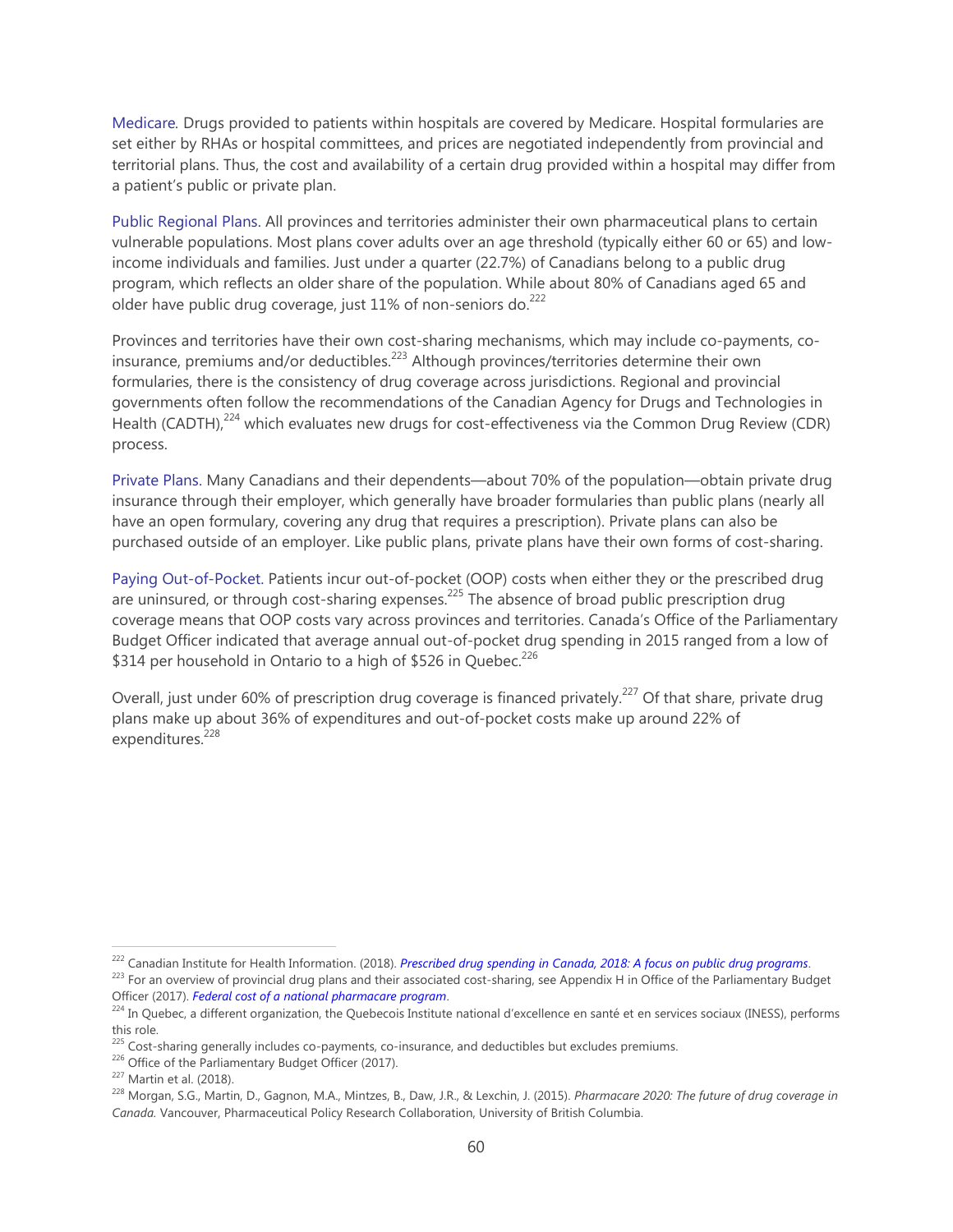Medicare. Drugs provided to patients within hospitals are covered by Medicare. Hospital formularies are set either by RHAs or hospital committees, and prices are negotiated independently from provincial and territorial plans. Thus, the cost and availability of a certain drug provided within a hospital may differ from a patient's public or private plan.

Public Regional Plans. All provinces and territories administer their own pharmaceutical plans to certain vulnerable populations. Most plans cover adults over an age threshold (typically either 60 or 65) and low-income individuals and families. Just under a quarter (22.7%) of Canadians belong to a public drug program, which reflects an older share of the population. While about 80% of Canadians aged 65 and older have public drug coverage, just 11% of non-seniors do.[222]

Provinces and territories have their own cost-sharing mechanisms, which may include co-payments, co-insurance, premiums and/or deductibles.[223] Although provinces/territories determine their own formularies, there is the consistency of drug coverage across jurisdictions. Regional and provincial governments often follow the recommendations of the Canadian Agency for Drugs and Technologies in Health (CADTH),[224] which evaluates new drugs for cost-effectiveness via the Common Drug Review (CDR) process.

Private Plans. Many Canadians and their dependents—about 70% of the population—obtain private drug insurance through their employer, which generally have broader formularies than public plans (nearly all have an open formulary, covering any drug that requires a prescription). Private plans can also be purchased outside of an employer. Like public plans, private plans have their own forms of cost-sharing.

Paying Out-of-Pocket. Patients incur out-of-pocket (OOP) costs when either they or the prescribed drug are uninsured, or through cost-sharing expenses.[225] The absence of broad public prescription drug coverage means that OOP costs vary across provinces and territories. Canada's Office of the Parliamentary Budget Officer indicated that average annual out-of-pocket drug spending in 2015 ranged from a low of \$314 per household in Ontario to a high of \$526 in Quebec.[226]

Overall, just under 60% of prescription drug coverage is financed privately.[227] Of that share, private drug plans make up about 36% of expenditures and out-of-pocket costs make up around 22% of expenditures.[228]

---

[222] Canadian Institute for Health Information. (2018). *Prescribed drug spending in Canada, 2018: A focus on public drug programs*.

[223] For an overview of provincial drug plans and their associated cost-sharing, see Appendix H in Office of the Parliamentary Budget Officer (2017). *Federal cost of a national pharmacare program*.

[224] In Quebec, a different organization, the Quebecois Institute national d'excellence en santé et en services sociaux (INESS), performs this role.

[225] Cost-sharing generally includes co-payments, co-insurance, and deductibles but excludes premiums.

[226] Office of the Parliamentary Budget Officer (2017).

[227] Martin et al. (2018).

[228] Morgan, S.G., Martin, D., Gagnon, M.A., Mintzes, B., Daw, J.R., & Lexchin, J. (2015). *Pharmacare 2020: The future of drug coverage in Canada.* Vancouver, Pharmaceutical Policy Research Collaboration, University of British Columbia.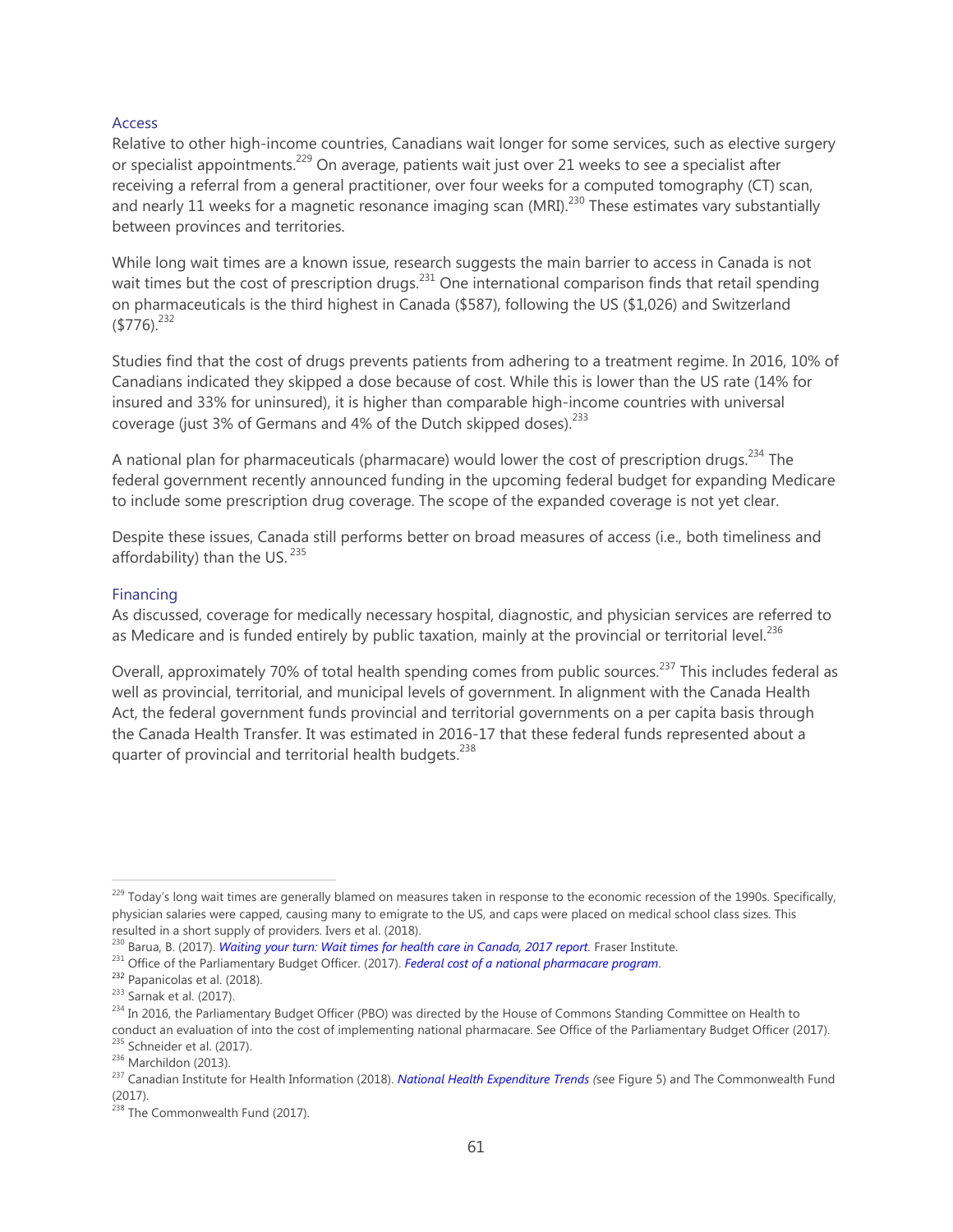### Access

Relative to other high-income countries, Canadians wait longer for some services, such as elective surgery or specialist appointments.[229] On average, patients wait just over 21 weeks to see a specialist after receiving a referral from a general practitioner, over four weeks for a computed tomography (CT) scan, and nearly 11 weeks for a magnetic resonance imaging scan (MRI).[230] These estimates vary substantially between provinces and territories.

While long wait times are a known issue, research suggests the main barrier to access in Canada is not wait times but the cost of prescription drugs.[231] One international comparison finds that retail spending on pharmaceuticals is the third highest in Canada ($587), following the US ($1,026) and Switzerland ($776).[232]

Studies find that the cost of drugs prevents patients from adhering to a treatment regime. In 2016, 10% of Canadians indicated they skipped a dose because of cost. While this is lower than the US rate (14% for insured and 33% for uninsured), it is higher than comparable high-income countries with universal coverage (just 3% of Germans and 4% of the Dutch skipped doses).[233]

A national plan for pharmaceuticals (pharmacare) would lower the cost of prescription drugs.[234] The federal government recently announced funding in the upcoming federal budget for expanding Medicare to include some prescription drug coverage. The scope of the expanded coverage is not yet clear.

Despite these issues, Canada still performs better on broad measures of access (i.e., both timeliness and affordability) than the US.[235]

### Financing

As discussed, coverage for medically necessary hospital, diagnostic, and physician services are referred to as Medicare and is funded entirely by public taxation, mainly at the provincial or territorial level.[236]

Overall, approximately 70% of total health spending comes from public sources.[237] This includes federal as well as provincial, territorial, and municipal levels of government. In alignment with the Canada Health Act, the federal government funds provincial and territorial governments on a per capita basis through the Canada Health Transfer. It was estimated in 2016-17 that these federal funds represented about a quarter of provincial and territorial health budgets.[238]

---

[229] Today's long wait times are generally blamed on measures taken in response to the economic recession of the 1990s. Specifically, physician salaries were capped, causing many to emigrate to the US, and caps were placed on medical school class sizes. This resulted in a short supply of providers. Ivers et al. (2018).

[230] Barua, B. (2017). *Waiting your turn: Wait times for health care in Canada, 2017 report.* Fraser Institute.

[231] Office of the Parliamentary Budget Officer. (2017). *Federal cost of a national pharmacare program*.

[232] Papanicolas et al. (2018).

[233] Sarnak et al. (2017).

[234] In 2016, the Parliamentary Budget Officer (PBO) was directed by the House of Commons Standing Committee on Health to conduct an evaluation of into the cost of implementing national pharmacare. See Office of the Parliamentary Budget Officer (2017).

[235] Schneider et al. (2017).

[236] Marchildon (2013).

[237] Canadian Institute for Health Information (2018). *National Health Expenditure Trends* (see Figure 5) and The Commonwealth Fund (2017).

[238] The Commonwealth Fund (2017).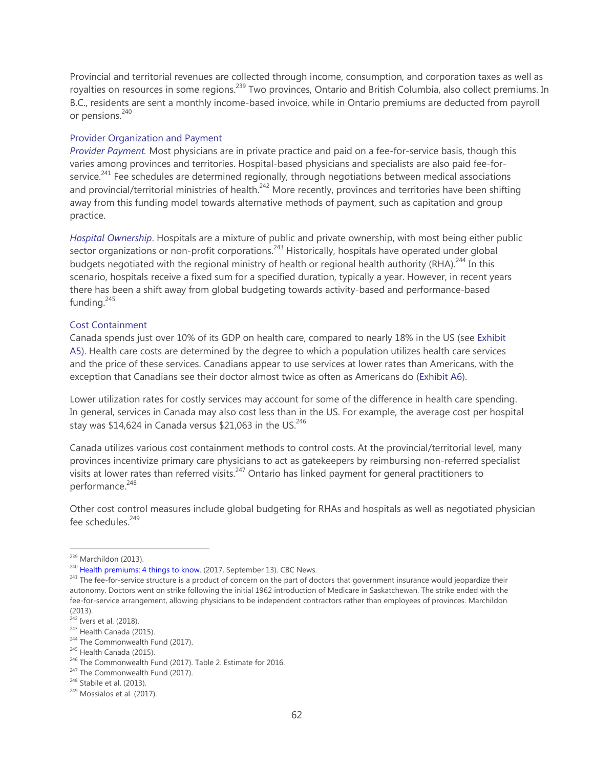Provincial and territorial revenues are collected through income, consumption, and corporation taxes as well as royalties on resources in some regions.[239] Two provinces, Ontario and British Columbia, also collect premiums. In B.C., residents are sent a monthly income-based invoice, while in Ontario premiums are deducted from payroll or pensions.[240]

### Provider Organization and Payment

*Provider Payment.* Most physicians are in private practice and paid on a fee-for-service basis, though this varies among provinces and territories. Hospital-based physicians and specialists are also paid fee-for-service.[241] Fee schedules are determined regionally, through negotiations between medical associations and provincial/territorial ministries of health.[242] More recently, provinces and territories have been shifting away from this funding model towards alternative methods of payment, such as capitation and group practice.

*Hospital Ownership*. Hospitals are a mixture of public and private ownership, with most being either public sector organizations or non-profit corporations.[243] Historically, hospitals have operated under global budgets negotiated with the regional ministry of health or regional health authority (RHA).[244] In this scenario, hospitals receive a fixed sum for a specified duration, typically a year. However, in recent years there has been a shift away from global budgeting towards activity-based and performance-based funding.[245]

### Cost Containment

Canada spends just over 10% of its GDP on health care, compared to nearly 18% in the US (see Exhibit A5). Health care costs are determined by the degree to which a population utilizes health care services and the price of these services. Canadians appear to use services at lower rates than Americans, with the exception that Canadians see their doctor almost twice as often as Americans do (Exhibit A6).

Lower utilization rates for costly services may account for some of the difference in health care spending. In general, services in Canada may also cost less than in the US. For example, the average cost per hospital stay was $14,624 in Canada versus $21,063 in the US.[246]

Canada utilizes various cost containment methods to control costs. At the provincial/territorial level, many provinces incentivize primary care physicians to act as gatekeepers by reimbursing non-referred specialist visits at lower rates than referred visits.[247] Ontario has linked payment for general practitioners to performance.[248]

Other cost control measures include global budgeting for RHAs and hospitals as well as negotiated physician fee schedules.[249]

---

[239] Marchildon (2013).

[240] Health premiums: 4 things to know. (2017, September 13). CBC News.

[241] The fee-for-service structure is a product of concern on the part of doctors that government insurance would jeopardize their autonomy. Doctors went on strike following the initial 1962 introduction of Medicare in Saskatchewan. The strike ended with the fee-for-service arrangement, allowing physicians to be independent contractors rather than employees of provinces. Marchildon (2013).

[242] Ivers et al. (2018).

[243] Health Canada (2015).

[244] The Commonwealth Fund (2017).

[245] Health Canada (2015).

[246] The Commonwealth Fund (2017). Table 2. Estimate for 2016.

[247] The Commonwealth Fund (2017).

[248] Stabile et al. (2013).

[249] Mossialos et al. (2017).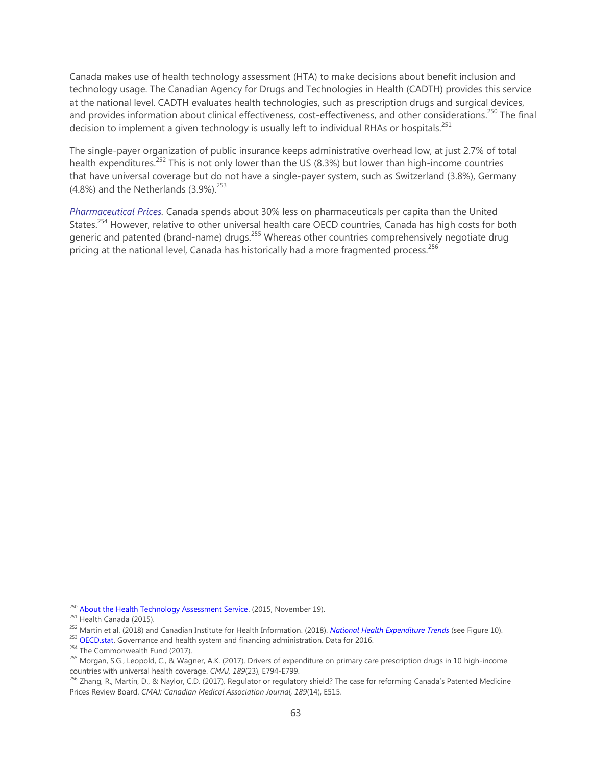Canada makes use of health technology assessment (HTA) to make decisions about benefit inclusion and technology usage. The Canadian Agency for Drugs and Technologies in Health (CADTH) provides this service at the national level. CADTH evaluates health technologies, such as prescription drugs and surgical devices, and provides information about clinical effectiveness, cost-effectiveness, and other considerations.[250] The final decision to implement a given technology is usually left to individual RHAs or hospitals.[251]

The single-payer organization of public insurance keeps administrative overhead low, at just 2.7% of total health expenditures.[252] This is not only lower than the US (8.3%) but lower than high-income countries that have universal coverage but do not have a single-payer system, such as Switzerland (3.8%), Germany (4.8%) and the Netherlands (3.9%).[253]

*Pharmaceutical Prices.* Canada spends about 30% less on pharmaceuticals per capita than the United States.[254] However, relative to other universal health care OECD countries, Canada has high costs for both generic and patented (brand-name) drugs.[255] Whereas other countries comprehensively negotiate drug pricing at the national level, Canada has historically had a more fragmented process.[256]

---

[250] About the Health Technology Assessment Service. (2015, November 19).

[251] Health Canada (2015).

[252] Martin et al. (2018) and Canadian Institute for Health Information. (2018). *National Health Expenditure Trends* (see Figure 10).

[253] OECD.stat. Governance and health system and financing administration. Data for 2016.

[254] The Commonwealth Fund (2017).

[255] Morgan, S.G., Leopold, C., & Wagner, A.K. (2017). Drivers of expenditure on primary care prescription drugs in 10 high-income countries with universal health coverage. *CMAJ, 189*(23), E794-E799.

[256] Zhang, R., Martin, D., & Naylor, C.D. (2017). Regulator or regulatory shield? The case for reforming Canada's Patented Medicine Prices Review Board. *CMAJ: Canadian Medical Association Journal, 189*(14), E515.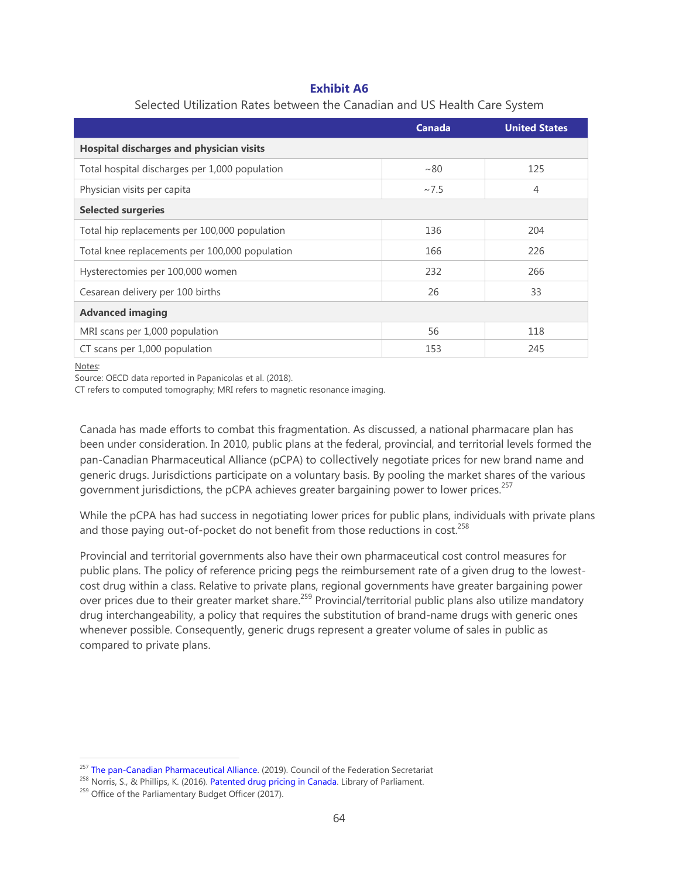**Exhibit A6**

Selected Utilization Rates between the Canadian and US Health Care System

| | Canada | United States |
|---|---|---|
| **Hospital discharges and physician visits** | | |
| Total hospital discharges per 1,000 population | ~80 | 125 |
| Physician visits per capita | ~7.5 | 4 |
| **Selected surgeries** | | |
| Total hip replacements per 100,000 population | 136 | 204 |
| Total knee replacements per 100,000 population | 166 | 226 |
| Hysterectomies per 100,000 women | 232 | 266 |
| Cesarean delivery per 100 births | 26 | 33 |
| **Advanced imaging** | | |
| MRI scans per 1,000 population | 56 | 118 |
| CT scans per 1,000 population | 153 | 245 |

Notes:
Source: OECD data reported in Papanicolas et al. (2018).
CT refers to computed tomography; MRI refers to magnetic resonance imaging.

Canada has made efforts to combat this fragmentation. As discussed, a national pharmacare plan has been under consideration. In 2010, public plans at the federal, provincial, and territorial levels formed the pan-Canadian Pharmaceutical Alliance (pCPA) to collectively negotiate prices for new brand name and generic drugs. Jurisdictions participate on a voluntary basis. By pooling the market shares of the various government jurisdictions, the pCPA achieves greater bargaining power to lower prices.[257]

While the pCPA has had success in negotiating lower prices for public plans, individuals with private plans and those paying out-of-pocket do not benefit from those reductions in cost.[258]

Provincial and territorial governments also have their own pharmaceutical cost control measures for public plans. The policy of reference pricing pegs the reimbursement rate of a given drug to the lowest-cost drug within a class. Relative to private plans, regional governments have greater bargaining power over prices due to their greater market share.[259] Provincial/territorial public plans also utilize mandatory drug interchangeability, a policy that requires the substitution of brand-name drugs with generic ones whenever possible. Consequently, generic drugs represent a greater volume of sales in public as compared to private plans.

[257] The pan-Canadian Pharmaceutical Alliance. (2019). Council of the Federation Secretariat
[258] Norris, S., & Phillips, K. (2016). Patented drug pricing in Canada. Library of Parliament.
[259] Office of the Parliamentary Budget Officer (2017).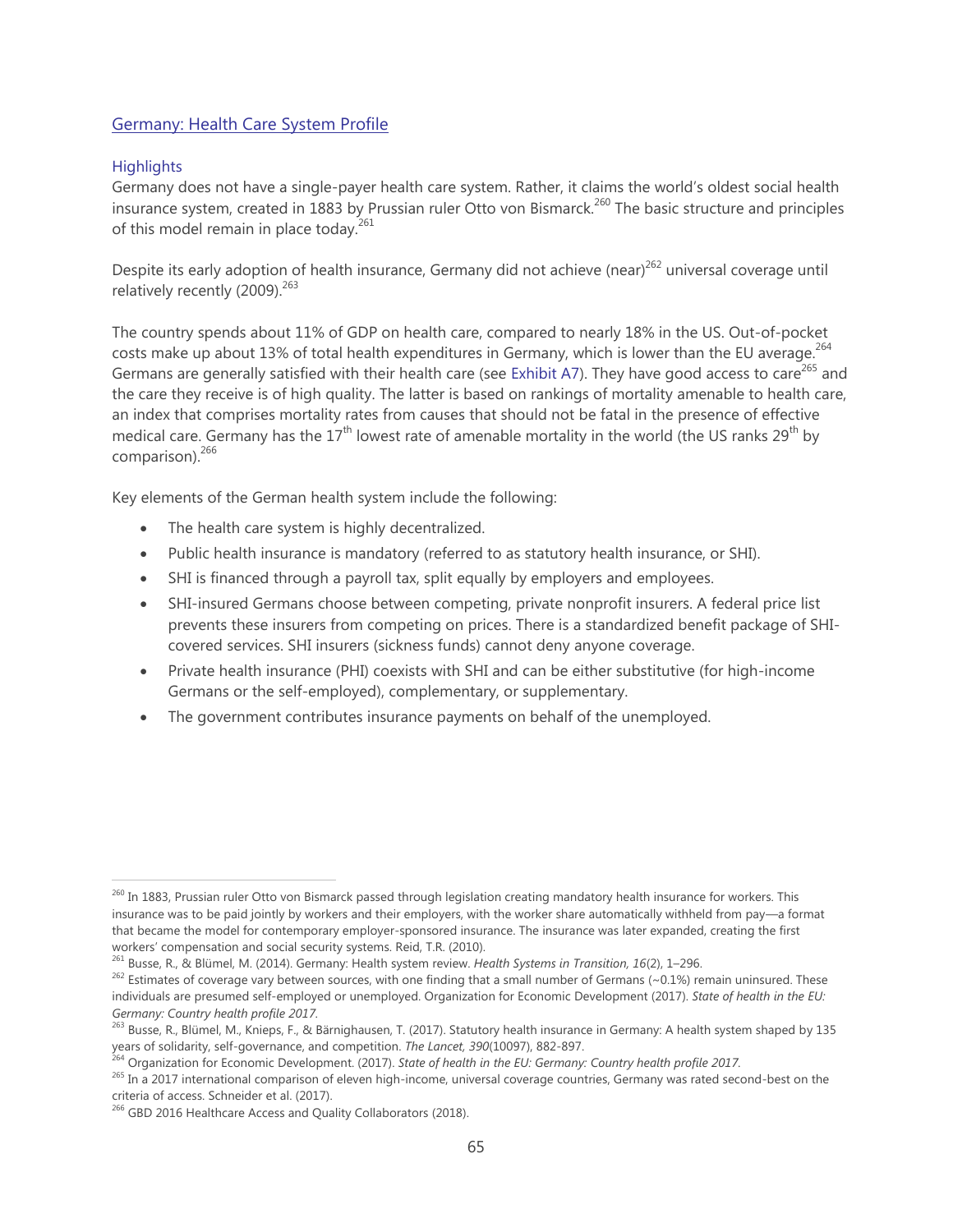## Germany: Health Care System Profile

### Highlights

Germany does not have a single-payer health care system. Rather, it claims the world's oldest social health insurance system, created in 1883 by Prussian ruler Otto von Bismarck.[260] The basic structure and principles of this model remain in place today.[261]

Despite its early adoption of health insurance, Germany did not achieve (near)[262] universal coverage until relatively recently (2009).[263]

The country spends about 11% of GDP on health care, compared to nearly 18% in the US. Out-of-pocket costs make up about 13% of total health expenditures in Germany, which is lower than the EU average.[264] Germans are generally satisfied with their health care (see Exhibit A7). They have good access to care[265] and the care they receive is of high quality. The latter is based on rankings of mortality amenable to health care, an index that comprises mortality rates from causes that should not be fatal in the presence of effective medical care. Germany has the 17th lowest rate of amenable mortality in the world (the US ranks 29th by comparison).[266]

Key elements of the German health system include the following:

- The health care system is highly decentralized.
- Public health insurance is mandatory (referred to as statutory health insurance, or SHI).
- SHI is financed through a payroll tax, split equally by employers and employees.
- SHI-insured Germans choose between competing, private nonprofit insurers. A federal price list prevents these insurers from competing on prices. There is a standardized benefit package of SHI-covered services. SHI insurers (sickness funds) cannot deny anyone coverage.
- Private health insurance (PHI) coexists with SHI and can be either substitutive (for high-income Germans or the self-employed), complementary, or supplementary.
- The government contributes insurance payments on behalf of the unemployed.

---

[260] In 1883, Prussian ruler Otto von Bismarck passed through legislation creating mandatory health insurance for workers. This insurance was to be paid jointly by workers and their employers, with the worker share automatically withheld from pay—a format that became the model for contemporary employer-sponsored insurance. The insurance was later expanded, creating the first workers' compensation and social security systems. Reid, T.R. (2010).

[261] Busse, R., & Blümel, M. (2014). Germany: Health system review. *Health Systems in Transition, 16*(2), 1–296.

[262] Estimates of coverage vary between sources, with one finding that a small number of Germans (~0.1%) remain uninsured. These individuals are presumed self-employed or unemployed. Organization for Economic Development (2017). *State of health in the EU: Germany: Country health profile 2017*.

[263] Busse, R., Blümel, M., Knieps, F., & Bärnighausen, T. (2017). Statutory health insurance in Germany: A health system shaped by 135 years of solidarity, self-governance, and competition. *The Lancet, 390*(10097), 882-897.

[264] Organization for Economic Development. (2017). *State of health in the EU: Germany: Country health profile 2017*.

[265] In a 2017 international comparison of eleven high-income, universal coverage countries, Germany was rated second-best on the criteria of access. Schneider et al. (2017).

[266] GBD 2016 Healthcare Access and Quality Collaborators (2018).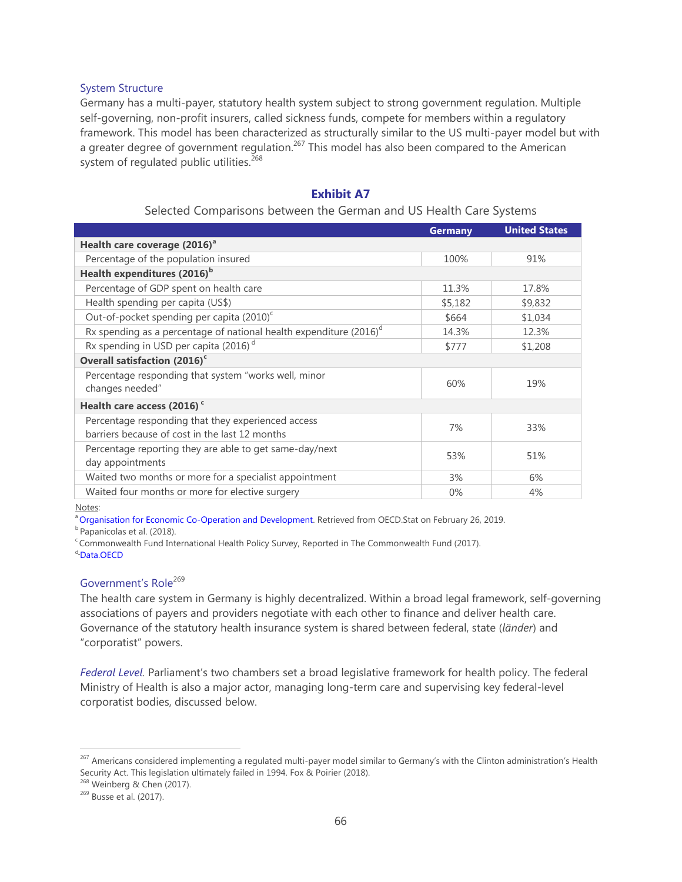### System Structure

Germany has a multi-payer, statutory health system subject to strong government regulation. Multiple self-governing, non-profit insurers, called sickness funds, compete for members within a regulatory framework. This model has been characterized as structurally similar to the US multi-payer model but with a greater degree of government regulation.[267] This model has also been compared to the American system of regulated public utilities.[268]

**Exhibit A7**

Selected Comparisons between the German and US Health Care Systems

| | Germany | United States |
|---|---|---|
| **Health care coverage (2016)[a]** | | |
| Percentage of the population insured | 100% | 91% |
| **Health expenditures (2016)[b]** | | |
| Percentage of GDP spent on health care | 11.3% | 17.8% |
| Health spending per capita (US$) | $5,182 | $9,832 |
| Out-of-pocket spending per capita (2010)[c] | $664 | $1,034 |
| Rx spending as a percentage of national health expenditure (2016)[d] | 14.3% | 12.3% |
| Rx spending in USD per capita (2016)[d] | $777 | $1,208 |
| **Overall satisfaction (2016)[c]** | | |
| Percentage responding that system "works well, minor changes needed" | 60% | 19% |
| **Health care access (2016)[c]** | | |
| Percentage responding that they experienced access barriers because of cost in the last 12 months | 7% | 33% |
| Percentage reporting they are able to get same-day/next day appointments | 53% | 51% |
| Waited two months or more for a specialist appointment | 3% | 6% |
| Waited four months or more for elective surgery | 0% | 4% |

Notes:
[a] Organisation for Economic Co-Operation and Development. Retrieved from OECD.Stat on February 26, 2019.
[b] Papanicolas et al. (2018).
[c] Commonwealth Fund International Health Policy Survey, Reported in The Commonwealth Fund (2017).
[d] Data.OECD

### Government's Role[269]

The health care system in Germany is highly decentralized. Within a broad legal framework, self-governing associations of payers and providers negotiate with each other to finance and deliver health care. Governance of the statutory health insurance system is shared between federal, state (*länder*) and "corporatist" powers.

*Federal Level*. Parliament's two chambers set a broad legislative framework for health policy. The federal Ministry of Health is also a major actor, managing long-term care and supervising key federal-level corporatist bodies, discussed below.

[267] Americans considered implementing a regulated multi-payer model similar to Germany's with the Clinton administration's Health Security Act. This legislation ultimately failed in 1994. Fox & Poirier (2018).
[268] Weinberg & Chen (2017).
[269] Busse et al. (2017).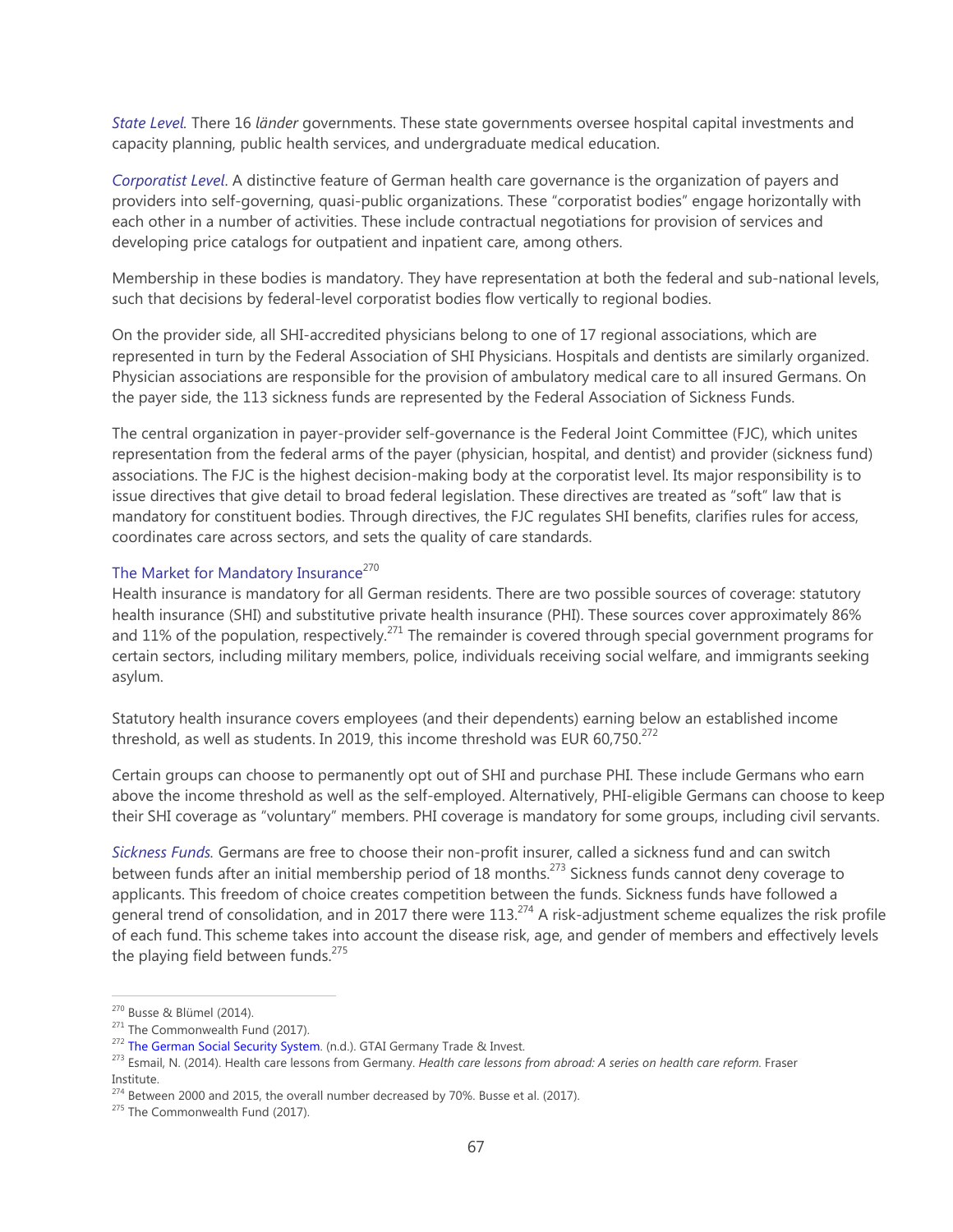*State Level.* There 16 *länder* governments. These state governments oversee hospital capital investments and capacity planning, public health services, and undergraduate medical education.

*Corporatist Level*. A distinctive feature of German health care governance is the organization of payers and providers into self-governing, quasi-public organizations. These "corporatist bodies" engage horizontally with each other in a number of activities. These include contractual negotiations for provision of services and developing price catalogs for outpatient and inpatient care, among others.

Membership in these bodies is mandatory. They have representation at both the federal and sub-national levels, such that decisions by federal-level corporatist bodies flow vertically to regional bodies.

On the provider side, all SHI-accredited physicians belong to one of 17 regional associations, which are represented in turn by the Federal Association of SHI Physicians. Hospitals and dentists are similarly organized. Physician associations are responsible for the provision of ambulatory medical care to all insured Germans. On the payer side, the 113 sickness funds are represented by the Federal Association of Sickness Funds.

The central organization in payer-provider self-governance is the Federal Joint Committee (FJC), which unites representation from the federal arms of the payer (physician, hospital, and dentist) and provider (sickness fund) associations. The FJC is the highest decision-making body at the corporatist level. Its major responsibility is to issue directives that give detail to broad federal legislation. These directives are treated as "soft" law that is mandatory for constituent bodies. Through directives, the FJC regulates SHI benefits, clarifies rules for access, coordinates care across sectors, and sets the quality of care standards.

### The Market for Mandatory Insurance[270]

Health insurance is mandatory for all German residents. There are two possible sources of coverage: statutory health insurance (SHI) and substitutive private health insurance (PHI). These sources cover approximately 86% and 11% of the population, respectively.[271] The remainder is covered through special government programs for certain sectors, including military members, police, individuals receiving social welfare, and immigrants seeking asylum.

Statutory health insurance covers employees (and their dependents) earning below an established income threshold, as well as students. In 2019, this income threshold was EUR 60,750.[272]

Certain groups can choose to permanently opt out of SHI and purchase PHI. These include Germans who earn above the income threshold as well as the self-employed. Alternatively, PHI-eligible Germans can choose to keep their SHI coverage as "voluntary" members. PHI coverage is mandatory for some groups, including civil servants.

*Sickness Funds.* Germans are free to choose their non-profit insurer, called a sickness fund and can switch between funds after an initial membership period of 18 months.[273] Sickness funds cannot deny coverage to applicants. This freedom of choice creates competition between the funds. Sickness funds have followed a general trend of consolidation, and in 2017 there were 113.[274] A risk-adjustment scheme equalizes the risk profile of each fund. This scheme takes into account the disease risk, age, and gender of members and effectively levels the playing field between funds.[275]

---

[270] Busse & Blümel (2014).

[271] The Commonwealth Fund (2017).

[272] The German Social Security System. (n.d.). GTAI Germany Trade & Invest.

[273] Esmail, N. (2014). Health care lessons from Germany. *Health care lessons from abroad: A series on health care reform*. Fraser Institute.

[274] Between 2000 and 2015, the overall number decreased by 70%. Busse et al. (2017).

[275] The Commonwealth Fund (2017).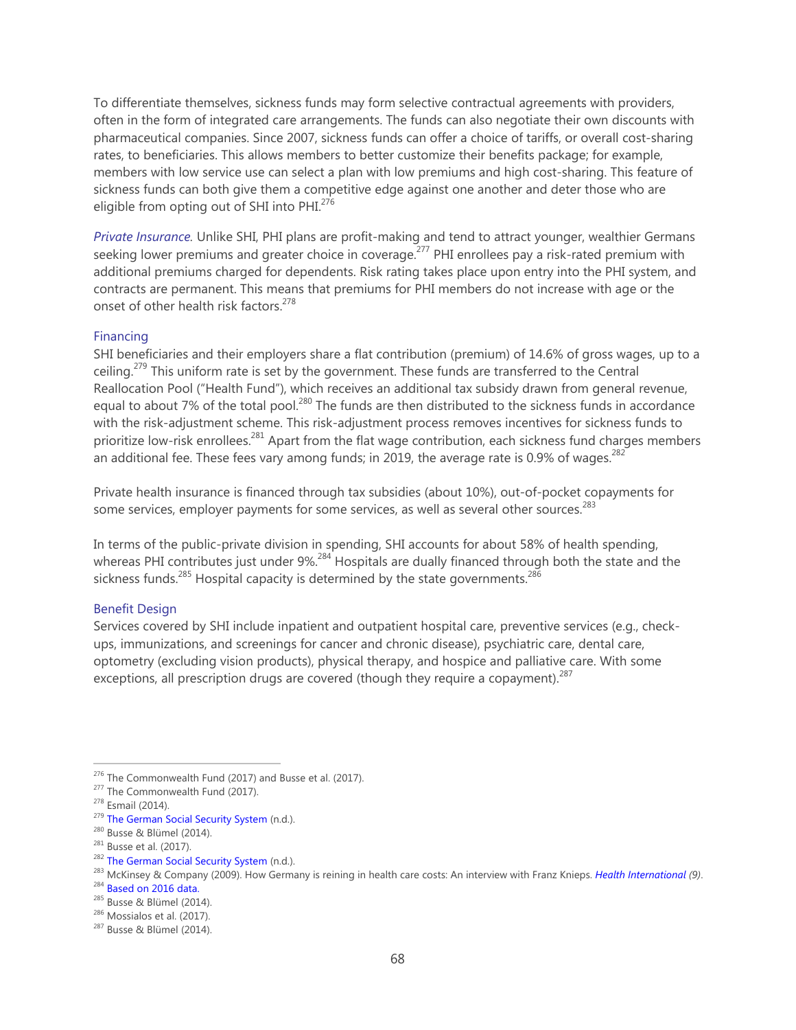To differentiate themselves, sickness funds may form selective contractual agreements with providers, often in the form of integrated care arrangements. The funds can also negotiate their own discounts with pharmaceutical companies. Since 2007, sickness funds can offer a choice of tariffs, or overall cost-sharing rates, to beneficiaries. This allows members to better customize their benefits package; for example, members with low service use can select a plan with low premiums and high cost-sharing. This feature of sickness funds can both give them a competitive edge against one another and deter those who are eligible from opting out of SHI into PHI.[276]

*Private Insurance.* Unlike SHI, PHI plans are profit-making and tend to attract younger, wealthier Germans seeking lower premiums and greater choice in coverage.[277] PHI enrollees pay a risk-rated premium with additional premiums charged for dependents. Risk rating takes place upon entry into the PHI system, and contracts are permanent. This means that premiums for PHI members do not increase with age or the onset of other health risk factors.[278]

### Financing

SHI beneficiaries and their employers share a flat contribution (premium) of 14.6% of gross wages, up to a ceiling.[279] This uniform rate is set by the government. These funds are transferred to the Central Reallocation Pool ("Health Fund"), which receives an additional tax subsidy drawn from general revenue, equal to about 7% of the total pool.[280] The funds are then distributed to the sickness funds in accordance with the risk-adjustment scheme. This risk-adjustment process removes incentives for sickness funds to prioritize low-risk enrollees.[281] Apart from the flat wage contribution, each sickness fund charges members an additional fee. These fees vary among funds; in 2019, the average rate is 0.9% of wages.[282]

Private health insurance is financed through tax subsidies (about 10%), out-of-pocket copayments for some services, employer payments for some services, as well as several other sources.[283]

In terms of the public-private division in spending, SHI accounts for about 58% of health spending, whereas PHI contributes just under 9%.[284] Hospitals are dually financed through both the state and the sickness funds.[285] Hospital capacity is determined by the state governments.[286]

### Benefit Design

Services covered by SHI include inpatient and outpatient hospital care, preventive services (e.g., check-ups, immunizations, and screenings for cancer and chronic disease), psychiatric care, dental care, optometry (excluding vision products), physical therapy, and hospice and palliative care. With some exceptions, all prescription drugs are covered (though they require a copayment).[287]

---

[276] The Commonwealth Fund (2017) and Busse et al. (2017).
[277] The Commonwealth Fund (2017).
[278] Esmail (2014).
[279] The German Social Security System (n.d.).
[280] Busse & Blümel (2014).
[281] Busse et al. (2017).
[282] The German Social Security System (n.d.).
[283] McKinsey & Company (2009). How Germany is reining in health care costs: An interview with Franz Knieps. *Health International (9)*.
[284] Based on 2016 data.
[285] Busse & Blümel (2014).
[286] Mossialos et al. (2017).
[287] Busse & Blümel (2014).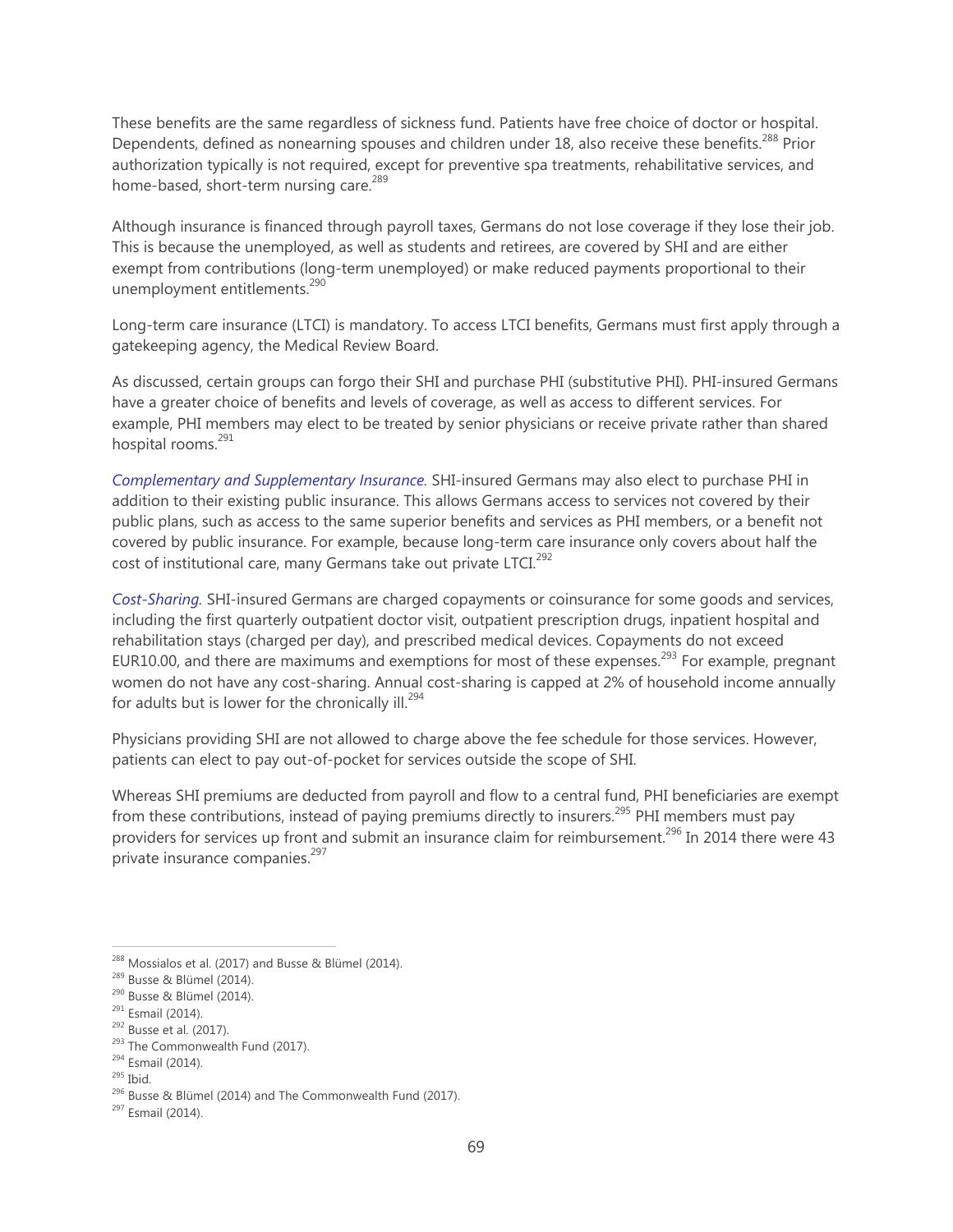These benefits are the same regardless of sickness fund. Patients have free choice of doctor or hospital. Dependents, defined as nonearning spouses and children under 18, also receive these benefits.[288] Prior authorization typically is not required, except for preventive spa treatments, rehabilitative services, and home-based, short-term nursing care.[289]

Although insurance is financed through payroll taxes, Germans do not lose coverage if they lose their job. This is because the unemployed, as well as students and retirees, are covered by SHI and are either exempt from contributions (long-term unemployed) or make reduced payments proportional to their unemployment entitlements.[290]

Long-term care insurance (LTCI) is mandatory. To access LTCI benefits, Germans must first apply through a gatekeeping agency, the Medical Review Board.

As discussed, certain groups can forgo their SHI and purchase PHI (substitutive PHI). PHI-insured Germans have a greater choice of benefits and levels of coverage, as well as access to different services. For example, PHI members may elect to be treated by senior physicians or receive private rather than shared hospital rooms.[291]

*Complementary and Supplementary Insurance.* SHI-insured Germans may also elect to purchase PHI in addition to their existing public insurance. This allows Germans access to services not covered by their public plans, such as access to the same superior benefits and services as PHI members, or a benefit not covered by public insurance. For example, because long-term care insurance only covers about half the cost of institutional care, many Germans take out private LTCI.[292]

*Cost-Sharing.* SHI-insured Germans are charged copayments or coinsurance for some goods and services, including the first quarterly outpatient doctor visit, outpatient prescription drugs, inpatient hospital and rehabilitation stays (charged per day), and prescribed medical devices. Copayments do not exceed EUR10.00, and there are maximums and exemptions for most of these expenses.[293] For example, pregnant women do not have any cost-sharing. Annual cost-sharing is capped at 2% of household income annually for adults but is lower for the chronically ill.[294]

Physicians providing SHI are not allowed to charge above the fee schedule for those services. However, patients can elect to pay out-of-pocket for services outside the scope of SHI.

Whereas SHI premiums are deducted from payroll and flow to a central fund, PHI beneficiaries are exempt from these contributions, instead of paying premiums directly to insurers.[295] PHI members must pay providers for services up front and submit an insurance claim for reimbursement.[296] In 2014 there were 43 private insurance companies.[297]

---

[288] Mossialos et al. (2017) and Busse & Blümel (2014).
[289] Busse & Blümel (2014).
[290] Busse & Blümel (2014).
[291] Esmail (2014).
[292] Busse et al. (2017).
[293] The Commonwealth Fund (2017).
[294] Esmail (2014).
[295] Ibid.
[296] Busse & Blümel (2014) and The Commonwealth Fund (2017).
[297] Esmail (2014).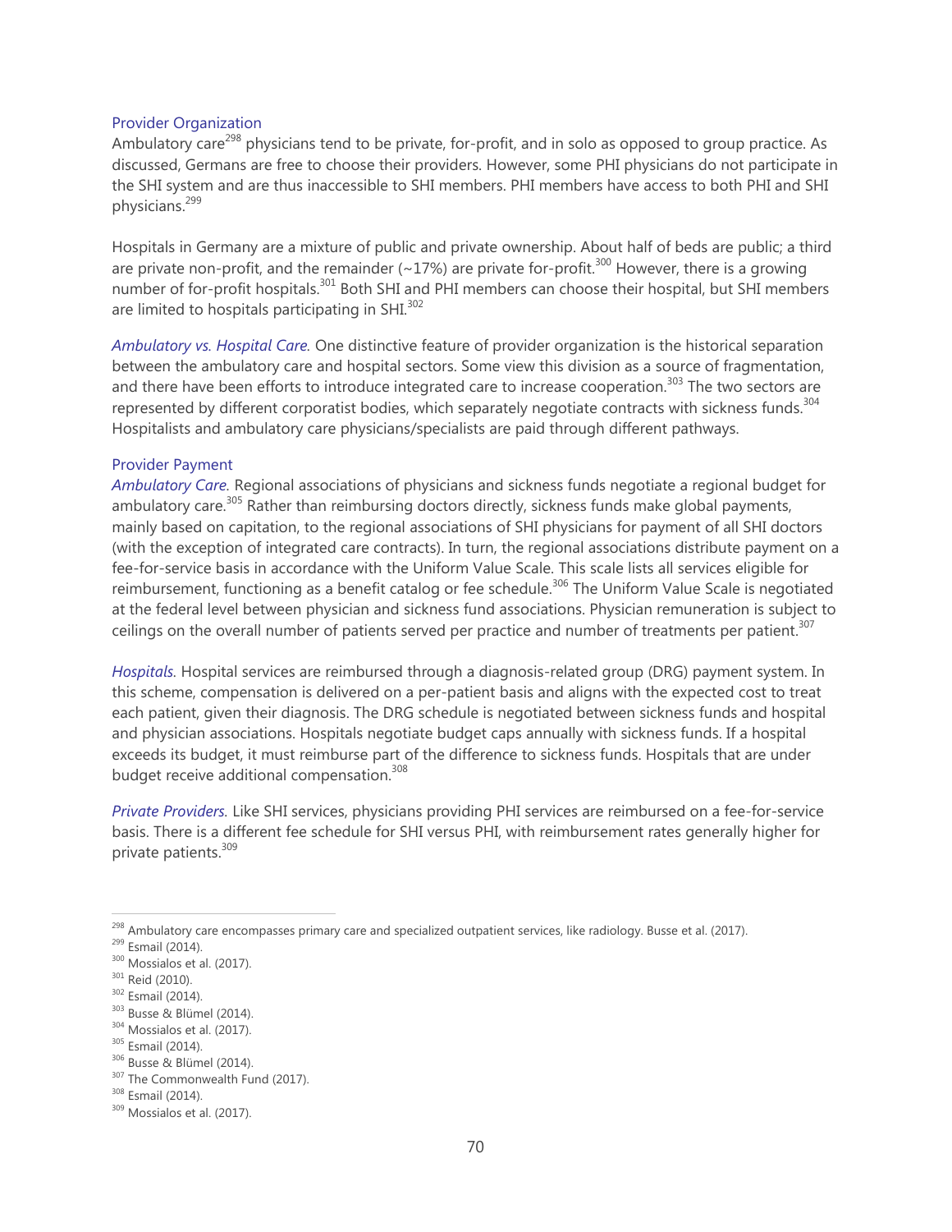## Provider Organization

Ambulatory care[298] physicians tend to be private, for-profit, and in solo as opposed to group practice. As discussed, Germans are free to choose their providers. However, some PHI physicians do not participate in the SHI system and are thus inaccessible to SHI members. PHI members have access to both PHI and SHI physicians.[299]

Hospitals in Germany are a mixture of public and private ownership. About half of beds are public; a third are private non-profit, and the remainder (~17%) are private for-profit.[300] However, there is a growing number of for-profit hospitals.[301] Both SHI and PHI members can choose their hospital, but SHI members are limited to hospitals participating in SHI.[302]

*Ambulatory vs. Hospital Care.* One distinctive feature of provider organization is the historical separation between the ambulatory care and hospital sectors. Some view this division as a source of fragmentation, and there have been efforts to introduce integrated care to increase cooperation.[303] The two sectors are represented by different corporatist bodies, which separately negotiate contracts with sickness funds.[304] Hospitalists and ambulatory care physicians/specialists are paid through different pathways.

## Provider Payment

*Ambulatory Care.* Regional associations of physicians and sickness funds negotiate a regional budget for ambulatory care.[305] Rather than reimbursing doctors directly, sickness funds make global payments, mainly based on capitation, to the regional associations of SHI physicians for payment of all SHI doctors (with the exception of integrated care contracts). In turn, the regional associations distribute payment on a fee-for-service basis in accordance with the Uniform Value Scale. This scale lists all services eligible for reimbursement, functioning as a benefit catalog or fee schedule.[306] The Uniform Value Scale is negotiated at the federal level between physician and sickness fund associations. Physician remuneration is subject to ceilings on the overall number of patients served per practice and number of treatments per patient.[307]

*Hospitals.* Hospital services are reimbursed through a diagnosis-related group (DRG) payment system. In this scheme, compensation is delivered on a per-patient basis and aligns with the expected cost to treat each patient, given their diagnosis. The DRG schedule is negotiated between sickness funds and hospital and physician associations. Hospitals negotiate budget caps annually with sickness funds. If a hospital exceeds its budget, it must reimburse part of the difference to sickness funds. Hospitals that are under budget receive additional compensation.[308]

*Private Providers.* Like SHI services, physicians providing PHI services are reimbursed on a fee-for-service basis. There is a different fee schedule for SHI versus PHI, with reimbursement rates generally higher for private patients.[309]

---

[298] Ambulatory care encompasses primary care and specialized outpatient services, like radiology. Busse et al. (2017).
[299] Esmail (2014).
[300] Mossialos et al. (2017).
[301] Reid (2010).
[302] Esmail (2014).
[303] Busse & Blümel (2014).
[304] Mossialos et al. (2017).
[305] Esmail (2014).
[306] Busse & Blümel (2014).
[307] The Commonwealth Fund (2017).
[308] Esmail (2014).
[309] Mossialos et al. (2017).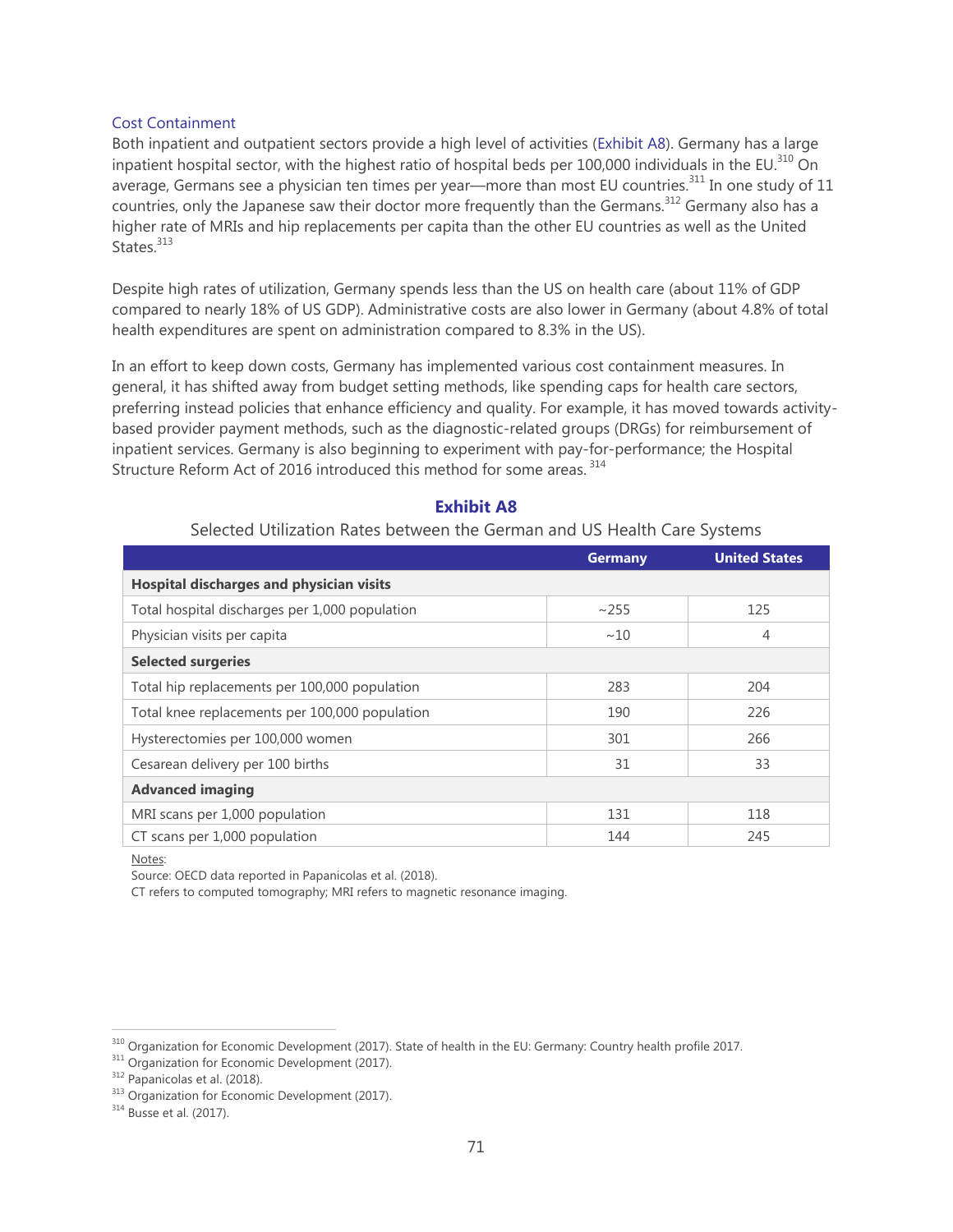### Cost Containment

Both inpatient and outpatient sectors provide a high level of activities (Exhibit A8). Germany has a large inpatient hospital sector, with the highest ratio of hospital beds per 100,000 individuals in the EU.[310] On average, Germans see a physician ten times per year—more than most EU countries.[311] In one study of 11 countries, only the Japanese saw their doctor more frequently than the Germans.[312] Germany also has a higher rate of MRIs and hip replacements per capita than the other EU countries as well as the United States.[313]

Despite high rates of utilization, Germany spends less than the US on health care (about 11% of GDP compared to nearly 18% of US GDP). Administrative costs are also lower in Germany (about 4.8% of total health expenditures are spent on administration compared to 8.3% in the US).

In an effort to keep down costs, Germany has implemented various cost containment measures. In general, it has shifted away from budget setting methods, like spending caps for health care sectors, preferring instead policies that enhance efficiency and quality. For example, it has moved towards activity-based provider payment methods, such as the diagnostic-related groups (DRGs) for reimbursement of inpatient services. Germany is also beginning to experiment with pay-for-performance; the Hospital Structure Reform Act of 2016 introduced this method for some areas.[314]

**Exhibit A8**

Selected Utilization Rates between the German and US Health Care Systems

| | Germany | United States |
|---|---|---|
| **Hospital discharges and physician visits** | | |
| Total hospital discharges per 1,000 population | ~255 | 125 |
| Physician visits per capita | ~10 | 4 |
| **Selected surgeries** | | |
| Total hip replacements per 100,000 population | 283 | 204 |
| Total knee replacements per 100,000 population | 190 | 226 |
| Hysterectomies per 100,000 women | 301 | 266 |
| Cesarean delivery per 100 births | 31 | 33 |
| **Advanced imaging** | | |
| MRI scans per 1,000 population | 131 | 118 |
| CT scans per 1,000 population | 144 | 245 |

Notes:
Source: OECD data reported in Papanicolas et al. (2018).
CT refers to computed tomography; MRI refers to magnetic resonance imaging.

[310] Organization for Economic Development (2017). State of health in the EU: Germany: Country health profile 2017.
[311] Organization for Economic Development (2017).
[312] Papanicolas et al. (2018).
[313] Organization for Economic Development (2017).
[314] Busse et al. (2017).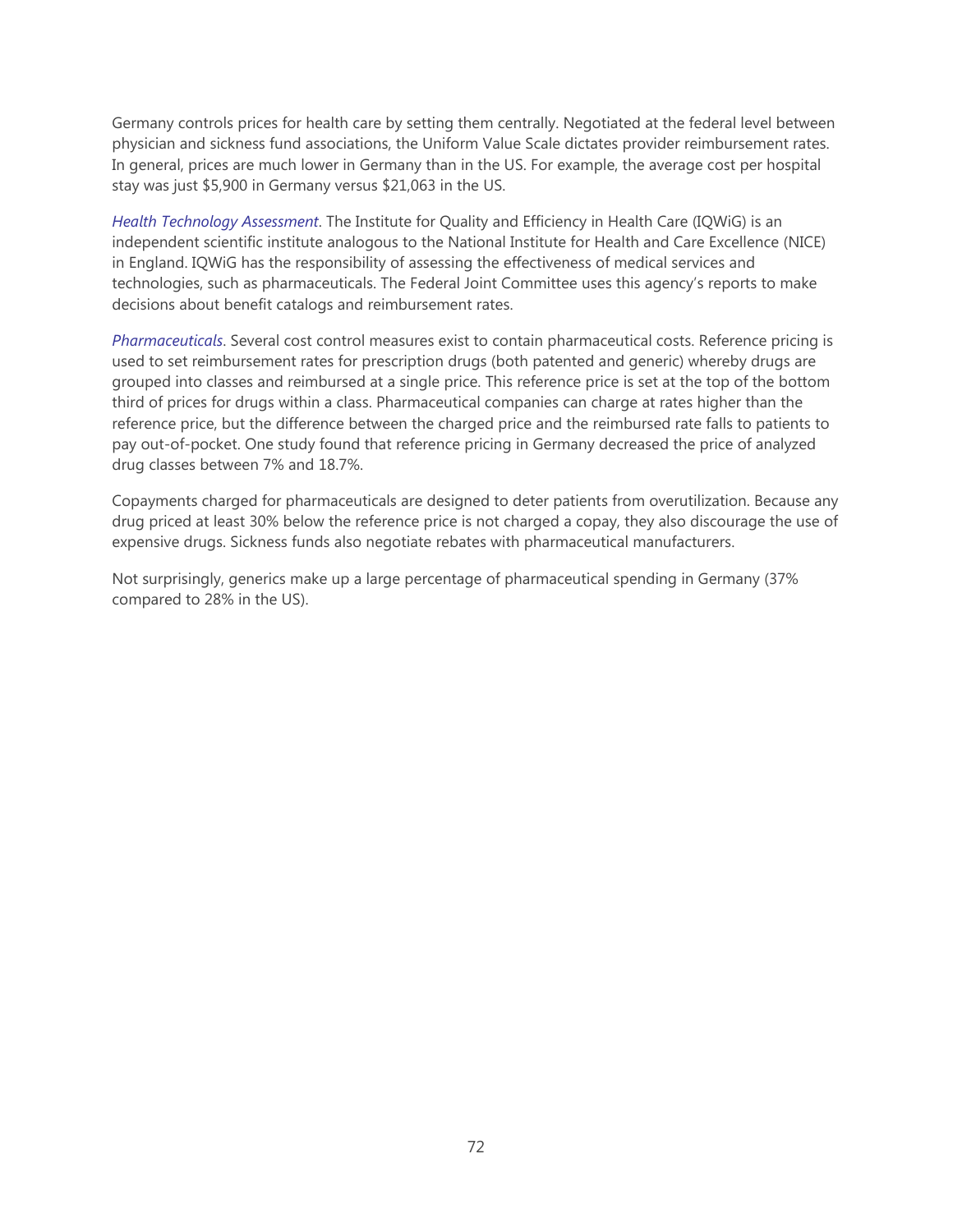Germany controls prices for health care by setting them centrally. Negotiated at the federal level between physician and sickness fund associations, the Uniform Value Scale dictates provider reimbursement rates. In general, prices are much lower in Germany than in the US. For example, the average cost per hospital stay was just $5,900 in Germany versus $21,063 in the US.

*Health Technology Assessment*. The Institute for Quality and Efficiency in Health Care (IQWiG) is an independent scientific institute analogous to the National Institute for Health and Care Excellence (NICE) in England. IQWiG has the responsibility of assessing the effectiveness of medical services and technologies, such as pharmaceuticals. The Federal Joint Committee uses this agency's reports to make decisions about benefit catalogs and reimbursement rates.

*Pharmaceuticals*. Several cost control measures exist to contain pharmaceutical costs. Reference pricing is used to set reimbursement rates for prescription drugs (both patented and generic) whereby drugs are grouped into classes and reimbursed at a single price. This reference price is set at the top of the bottom third of prices for drugs within a class. Pharmaceutical companies can charge at rates higher than the reference price, but the difference between the charged price and the reimbursed rate falls to patients to pay out-of-pocket. One study found that reference pricing in Germany decreased the price of analyzed drug classes between 7% and 18.7%.

Copayments charged for pharmaceuticals are designed to deter patients from overutilization. Because any drug priced at least 30% below the reference price is not charged a copay, they also discourage the use of expensive drugs. Sickness funds also negotiate rebates with pharmaceutical manufacturers.

Not surprisingly, generics make up a large percentage of pharmaceutical spending in Germany (37% compared to 28% in the US).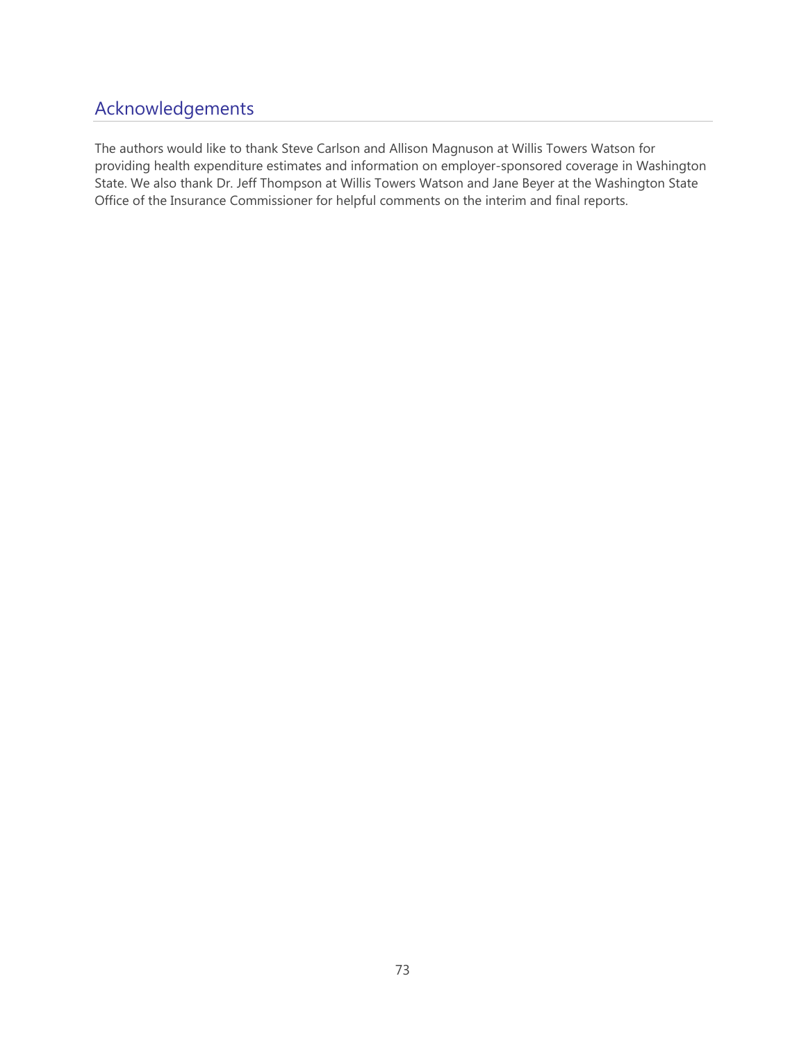## Acknowledgements

The authors would like to thank Steve Carlson and Allison Magnuson at Willis Towers Watson for providing health expenditure estimates and information on employer-sponsored coverage in Washington State. We also thank Dr. Jeff Thompson at Willis Towers Watson and Jane Beyer at the Washington State Office of the Insurance Commissioner for helpful comments on the interim and final reports.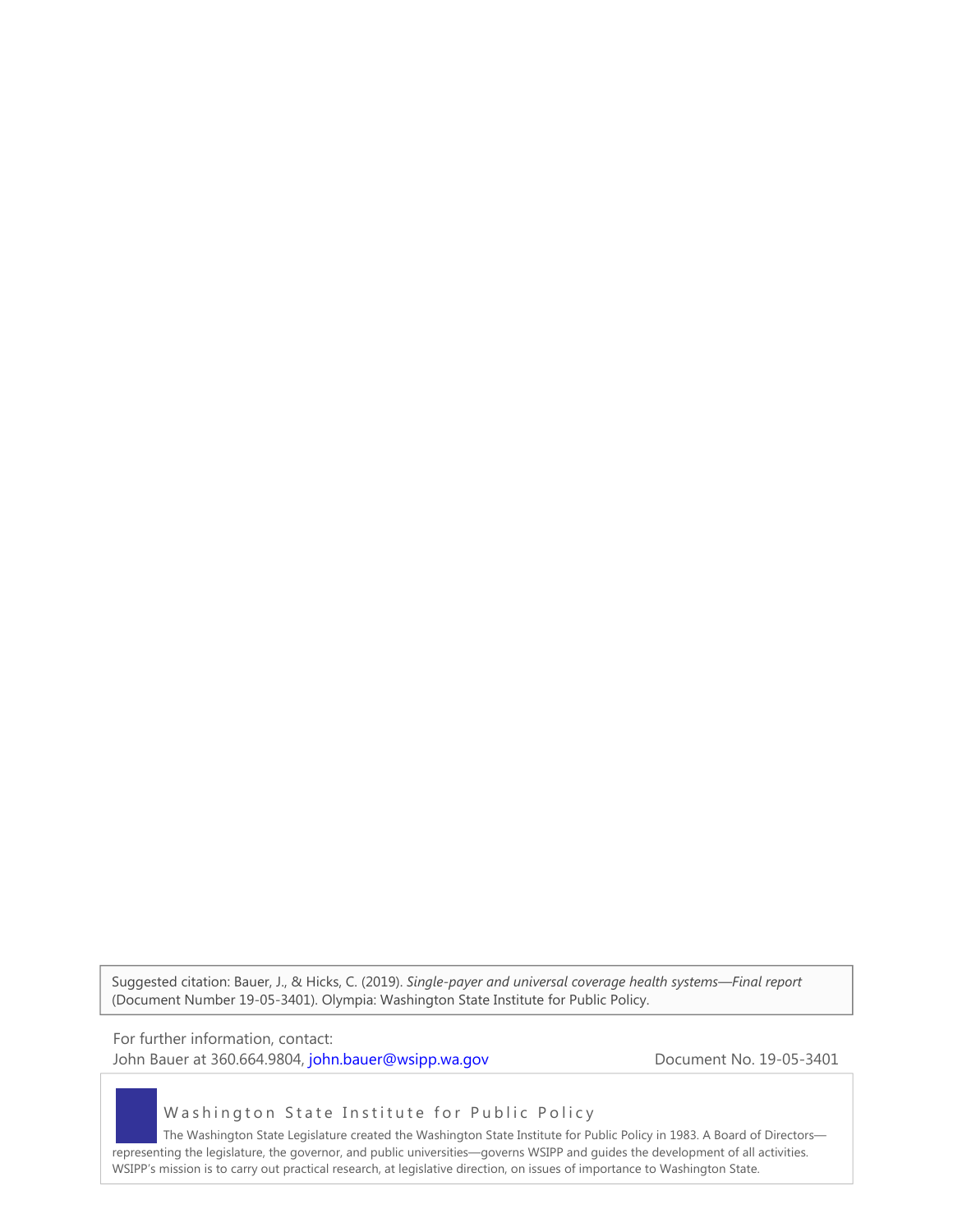Suggested citation: Bauer, J., & Hicks, C. (2019). *Single-payer and universal coverage health systems—Final report* (Document Number 19-05-3401). Olympia: Washington State Institute for Public Policy.

For further information, contact:
John Bauer at 360.664.9804, john.bauer@wsipp.wa.gov

Document No. 19-05-3401

Washington State Institute for Public Policy

The Washington State Legislature created the Washington State Institute for Public Policy in 1983. A Board of Directors—representing the legislature, the governor, and public universities—governs WSIPP and guides the development of all activities. WSIPP's mission is to carry out practical research, at legislative direction, on issues of importance to Washington State.